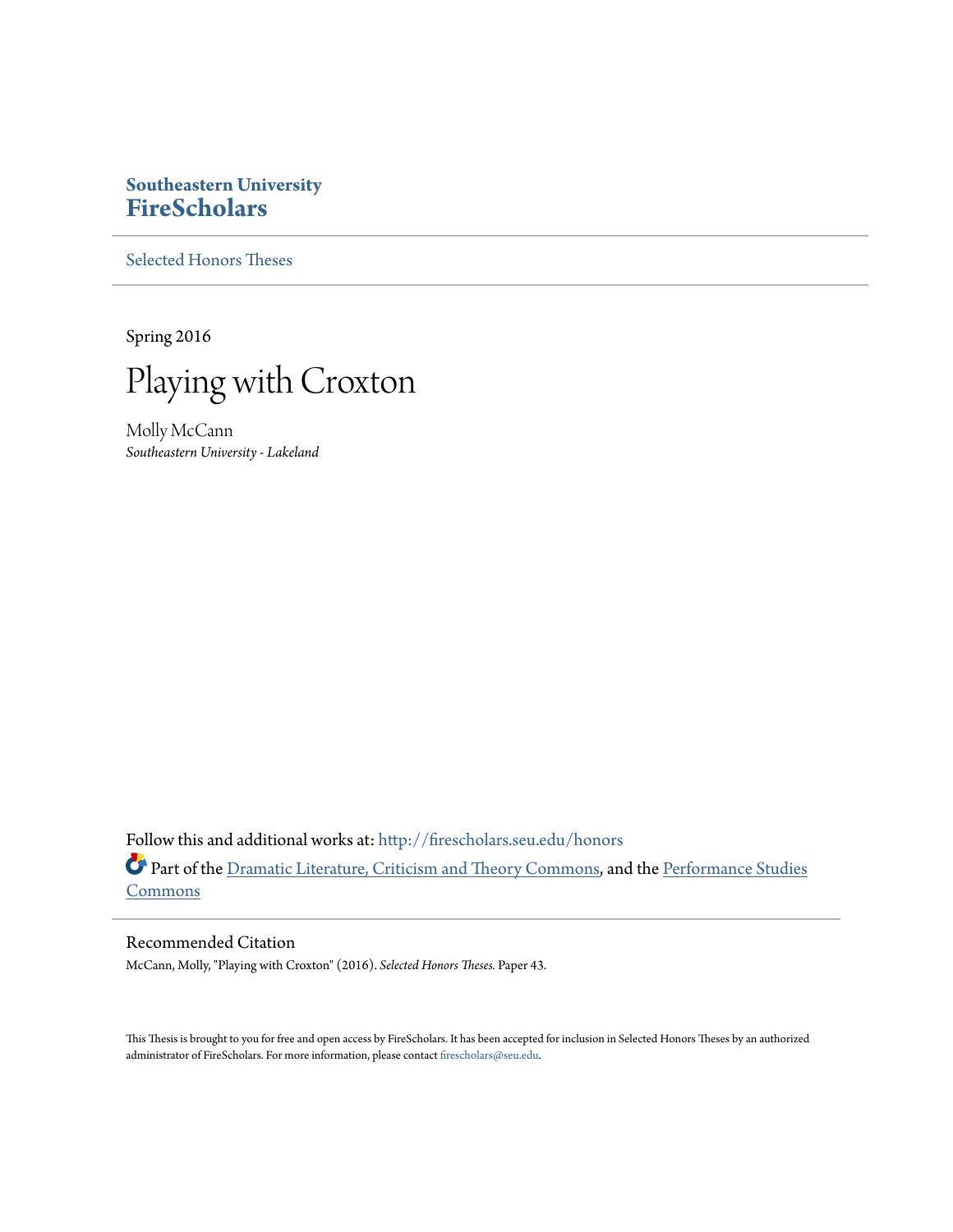**Southeastern University**
**FireScholars**

Selected Honors Theses

Spring 2016

# Playing with Croxton

Molly McCann
*Southeastern University - Lakeland*

Follow this and additional works at: http://firescholars.seu.edu/honors

Part of the Dramatic Literature, Criticism and Theory Commons, and the Performance Studies Commons

## Recommended Citation

McCann, Molly, "Playing with Croxton" (2016). *Selected Honors Theses.* Paper 43.

This Thesis is brought to you for free and open access by FireScholars. It has been accepted for inclusion in Selected Honors Theses by an authorized administrator of FireScholars. For more information, please contact firescholars@seu.edu.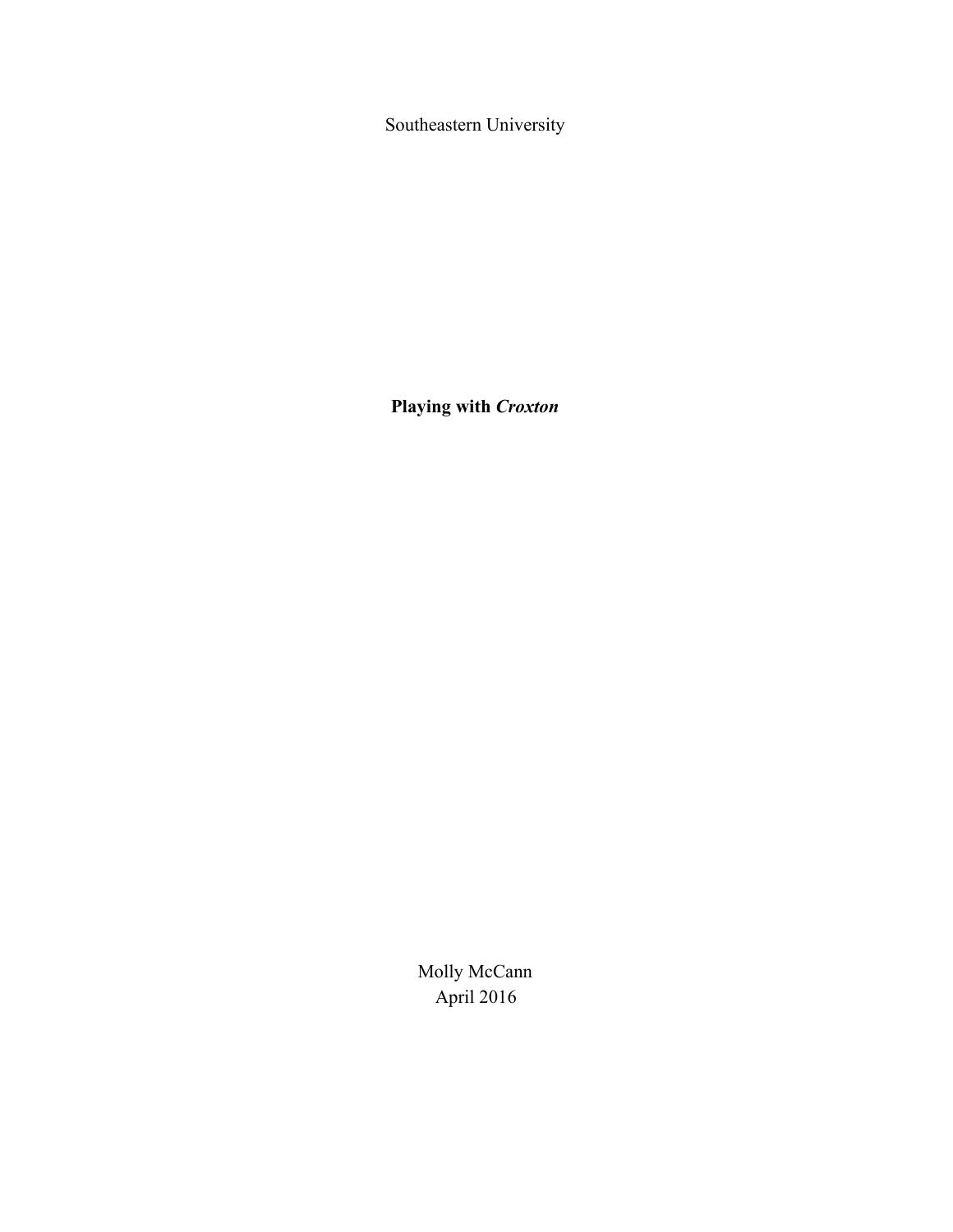Southeastern University

**Playing with *Croxton***

Molly McCann
April 2016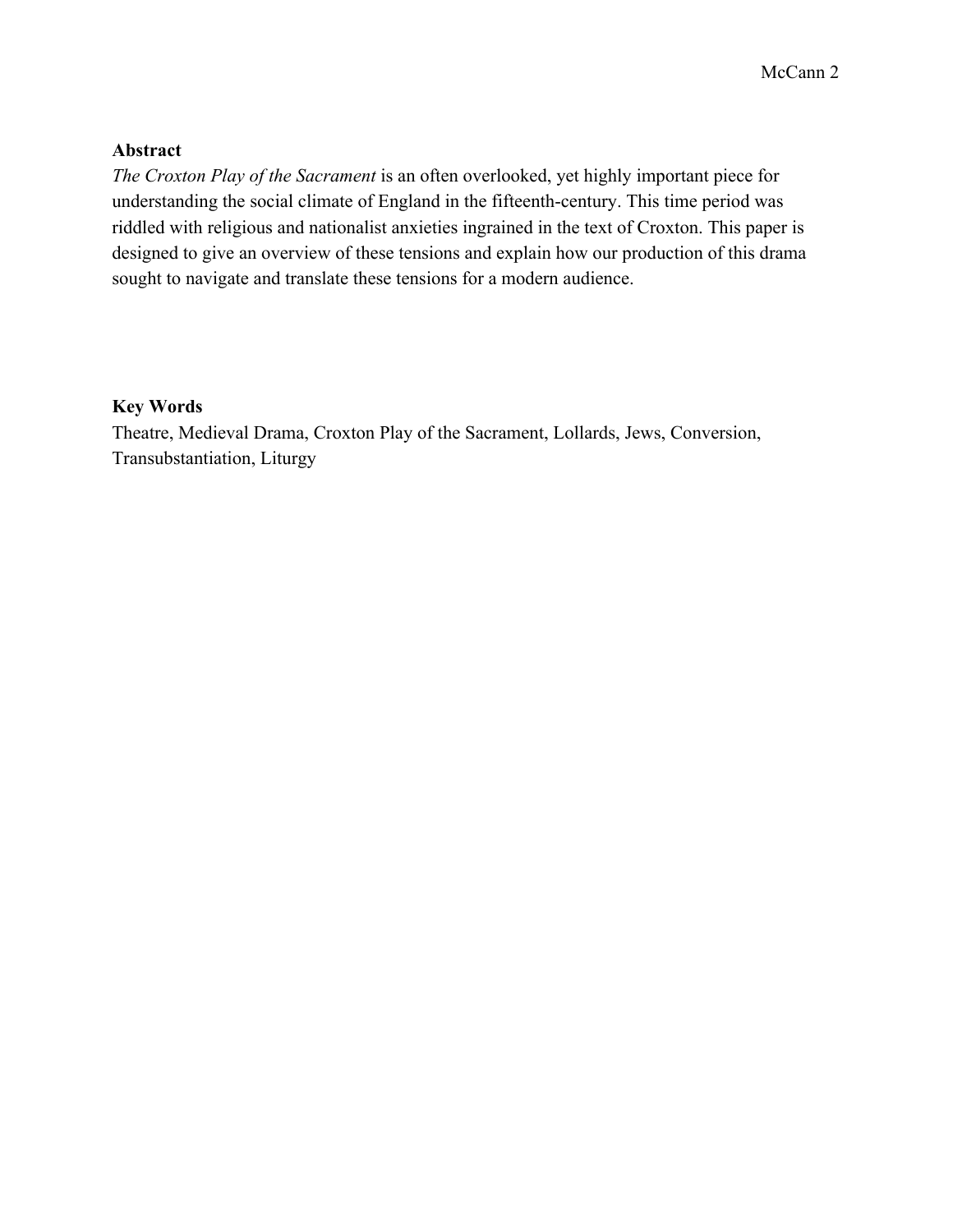## Abstract

*The Croxton Play of the Sacrament* is an often overlooked, yet highly important piece for understanding the social climate of England in the fifteenth-century. This time period was riddled with religious and nationalist anxieties ingrained in the text of Croxton. This paper is designed to give an overview of these tensions and explain how our production of this drama sought to navigate and translate these tensions for a modern audience.

## Key Words

Theatre, Medieval Drama, Croxton Play of the Sacrament, Lollards, Jews, Conversion, Transubstantiation, Liturgy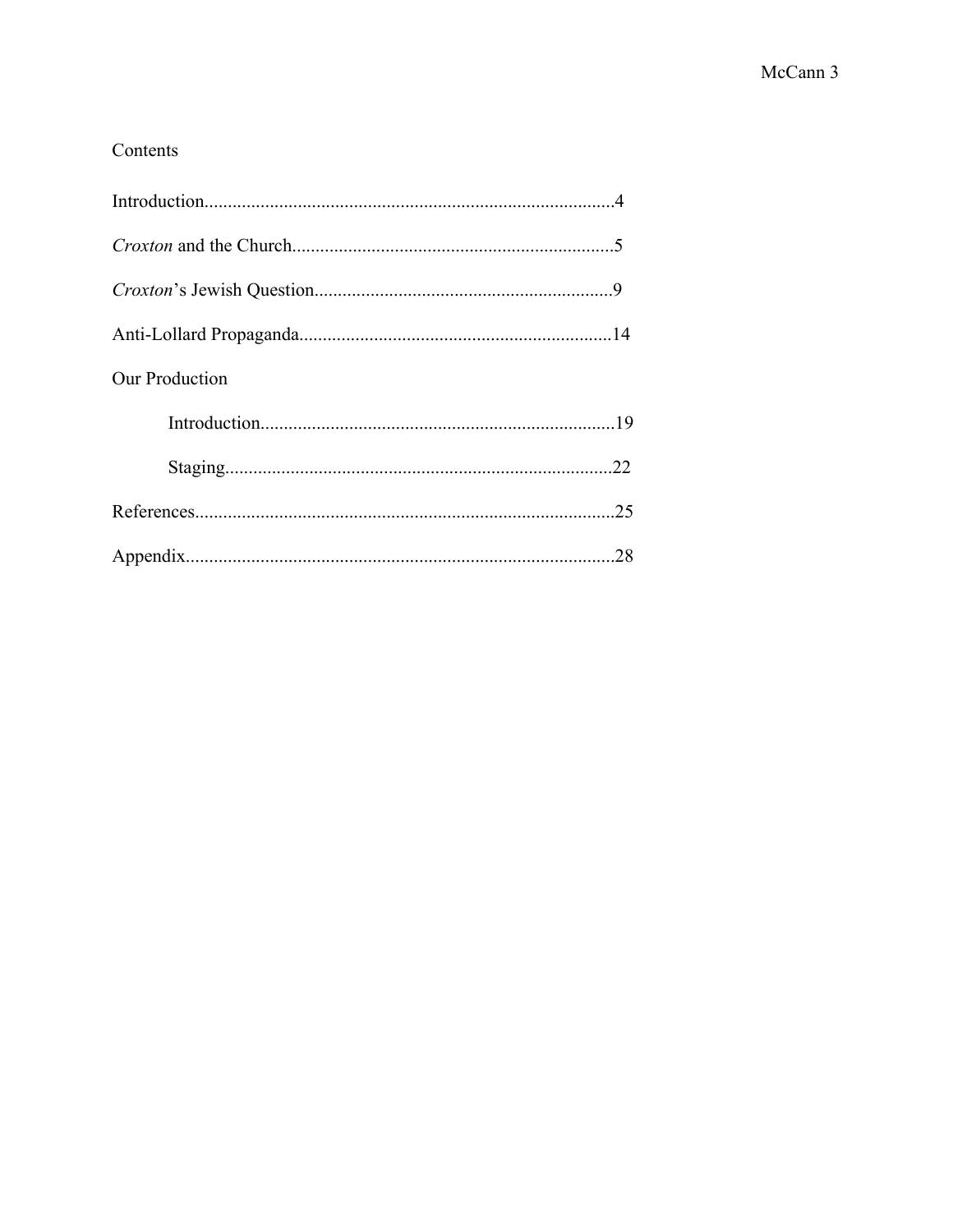## Contents

Introduction.......................................................................................4

*Croxton* and the Church.....................................................................5

*Croxton*'s Jewish Question................................................................9

Anti-Lollard Propaganda...................................................................14

Our Production

- Introduction...........................................................................19
- Staging...................................................................................22

References..........................................................................................25

Appendix............................................................................................28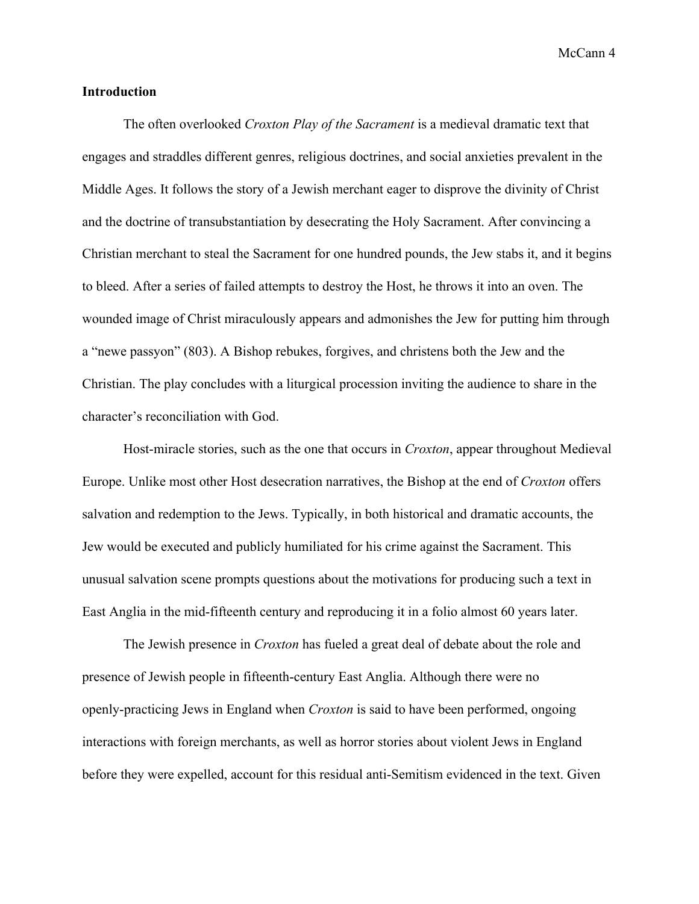**Introduction**

The often overlooked *Croxton Play of the Sacrament* is a medieval dramatic text that engages and straddles different genres, religious doctrines, and social anxieties prevalent in the Middle Ages. It follows the story of a Jewish merchant eager to disprove the divinity of Christ and the doctrine of transubstantiation by desecrating the Holy Sacrament. After convincing a Christian merchant to steal the Sacrament for one hundred pounds, the Jew stabs it, and it begins to bleed. After a series of failed attempts to destroy the Host, he throws it into an oven. The wounded image of Christ miraculously appears and admonishes the Jew for putting him through a "newe passyon" (803). A Bishop rebukes, forgives, and christens both the Jew and the Christian. The play concludes with a liturgical procession inviting the audience to share in the character's reconciliation with God.

Host-miracle stories, such as the one that occurs in *Croxton*, appear throughout Medieval Europe. Unlike most other Host desecration narratives, the Bishop at the end of *Croxton* offers salvation and redemption to the Jews. Typically, in both historical and dramatic accounts, the Jew would be executed and publicly humiliated for his crime against the Sacrament. This unusual salvation scene prompts questions about the motivations for producing such a text in East Anglia in the mid-fifteenth century and reproducing it in a folio almost 60 years later.

The Jewish presence in *Croxton* has fueled a great deal of debate about the role and presence of Jewish people in fifteenth-century East Anglia. Although there were no openly-practicing Jews in England when *Croxton* is said to have been performed, ongoing interactions with foreign merchants, as well as horror stories about violent Jews in England before they were expelled, account for this residual anti-Semitism evidenced in the text. Given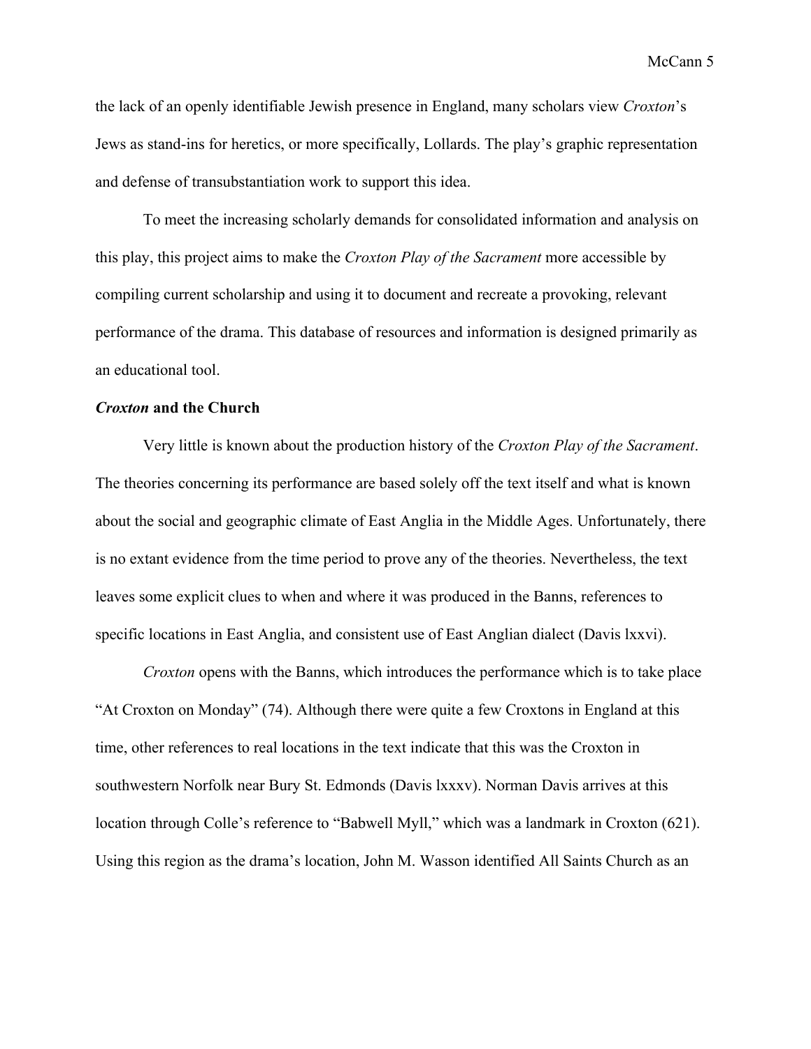the lack of an openly identifiable Jewish presence in England, many scholars view *Croxton*'s Jews as stand-ins for heretics, or more specifically, Lollards. The play's graphic representation and defense of transubstantiation work to support this idea.

To meet the increasing scholarly demands for consolidated information and analysis on this play, this project aims to make the *Croxton Play of the Sacrament* more accessible by compiling current scholarship and using it to document and recreate a provoking, relevant performance of the drama. This database of resources and information is designed primarily as an educational tool.

### ***Croxton* and the Church**

Very little is known about the production history of the *Croxton Play of the Sacrament*. The theories concerning its performance are based solely off the text itself and what is known about the social and geographic climate of East Anglia in the Middle Ages. Unfortunately, there is no extant evidence from the time period to prove any of the theories. Nevertheless, the text leaves some explicit clues to when and where it was produced in the Banns, references to specific locations in East Anglia, and consistent use of East Anglian dialect (Davis lxxvi).

*Croxton* opens with the Banns, which introduces the performance which is to take place "At Croxton on Monday" (74). Although there were quite a few Croxtons in England at this time, other references to real locations in the text indicate that this was the Croxton in southwestern Norfolk near Bury St. Edmonds (Davis lxxxv). Norman Davis arrives at this location through Colle's reference to "Babwell Myll," which was a landmark in Croxton (621). Using this region as the drama's location, John M. Wasson identified All Saints Church as an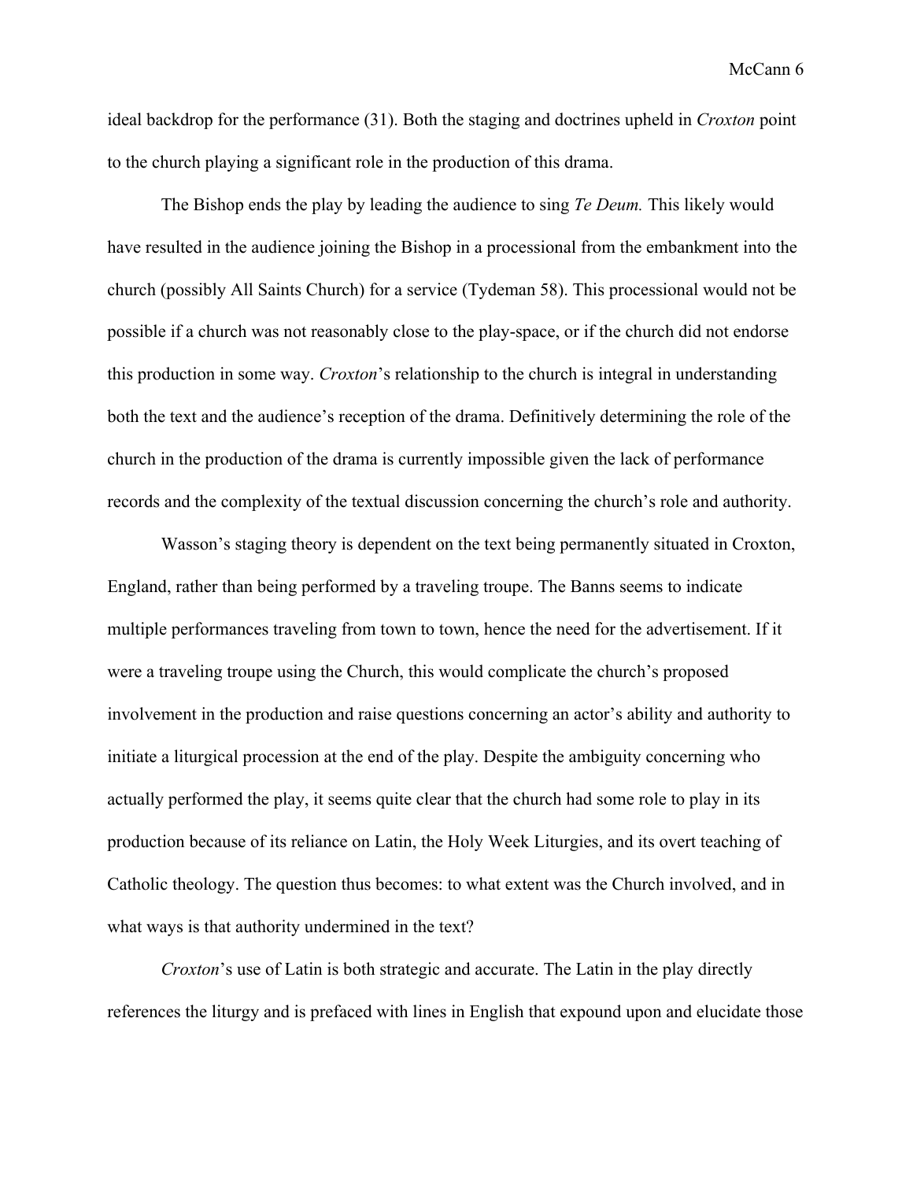ideal backdrop for the performance (31). Both the staging and doctrines upheld in *Croxton* point to the church playing a significant role in the production of this drama.

The Bishop ends the play by leading the audience to sing *Te Deum.* This likely would have resulted in the audience joining the Bishop in a processional from the embankment into the church (possibly All Saints Church) for a service (Tydeman 58). This processional would not be possible if a church was not reasonably close to the play-space, or if the church did not endorse this production in some way. *Croxton*'s relationship to the church is integral in understanding both the text and the audience's reception of the drama. Definitively determining the role of the church in the production of the drama is currently impossible given the lack of performance records and the complexity of the textual discussion concerning the church's role and authority.

Wasson's staging theory is dependent on the text being permanently situated in Croxton, England, rather than being performed by a traveling troupe. The Banns seems to indicate multiple performances traveling from town to town, hence the need for the advertisement. If it were a traveling troupe using the Church, this would complicate the church's proposed involvement in the production and raise questions concerning an actor's ability and authority to initiate a liturgical procession at the end of the play. Despite the ambiguity concerning who actually performed the play, it seems quite clear that the church had some role to play in its production because of its reliance on Latin, the Holy Week Liturgies, and its overt teaching of Catholic theology. The question thus becomes: to what extent was the Church involved, and in what ways is that authority undermined in the text?

*Croxton*'s use of Latin is both strategic and accurate. The Latin in the play directly references the liturgy and is prefaced with lines in English that expound upon and elucidate those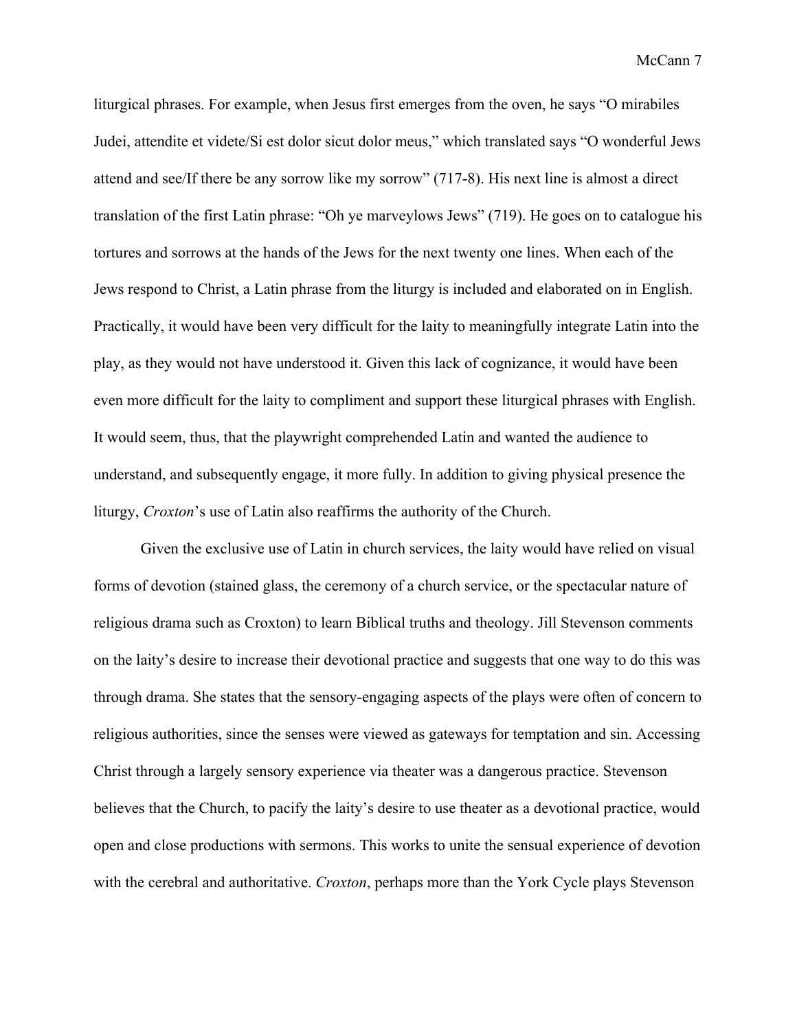liturgical phrases. For example, when Jesus first emerges from the oven, he says "O mirabiles Judei, attendite et videte/Si est dolor sicut dolor meus," which translated says "O wonderful Jews attend and see/If there be any sorrow like my sorrow" (717-8). His next line is almost a direct translation of the first Latin phrase: "Oh ye marveylows Jews" (719). He goes on to catalogue his tortures and sorrows at the hands of the Jews for the next twenty one lines. When each of the Jews respond to Christ, a Latin phrase from the liturgy is included and elaborated on in English. Practically, it would have been very difficult for the laity to meaningfully integrate Latin into the play, as they would not have understood it. Given this lack of cognizance, it would have been even more difficult for the laity to compliment and support these liturgical phrases with English. It would seem, thus, that the playwright comprehended Latin and wanted the audience to understand, and subsequently engage, it more fully. In addition to giving physical presence the liturgy, *Croxton*'s use of Latin also reaffirms the authority of the Church.

Given the exclusive use of Latin in church services, the laity would have relied on visual forms of devotion (stained glass, the ceremony of a church service, or the spectacular nature of religious drama such as Croxton) to learn Biblical truths and theology. Jill Stevenson comments on the laity's desire to increase their devotional practice and suggests that one way to do this was through drama. She states that the sensory-engaging aspects of the plays were often of concern to religious authorities, since the senses were viewed as gateways for temptation and sin. Accessing Christ through a largely sensory experience via theater was a dangerous practice. Stevenson believes that the Church, to pacify the laity's desire to use theater as a devotional practice, would open and close productions with sermons. This works to unite the sensual experience of devotion with the cerebral and authoritative. *Croxton*, perhaps more than the York Cycle plays Stevenson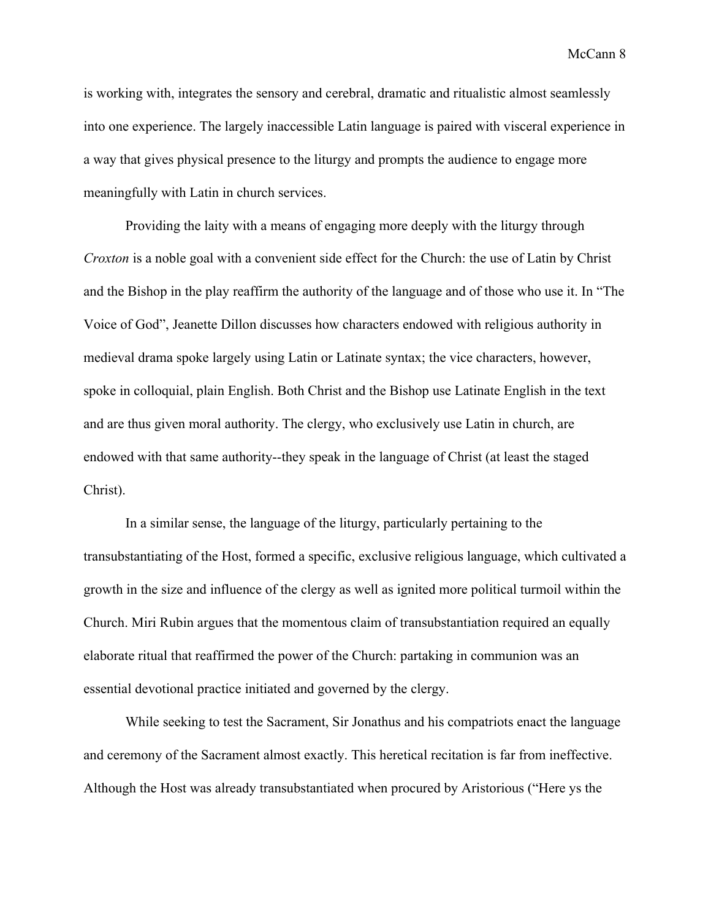is working with, integrates the sensory and cerebral, dramatic and ritualistic almost seamlessly into one experience. The largely inaccessible Latin language is paired with visceral experience in a way that gives physical presence to the liturgy and prompts the audience to engage more meaningfully with Latin in church services.

Providing the laity with a means of engaging more deeply with the liturgy through *Croxton* is a noble goal with a convenient side effect for the Church: the use of Latin by Christ and the Bishop in the play reaffirm the authority of the language and of those who use it. In "The Voice of God", Jeanette Dillon discusses how characters endowed with religious authority in medieval drama spoke largely using Latin or Latinate syntax; the vice characters, however, spoke in colloquial, plain English. Both Christ and the Bishop use Latinate English in the text and are thus given moral authority. The clergy, who exclusively use Latin in church, are endowed with that same authority--they speak in the language of Christ (at least the staged Christ).

In a similar sense, the language of the liturgy, particularly pertaining to the transubstantiating of the Host, formed a specific, exclusive religious language, which cultivated a growth in the size and influence of the clergy as well as ignited more political turmoil within the Church. Miri Rubin argues that the momentous claim of transubstantiation required an equally elaborate ritual that reaffirmed the power of the Church: partaking in communion was an essential devotional practice initiated and governed by the clergy.

While seeking to test the Sacrament, Sir Jonathus and his compatriots enact the language and ceremony of the Sacrament almost exactly. This heretical recitation is far from ineffective. Although the Host was already transubstantiated when procured by Aristorious ("Here ys the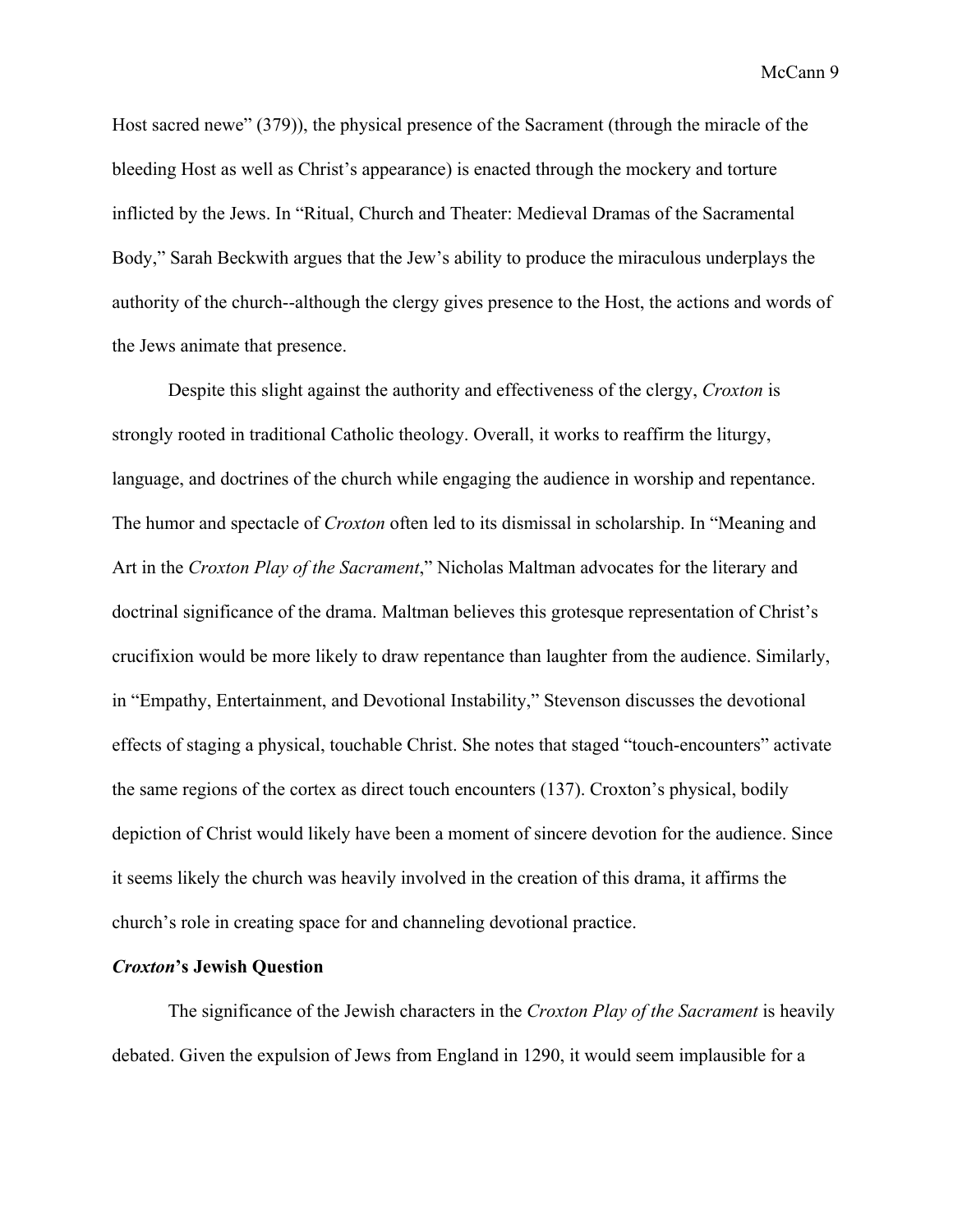Host sacred newe" (379)), the physical presence of the Sacrament (through the miracle of the bleeding Host as well as Christ's appearance) is enacted through the mockery and torture inflicted by the Jews. In "Ritual, Church and Theater: Medieval Dramas of the Sacramental Body," Sarah Beckwith argues that the Jew's ability to produce the miraculous underplays the authority of the church--although the clergy gives presence to the Host, the actions and words of the Jews animate that presence.

Despite this slight against the authority and effectiveness of the clergy, *Croxton* is strongly rooted in traditional Catholic theology. Overall, it works to reaffirm the liturgy, language, and doctrines of the church while engaging the audience in worship and repentance. The humor and spectacle of *Croxton* often led to its dismissal in scholarship. In "Meaning and Art in the *Croxton Play of the Sacrament*," Nicholas Maltman advocates for the literary and doctrinal significance of the drama. Maltman believes this grotesque representation of Christ's crucifixion would be more likely to draw repentance than laughter from the audience. Similarly, in "Empathy, Entertainment, and Devotional Instability," Stevenson discusses the devotional effects of staging a physical, touchable Christ. She notes that staged "touch-encounters" activate the same regions of the cortex as direct touch encounters (137). Croxton's physical, bodily depiction of Christ would likely have been a moment of sincere devotion for the audience. Since it seems likely the church was heavily involved in the creation of this drama, it affirms the church's role in creating space for and channeling devotional practice.

### ***Croxton*'s Jewish Question**

The significance of the Jewish characters in the *Croxton Play of the Sacrament* is heavily debated. Given the expulsion of Jews from England in 1290, it would seem implausible for a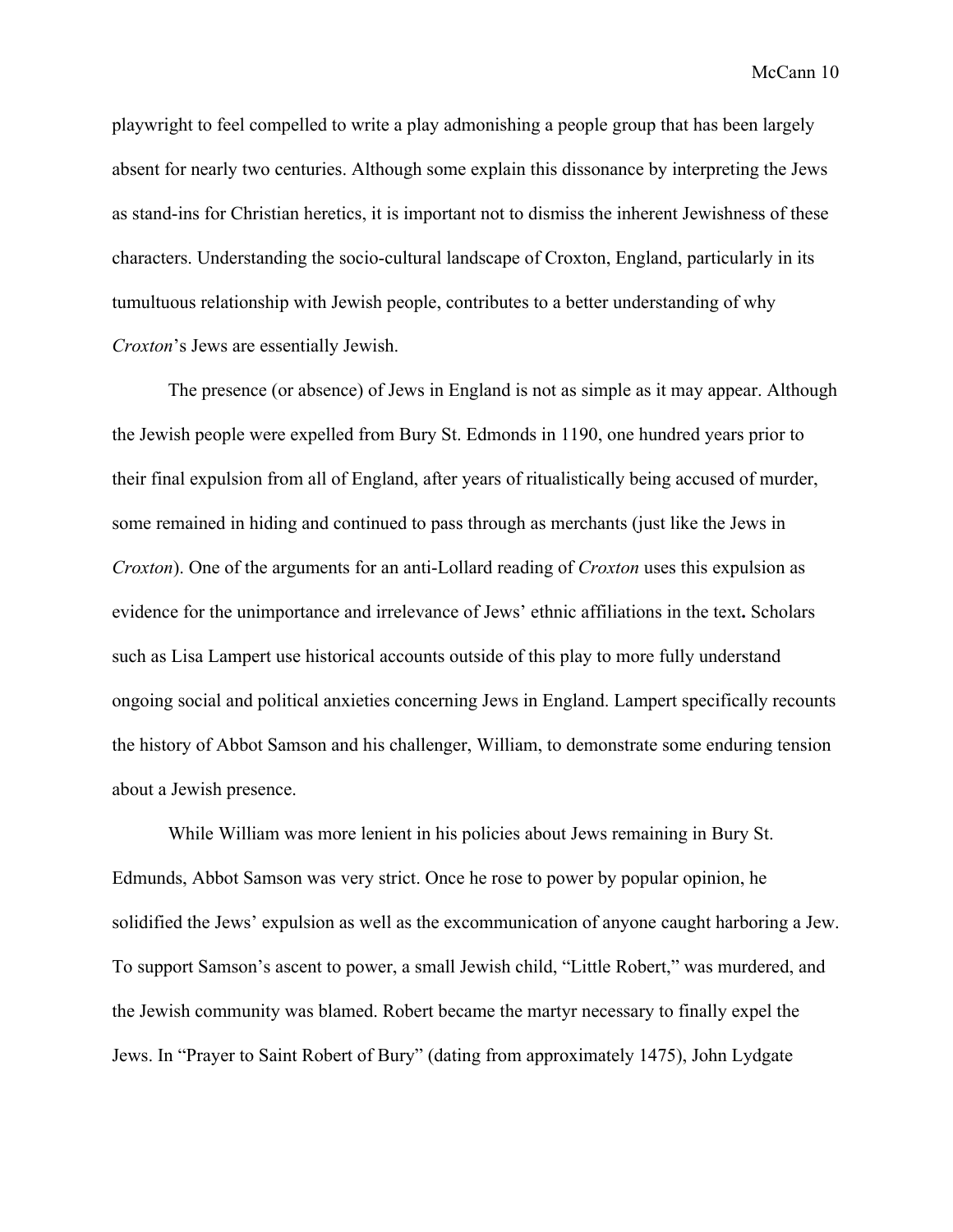playwright to feel compelled to write a play admonishing a people group that has been largely absent for nearly two centuries. Although some explain this dissonance by interpreting the Jews as stand-ins for Christian heretics, it is important not to dismiss the inherent Jewishness of these characters. Understanding the socio-cultural landscape of Croxton, England, particularly in its tumultuous relationship with Jewish people, contributes to a better understanding of why *Croxton*'s Jews are essentially Jewish.

The presence (or absence) of Jews in England is not as simple as it may appear. Although the Jewish people were expelled from Bury St. Edmonds in 1190, one hundred years prior to their final expulsion from all of England, after years of ritualistically being accused of murder, some remained in hiding and continued to pass through as merchants (just like the Jews in *Croxton*). One of the arguments for an anti-Lollard reading of *Croxton* uses this expulsion as evidence for the unimportance and irrelevance of Jews' ethnic affiliations in the text**.** Scholars such as Lisa Lampert use historical accounts outside of this play to more fully understand ongoing social and political anxieties concerning Jews in England. Lampert specifically recounts the history of Abbot Samson and his challenger, William, to demonstrate some enduring tension about a Jewish presence.

While William was more lenient in his policies about Jews remaining in Bury St. Edmunds, Abbot Samson was very strict. Once he rose to power by popular opinion, he solidified the Jews' expulsion as well as the excommunication of anyone caught harboring a Jew. To support Samson's ascent to power, a small Jewish child, "Little Robert," was murdered, and the Jewish community was blamed. Robert became the martyr necessary to finally expel the Jews. In "Prayer to Saint Robert of Bury" (dating from approximately 1475), John Lydgate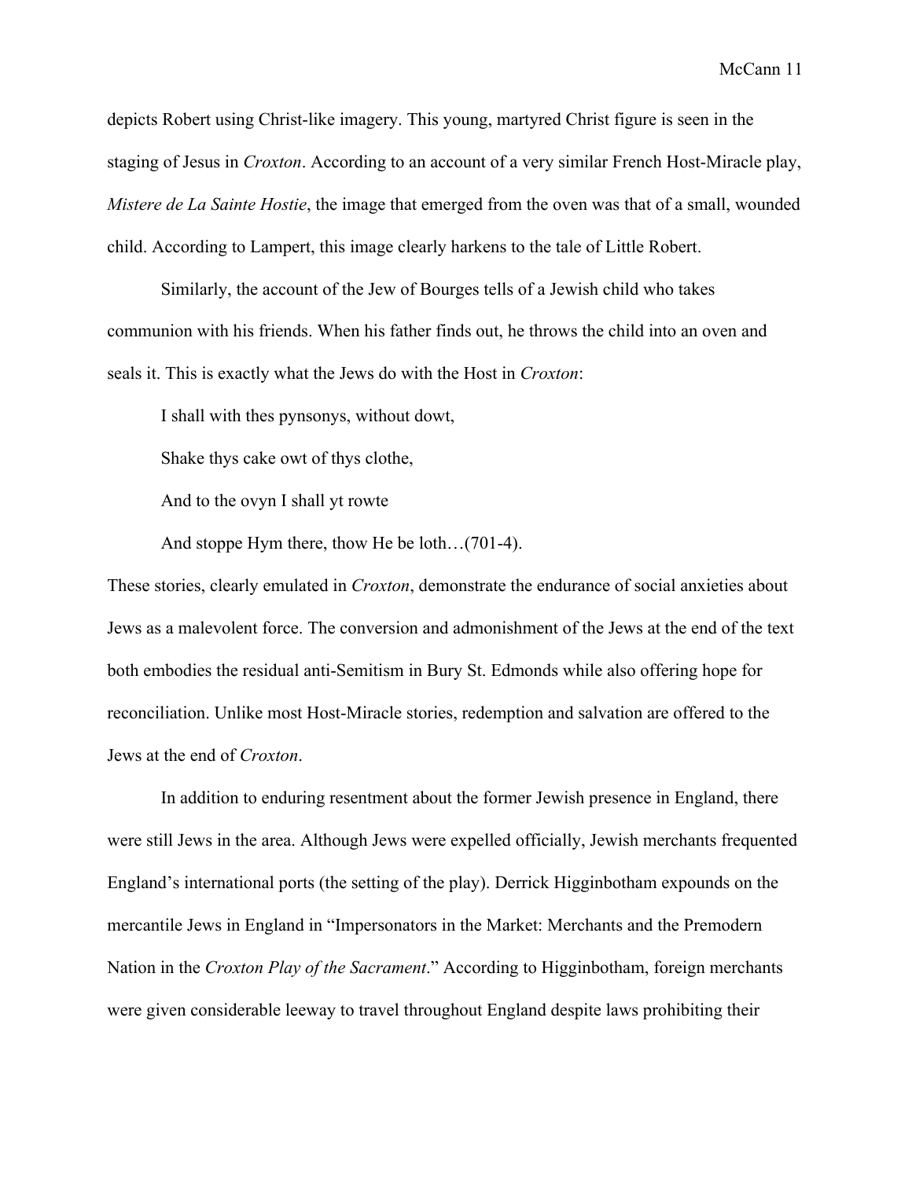depicts Robert using Christ-like imagery. This young, martyred Christ figure is seen in the staging of Jesus in *Croxton*. According to an account of a very similar French Host-Miracle play, *Mistere de La Sainte Hostie*, the image that emerged from the oven was that of a small, wounded child. According to Lampert, this image clearly harkens to the tale of Little Robert.

Similarly, the account of the Jew of Bourges tells of a Jewish child who takes communion with his friends. When his father finds out, he throws the child into an oven and seals it. This is exactly what the Jews do with the Host in *Croxton*:

> I shall with thes pynsonys, without dowt,
>
> Shake thys cake owt of thys clothe,
>
> And to the ovyn I shall yt rowte
>
> And stoppe Hym there, thow He be loth…(701-4).

These stories, clearly emulated in *Croxton*, demonstrate the endurance of social anxieties about Jews as a malevolent force. The conversion and admonishment of the Jews at the end of the text both embodies the residual anti-Semitism in Bury St. Edmonds while also offering hope for reconciliation. Unlike most Host-Miracle stories, redemption and salvation are offered to the Jews at the end of *Croxton*.

In addition to enduring resentment about the former Jewish presence in England, there were still Jews in the area. Although Jews were expelled officially, Jewish merchants frequented England's international ports (the setting of the play). Derrick Higginbotham expounds on the mercantile Jews in England in "Impersonators in the Market: Merchants and the Premodern Nation in the *Croxton Play of the Sacrament*." According to Higginbotham, foreign merchants were given considerable leeway to travel throughout England despite laws prohibiting their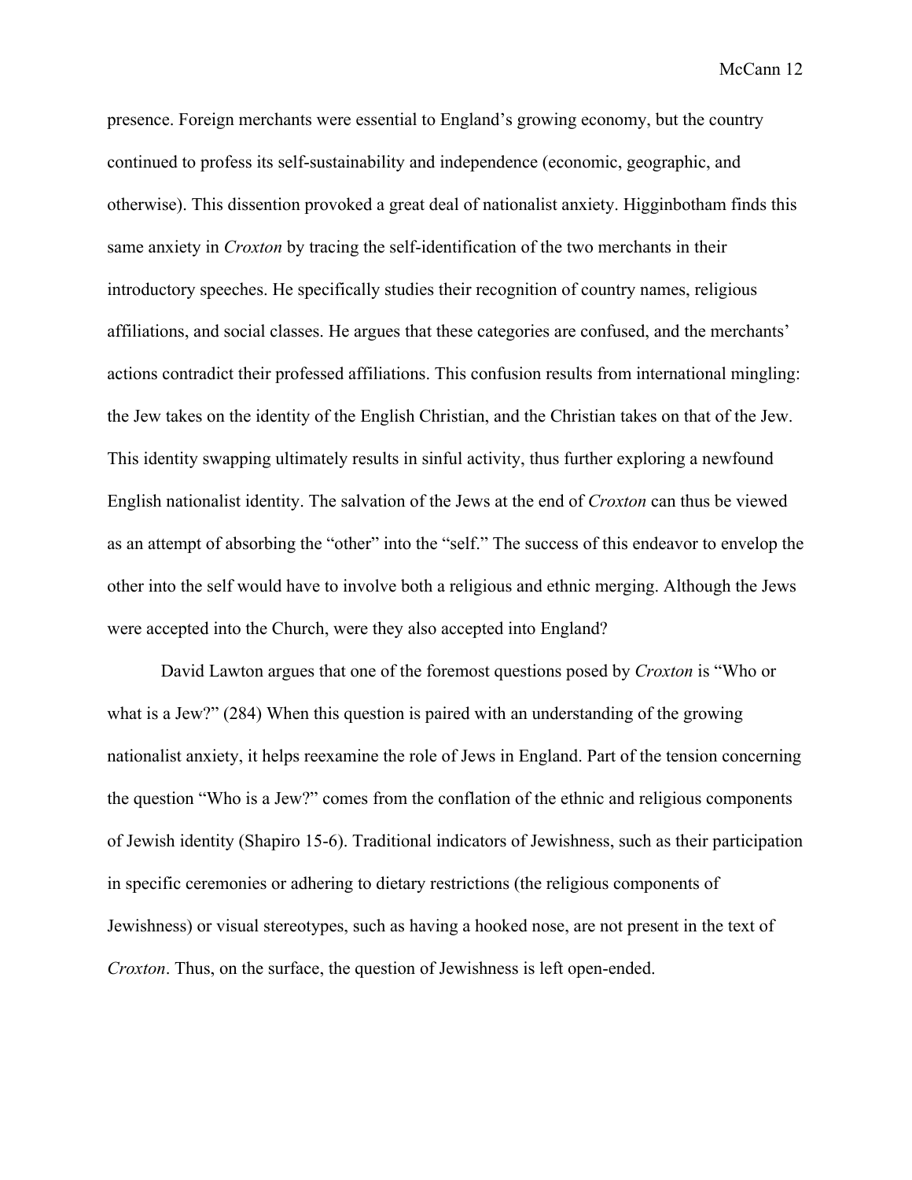presence. Foreign merchants were essential to England's growing economy, but the country continued to profess its self-sustainability and independence (economic, geographic, and otherwise). This dissention provoked a great deal of nationalist anxiety. Higginbotham finds this same anxiety in *Croxton* by tracing the self-identification of the two merchants in their introductory speeches. He specifically studies their recognition of country names, religious affiliations, and social classes. He argues that these categories are confused, and the merchants' actions contradict their professed affiliations. This confusion results from international mingling: the Jew takes on the identity of the English Christian, and the Christian takes on that of the Jew. This identity swapping ultimately results in sinful activity, thus further exploring a newfound English nationalist identity. The salvation of the Jews at the end of *Croxton* can thus be viewed as an attempt of absorbing the "other" into the "self." The success of this endeavor to envelop the other into the self would have to involve both a religious and ethnic merging. Although the Jews were accepted into the Church, were they also accepted into England?

David Lawton argues that one of the foremost questions posed by *Croxton* is "Who or what is a Jew?" (284) When this question is paired with an understanding of the growing nationalist anxiety, it helps reexamine the role of Jews in England. Part of the tension concerning the question "Who is a Jew?" comes from the conflation of the ethnic and religious components of Jewish identity (Shapiro 15-6). Traditional indicators of Jewishness, such as their participation in specific ceremonies or adhering to dietary restrictions (the religious components of Jewishness) or visual stereotypes, such as having a hooked nose, are not present in the text of *Croxton*. Thus, on the surface, the question of Jewishness is left open-ended.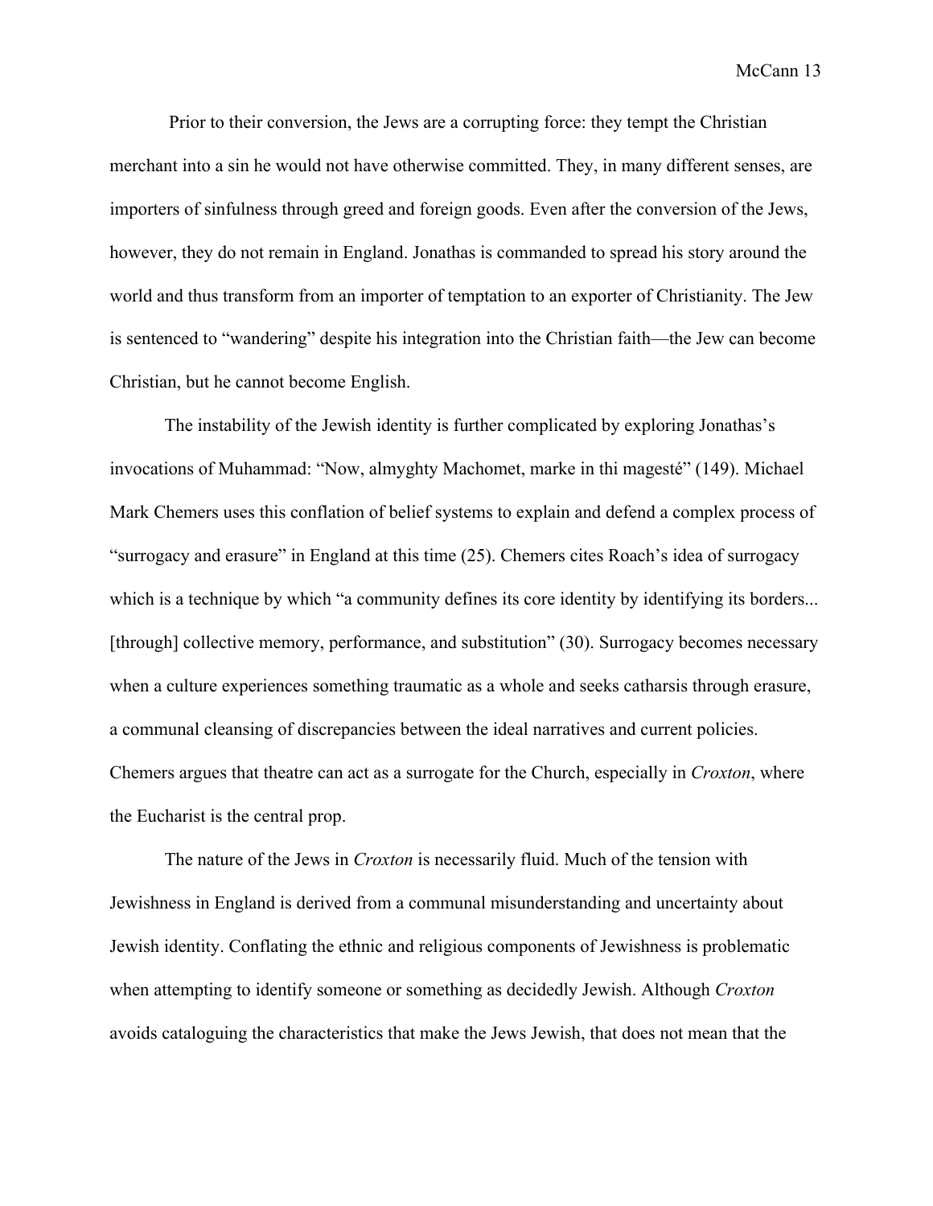Prior to their conversion, the Jews are a corrupting force: they tempt the Christian merchant into a sin he would not have otherwise committed. They, in many different senses, are importers of sinfulness through greed and foreign goods. Even after the conversion of the Jews, however, they do not remain in England. Jonathas is commanded to spread his story around the world and thus transform from an importer of temptation to an exporter of Christianity. The Jew is sentenced to "wandering" despite his integration into the Christian faith—the Jew can become Christian, but he cannot become English.

The instability of the Jewish identity is further complicated by exploring Jonathas's invocations of Muhammad: "Now, almyghty Machomet, marke in thi magesté" (149). Michael Mark Chemers uses this conflation of belief systems to explain and defend a complex process of "surrogacy and erasure" in England at this time (25). Chemers cites Roach's idea of surrogacy which is a technique by which "a community defines its core identity by identifying its borders... [through] collective memory, performance, and substitution" (30). Surrogacy becomes necessary when a culture experiences something traumatic as a whole and seeks catharsis through erasure, a communal cleansing of discrepancies between the ideal narratives and current policies. Chemers argues that theatre can act as a surrogate for the Church, especially in *Croxton*, where the Eucharist is the central prop.

The nature of the Jews in *Croxton* is necessarily fluid. Much of the tension with Jewishness in England is derived from a communal misunderstanding and uncertainty about Jewish identity. Conflating the ethnic and religious components of Jewishness is problematic when attempting to identify someone or something as decidedly Jewish. Although *Croxton* avoids cataloguing the characteristics that make the Jews Jewish, that does not mean that the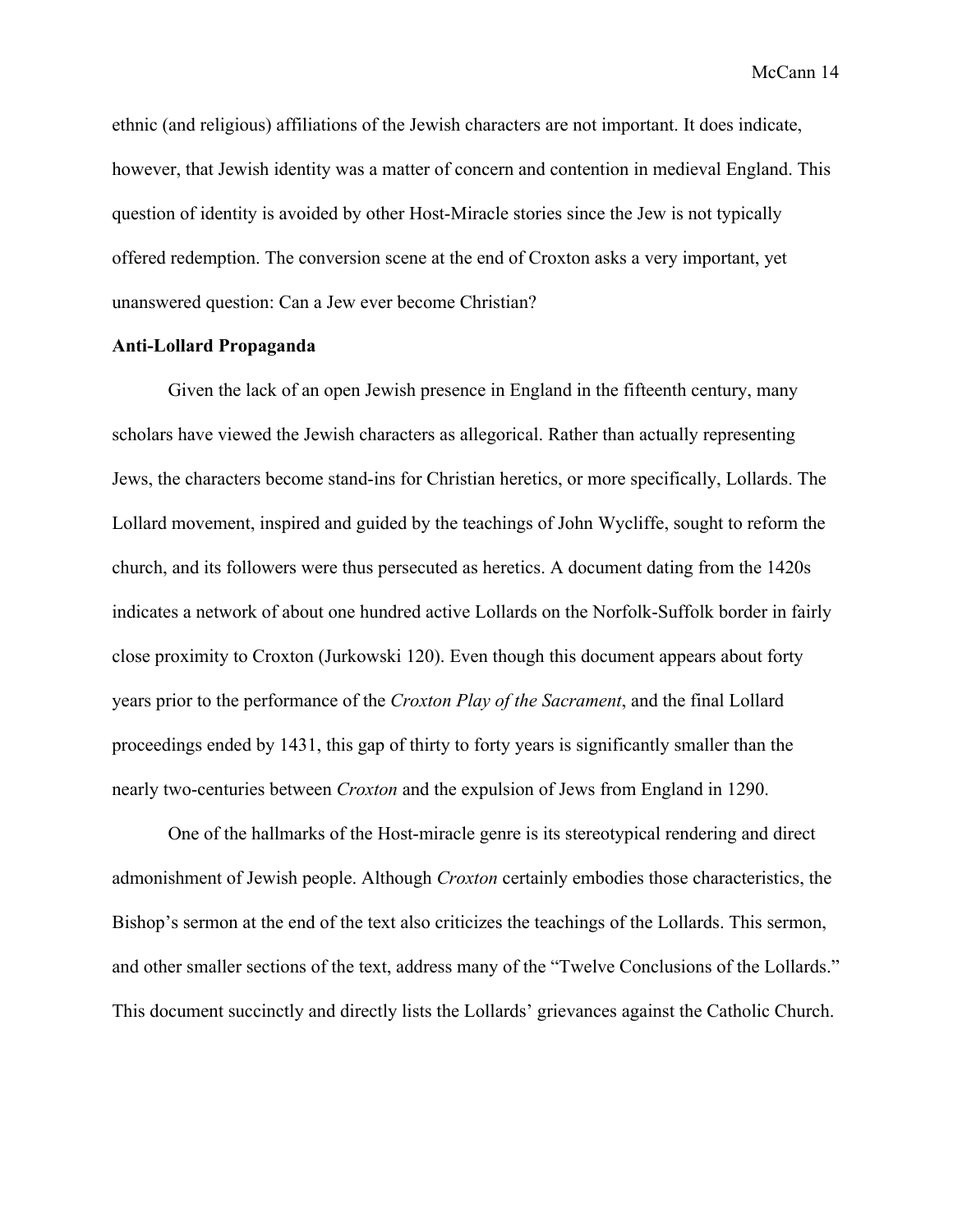ethnic (and religious) affiliations of the Jewish characters are not important. It does indicate, however, that Jewish identity was a matter of concern and contention in medieval England. This question of identity is avoided by other Host-Miracle stories since the Jew is not typically offered redemption. The conversion scene at the end of Croxton asks a very important, yet unanswered question: Can a Jew ever become Christian?

**Anti-Lollard Propaganda**

Given the lack of an open Jewish presence in England in the fifteenth century, many scholars have viewed the Jewish characters as allegorical. Rather than actually representing Jews, the characters become stand-ins for Christian heretics, or more specifically, Lollards. The Lollard movement, inspired and guided by the teachings of John Wycliffe, sought to reform the church, and its followers were thus persecuted as heretics. A document dating from the 1420s indicates a network of about one hundred active Lollards on the Norfolk-Suffolk border in fairly close proximity to Croxton (Jurkowski 120). Even though this document appears about forty years prior to the performance of the *Croxton Play of the Sacrament*, and the final Lollard proceedings ended by 1431, this gap of thirty to forty years is significantly smaller than the nearly two-centuries between *Croxton* and the expulsion of Jews from England in 1290.

One of the hallmarks of the Host-miracle genre is its stereotypical rendering and direct admonishment of Jewish people. Although *Croxton* certainly embodies those characteristics, the Bishop's sermon at the end of the text also criticizes the teachings of the Lollards. This sermon, and other smaller sections of the text, address many of the "Twelve Conclusions of the Lollards." This document succinctly and directly lists the Lollards' grievances against the Catholic Church.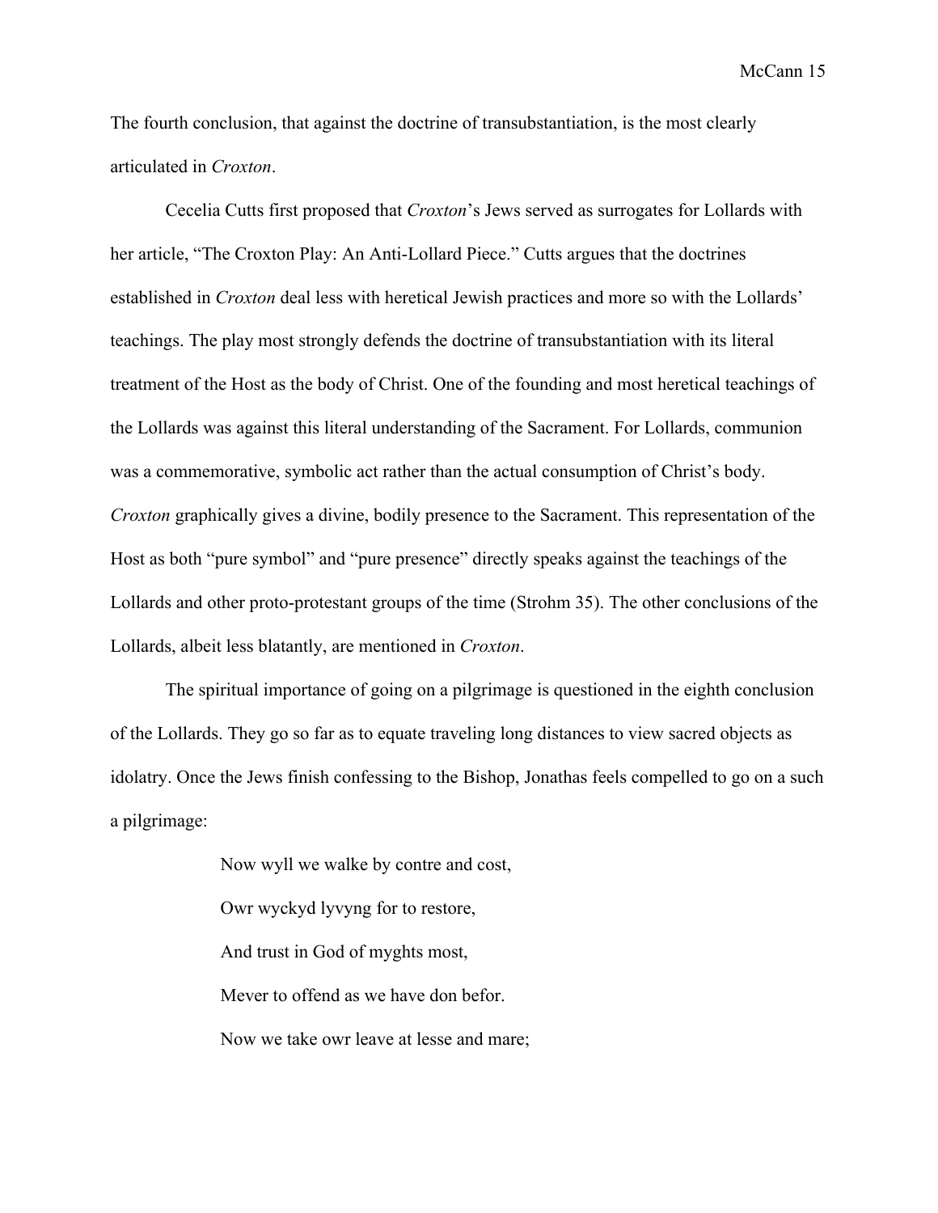The fourth conclusion, that against the doctrine of transubstantiation, is the most clearly articulated in *Croxton*.

Cecelia Cutts first proposed that *Croxton*'s Jews served as surrogates for Lollards with her article, "The Croxton Play: An Anti-Lollard Piece." Cutts argues that the doctrines established in *Croxton* deal less with heretical Jewish practices and more so with the Lollards' teachings. The play most strongly defends the doctrine of transubstantiation with its literal treatment of the Host as the body of Christ. One of the founding and most heretical teachings of the Lollards was against this literal understanding of the Sacrament. For Lollards, communion was a commemorative, symbolic act rather than the actual consumption of Christ's body. *Croxton* graphically gives a divine, bodily presence to the Sacrament. This representation of the Host as both "pure symbol" and "pure presence" directly speaks against the teachings of the Lollards and other proto-protestant groups of the time (Strohm 35). The other conclusions of the Lollards, albeit less blatantly, are mentioned in *Croxton*.

The spiritual importance of going on a pilgrimage is questioned in the eighth conclusion of the Lollards. They go so far as to equate traveling long distances to view sacred objects as idolatry. Once the Jews finish confessing to the Bishop, Jonathas feels compelled to go on a such a pilgrimage:

> Now wyll we walke by contre and cost,
>
> Owr wyckyd lyvyng for to restore,
>
> And trust in God of myghts most,
>
> Mever to offend as we have don befor.
>
> Now we take owr leave at lesse and mare;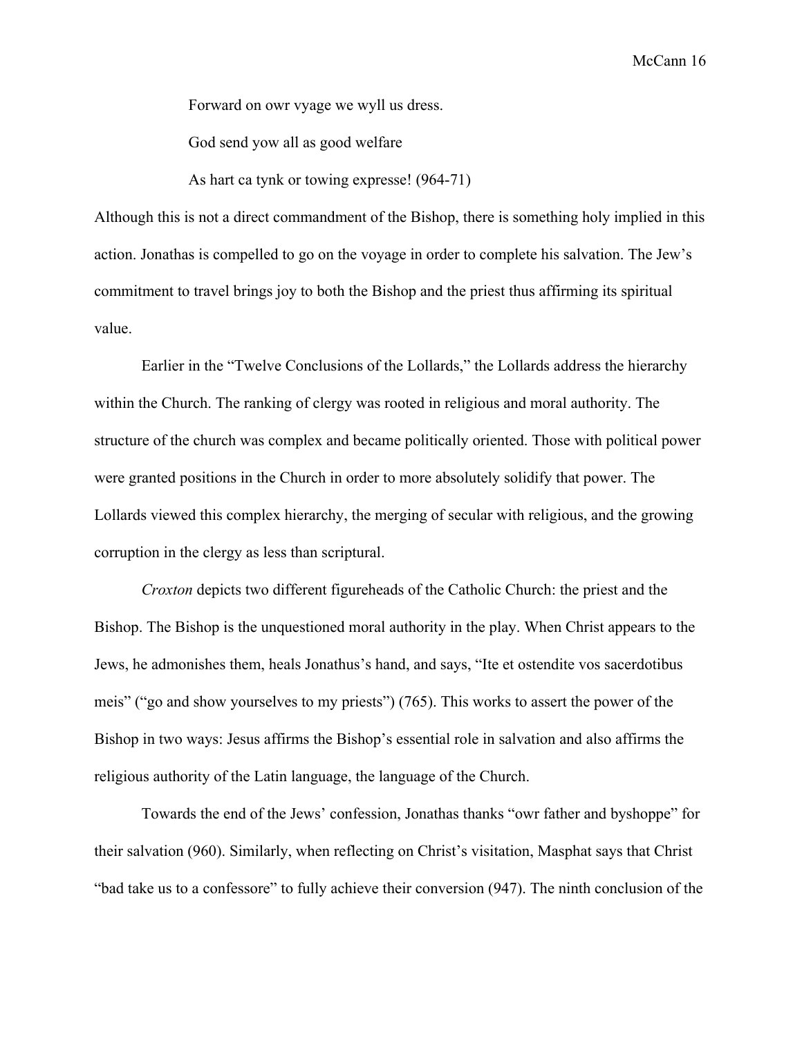Forward on owr vyage we wyll us dress.

God send yow all as good welfare

As hart ca tynk or towing expresse! (964-71)

Although this is not a direct commandment of the Bishop, there is something holy implied in this action. Jonathas is compelled to go on the voyage in order to complete his salvation. The Jew's commitment to travel brings joy to both the Bishop and the priest thus affirming its spiritual value.

Earlier in the "Twelve Conclusions of the Lollards," the Lollards address the hierarchy within the Church. The ranking of clergy was rooted in religious and moral authority. The structure of the church was complex and became politically oriented. Those with political power were granted positions in the Church in order to more absolutely solidify that power. The Lollards viewed this complex hierarchy, the merging of secular with religious, and the growing corruption in the clergy as less than scriptural.

*Croxton* depicts two different figureheads of the Catholic Church: the priest and the Bishop. The Bishop is the unquestioned moral authority in the play. When Christ appears to the Jews, he admonishes them, heals Jonathus's hand, and says, "Ite et ostendite vos sacerdotibus meis" ("go and show yourselves to my priests") (765). This works to assert the power of the Bishop in two ways: Jesus affirms the Bishop's essential role in salvation and also affirms the religious authority of the Latin language, the language of the Church.

Towards the end of the Jews' confession, Jonathas thanks "owr father and byshoppe" for their salvation (960). Similarly, when reflecting on Christ's visitation, Masphat says that Christ "bad take us to a confessore" to fully achieve their conversion (947). The ninth conclusion of the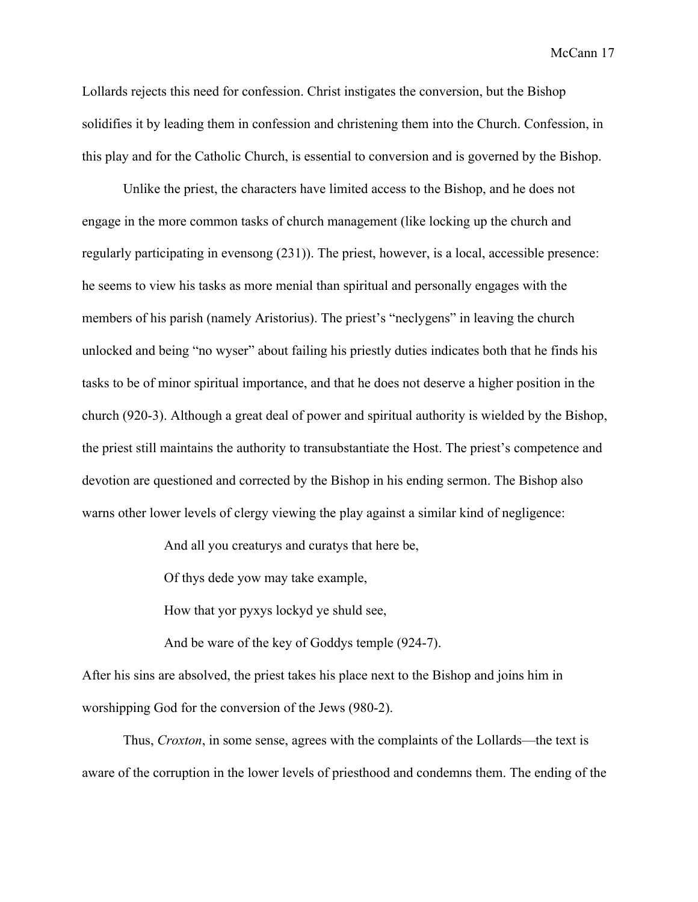Lollards rejects this need for confession. Christ instigates the conversion, but the Bishop solidifies it by leading them in confession and christening them into the Church. Confession, in this play and for the Catholic Church, is essential to conversion and is governed by the Bishop.

Unlike the priest, the characters have limited access to the Bishop, and he does not engage in the more common tasks of church management (like locking up the church and regularly participating in evensong (231)). The priest, however, is a local, accessible presence: he seems to view his tasks as more menial than spiritual and personally engages with the members of his parish (namely Aristorius). The priest's "neclygens" in leaving the church unlocked and being "no wyser" about failing his priestly duties indicates both that he finds his tasks to be of minor spiritual importance, and that he does not deserve a higher position in the church (920-3). Although a great deal of power and spiritual authority is wielded by the Bishop, the priest still maintains the authority to transubstantiate the Host. The priest's competence and devotion are questioned and corrected by the Bishop in his ending sermon. The Bishop also warns other lower levels of clergy viewing the play against a similar kind of negligence:

> And all you creaturys and curatys that here be,
>
> Of thys dede yow may take example,
>
> How that yor pyxys lockyd ye shuld see,
>
> And be ware of the key of Goddys temple (924-7).

After his sins are absolved, the priest takes his place next to the Bishop and joins him in worshipping God for the conversion of the Jews (980-2).

Thus, *Croxton*, in some sense, agrees with the complaints of the Lollards—the text is aware of the corruption in the lower levels of priesthood and condemns them. The ending of the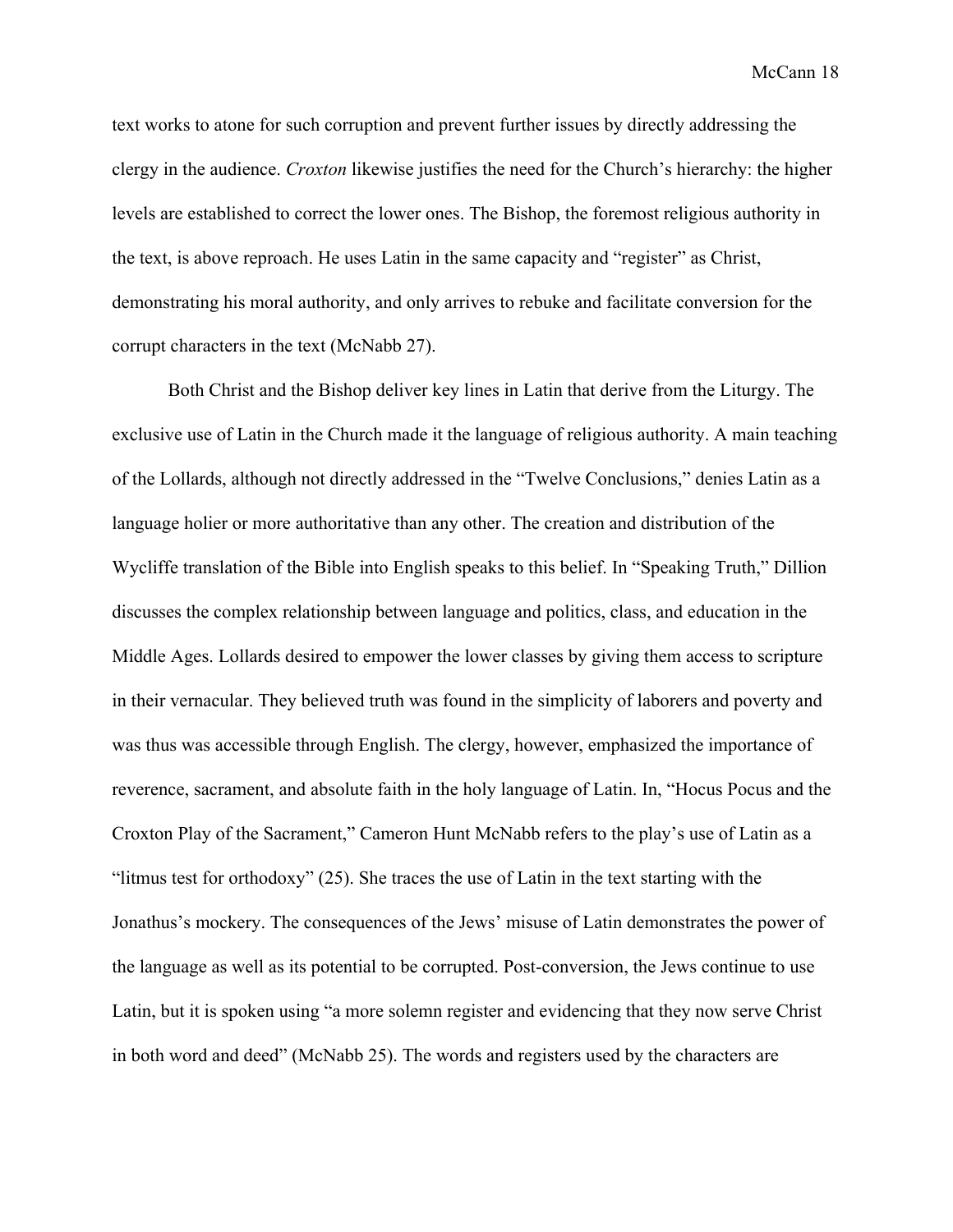text works to atone for such corruption and prevent further issues by directly addressing the clergy in the audience. *Croxton* likewise justifies the need for the Church's hierarchy: the higher levels are established to correct the lower ones. The Bishop, the foremost religious authority in the text, is above reproach. He uses Latin in the same capacity and "register" as Christ, demonstrating his moral authority, and only arrives to rebuke and facilitate conversion for the corrupt characters in the text (McNabb 27).

Both Christ and the Bishop deliver key lines in Latin that derive from the Liturgy. The exclusive use of Latin in the Church made it the language of religious authority. A main teaching of the Lollards, although not directly addressed in the "Twelve Conclusions," denies Latin as a language holier or more authoritative than any other. The creation and distribution of the Wycliffe translation of the Bible into English speaks to this belief. In "Speaking Truth," Dillion discusses the complex relationship between language and politics, class, and education in the Middle Ages. Lollards desired to empower the lower classes by giving them access to scripture in their vernacular. They believed truth was found in the simplicity of laborers and poverty and was thus was accessible through English. The clergy, however, emphasized the importance of reverence, sacrament, and absolute faith in the holy language of Latin. In, "Hocus Pocus and the Croxton Play of the Sacrament," Cameron Hunt McNabb refers to the play's use of Latin as a "litmus test for orthodoxy" (25). She traces the use of Latin in the text starting with the Jonathus's mockery. The consequences of the Jews' misuse of Latin demonstrates the power of the language as well as its potential to be corrupted. Post-conversion, the Jews continue to use Latin, but it is spoken using "a more solemn register and evidencing that they now serve Christ in both word and deed" (McNabb 25). The words and registers used by the characters are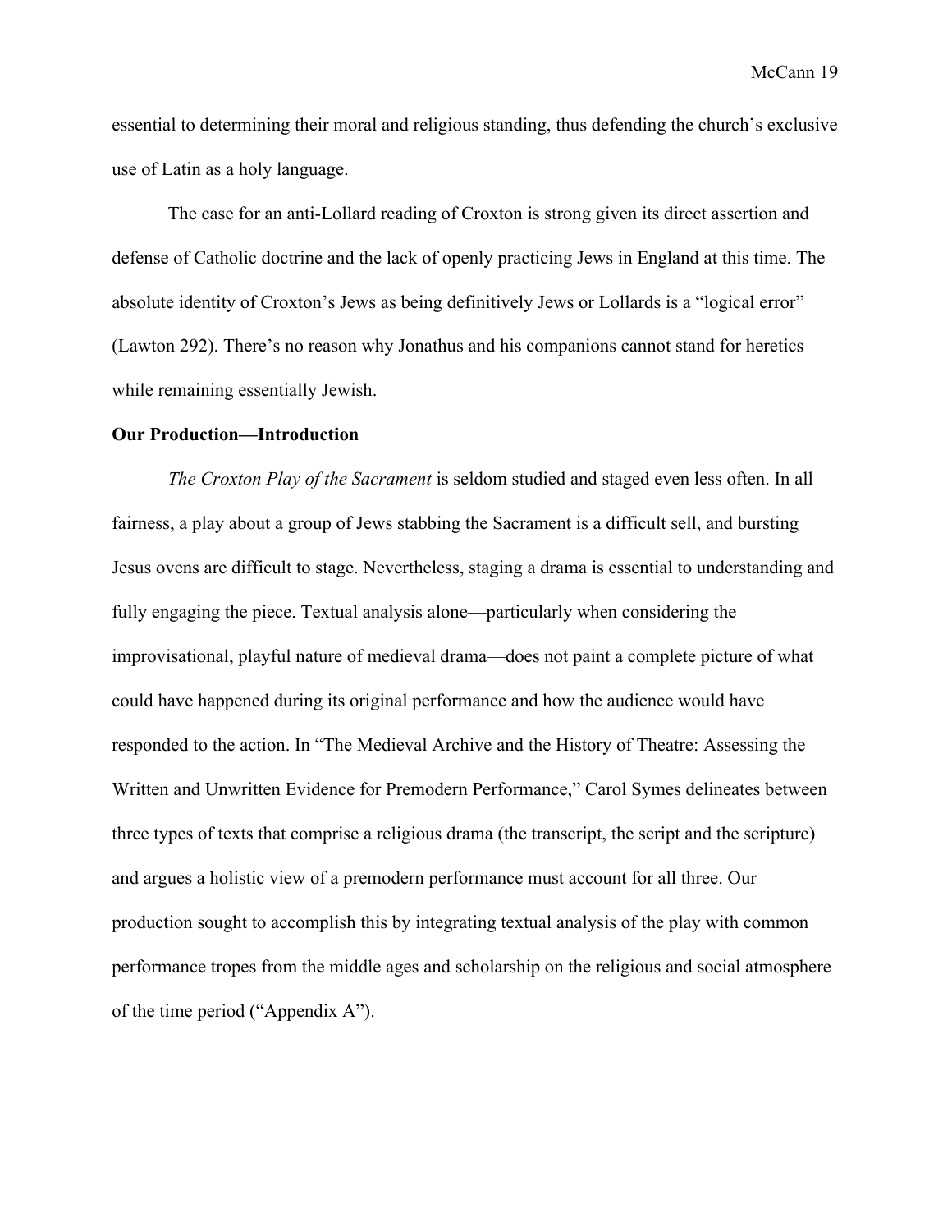essential to determining their moral and religious standing, thus defending the church's exclusive use of Latin as a holy language.

The case for an anti-Lollard reading of Croxton is strong given its direct assertion and defense of Catholic doctrine and the lack of openly practicing Jews in England at this time. The absolute identity of Croxton's Jews as being definitively Jews or Lollards is a "logical error" (Lawton 292). There's no reason why Jonathus and his companions cannot stand for heretics while remaining essentially Jewish.

**Our Production—Introduction**

*The Croxton Play of the Sacrament* is seldom studied and staged even less often. In all fairness, a play about a group of Jews stabbing the Sacrament is a difficult sell, and bursting Jesus ovens are difficult to stage. Nevertheless, staging a drama is essential to understanding and fully engaging the piece. Textual analysis alone—particularly when considering the improvisational, playful nature of medieval drama—does not paint a complete picture of what could have happened during its original performance and how the audience would have responded to the action. In "The Medieval Archive and the History of Theatre: Assessing the Written and Unwritten Evidence for Premodern Performance," Carol Symes delineates between three types of texts that comprise a religious drama (the transcript, the script and the scripture) and argues a holistic view of a premodern performance must account for all three. Our production sought to accomplish this by integrating textual analysis of the play with common performance tropes from the middle ages and scholarship on the religious and social atmosphere of the time period ("Appendix A").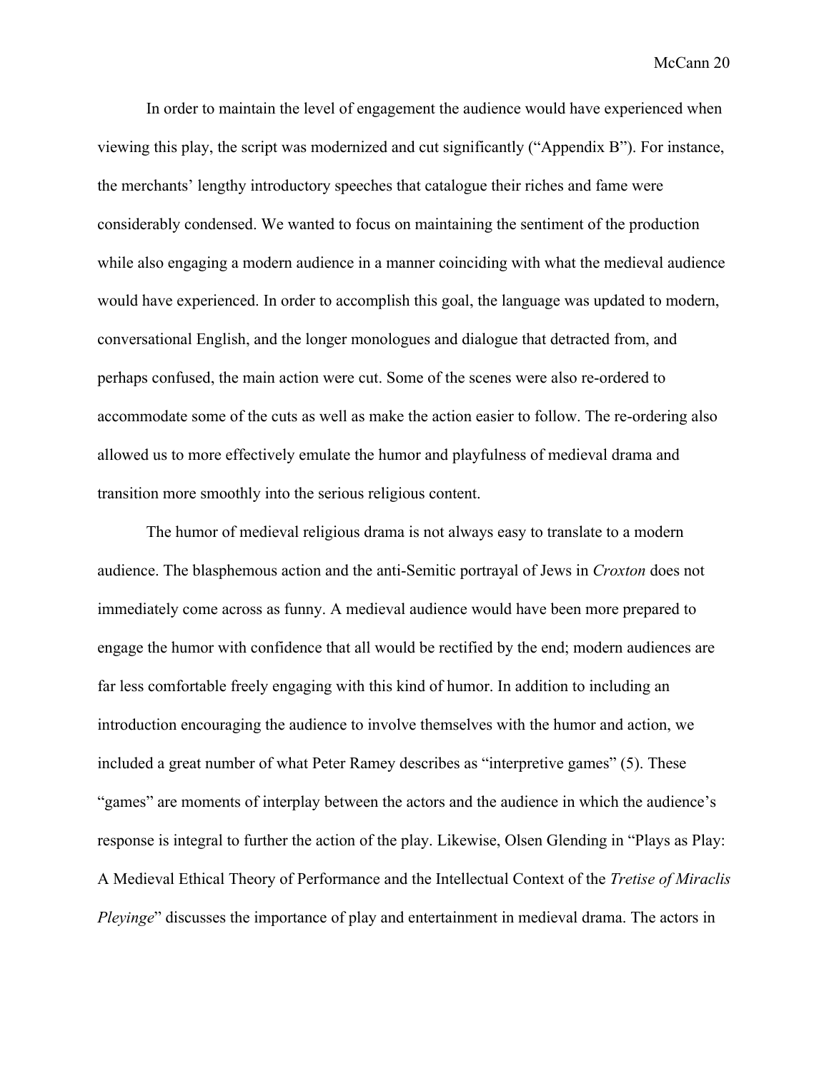In order to maintain the level of engagement the audience would have experienced when viewing this play, the script was modernized and cut significantly ("Appendix B"). For instance, the merchants' lengthy introductory speeches that catalogue their riches and fame were considerably condensed. We wanted to focus on maintaining the sentiment of the production while also engaging a modern audience in a manner coinciding with what the medieval audience would have experienced. In order to accomplish this goal, the language was updated to modern, conversational English, and the longer monologues and dialogue that detracted from, and perhaps confused, the main action were cut. Some of the scenes were also re-ordered to accommodate some of the cuts as well as make the action easier to follow. The re-ordering also allowed us to more effectively emulate the humor and playfulness of medieval drama and transition more smoothly into the serious religious content.

The humor of medieval religious drama is not always easy to translate to a modern audience. The blasphemous action and the anti-Semitic portrayal of Jews in *Croxton* does not immediately come across as funny. A medieval audience would have been more prepared to engage the humor with confidence that all would be rectified by the end; modern audiences are far less comfortable freely engaging with this kind of humor. In addition to including an introduction encouraging the audience to involve themselves with the humor and action, we included a great number of what Peter Ramey describes as "interpretive games" (5). These "games" are moments of interplay between the actors and the audience in which the audience's response is integral to further the action of the play. Likewise, Olsen Glending in "Plays as Play: A Medieval Ethical Theory of Performance and the Intellectual Context of the *Tretise of Miraclis Pleyinge*" discusses the importance of play and entertainment in medieval drama. The actors in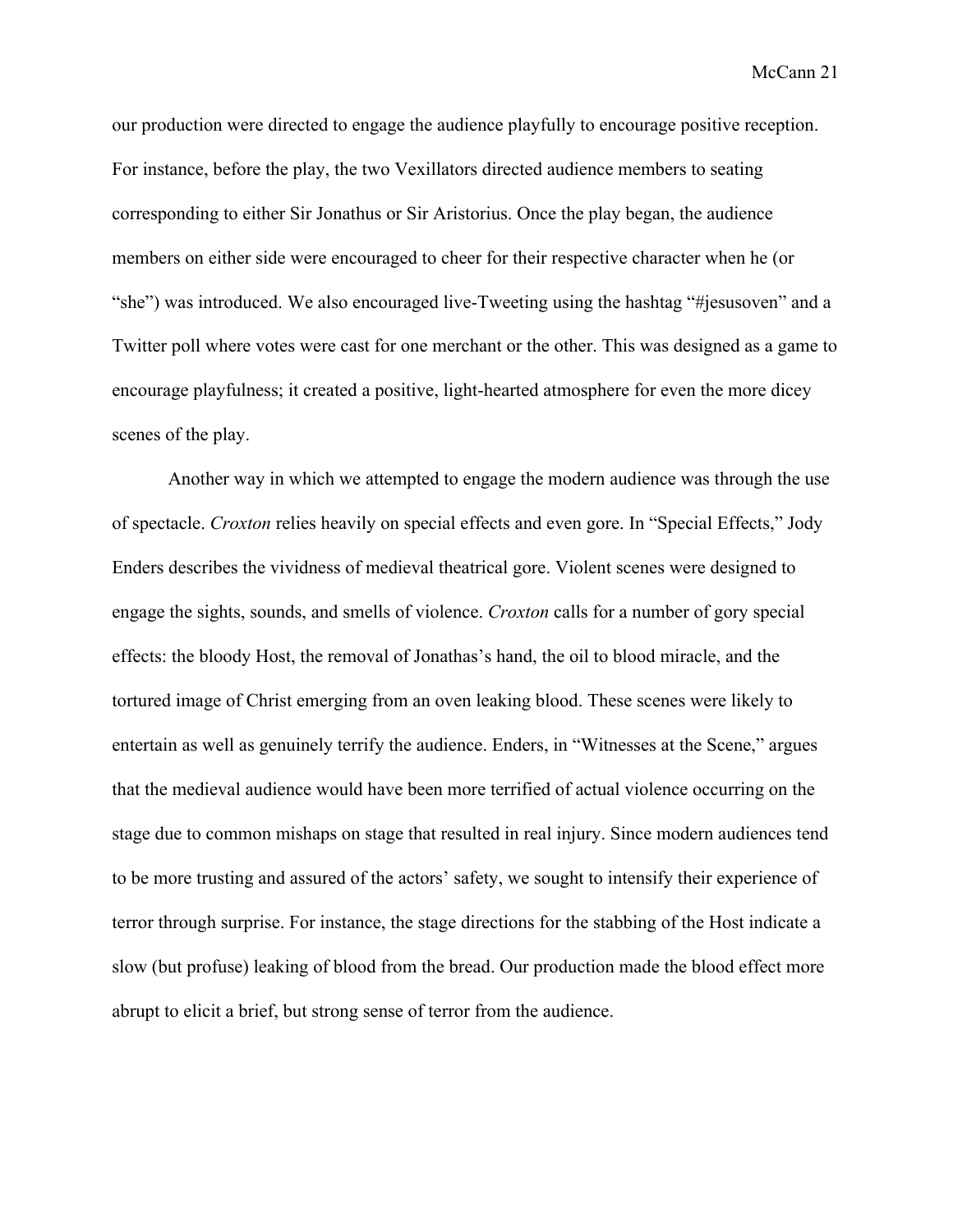our production were directed to engage the audience playfully to encourage positive reception. For instance, before the play, the two Vexillators directed audience members to seating corresponding to either Sir Jonathus or Sir Aristorius. Once the play began, the audience members on either side were encouraged to cheer for their respective character when he (or "she") was introduced. We also encouraged live-Tweeting using the hashtag "#jesusoven" and a Twitter poll where votes were cast for one merchant or the other. This was designed as a game to encourage playfulness; it created a positive, light-hearted atmosphere for even the more dicey scenes of the play.

Another way in which we attempted to engage the modern audience was through the use of spectacle. *Croxton* relies heavily on special effects and even gore. In "Special Effects," Jody Enders describes the vividness of medieval theatrical gore. Violent scenes were designed to engage the sights, sounds, and smells of violence. *Croxton* calls for a number of gory special effects: the bloody Host, the removal of Jonathas's hand, the oil to blood miracle, and the tortured image of Christ emerging from an oven leaking blood. These scenes were likely to entertain as well as genuinely terrify the audience. Enders, in "Witnesses at the Scene," argues that the medieval audience would have been more terrified of actual violence occurring on the stage due to common mishaps on stage that resulted in real injury. Since modern audiences tend to be more trusting and assured of the actors' safety, we sought to intensify their experience of terror through surprise. For instance, the stage directions for the stabbing of the Host indicate a slow (but profuse) leaking of blood from the bread. Our production made the blood effect more abrupt to elicit a brief, but strong sense of terror from the audience.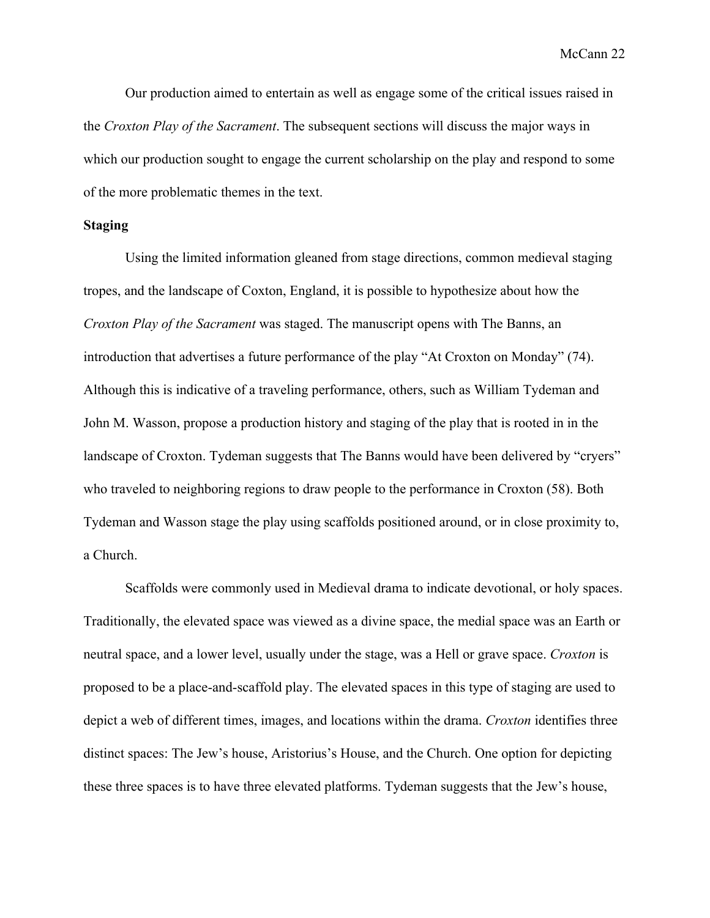Our production aimed to entertain as well as engage some of the critical issues raised in the *Croxton Play of the Sacrament*. The subsequent sections will discuss the major ways in which our production sought to engage the current scholarship on the play and respond to some of the more problematic themes in the text.

**Staging**

Using the limited information gleaned from stage directions, common medieval staging tropes, and the landscape of Coxton, England, it is possible to hypothesize about how the *Croxton Play of the Sacrament* was staged. The manuscript opens with The Banns, an introduction that advertises a future performance of the play "At Croxton on Monday" (74). Although this is indicative of a traveling performance, others, such as William Tydeman and John M. Wasson, propose a production history and staging of the play that is rooted in in the landscape of Croxton. Tydeman suggests that The Banns would have been delivered by "cryers" who traveled to neighboring regions to draw people to the performance in Croxton (58). Both Tydeman and Wasson stage the play using scaffolds positioned around, or in close proximity to, a Church.

Scaffolds were commonly used in Medieval drama to indicate devotional, or holy spaces. Traditionally, the elevated space was viewed as a divine space, the medial space was an Earth or neutral space, and a lower level, usually under the stage, was a Hell or grave space. *Croxton* is proposed to be a place-and-scaffold play. The elevated spaces in this type of staging are used to depict a web of different times, images, and locations within the drama. *Croxton* identifies three distinct spaces: The Jew's house, Aristorius's House, and the Church. One option for depicting these three spaces is to have three elevated platforms. Tydeman suggests that the Jew's house,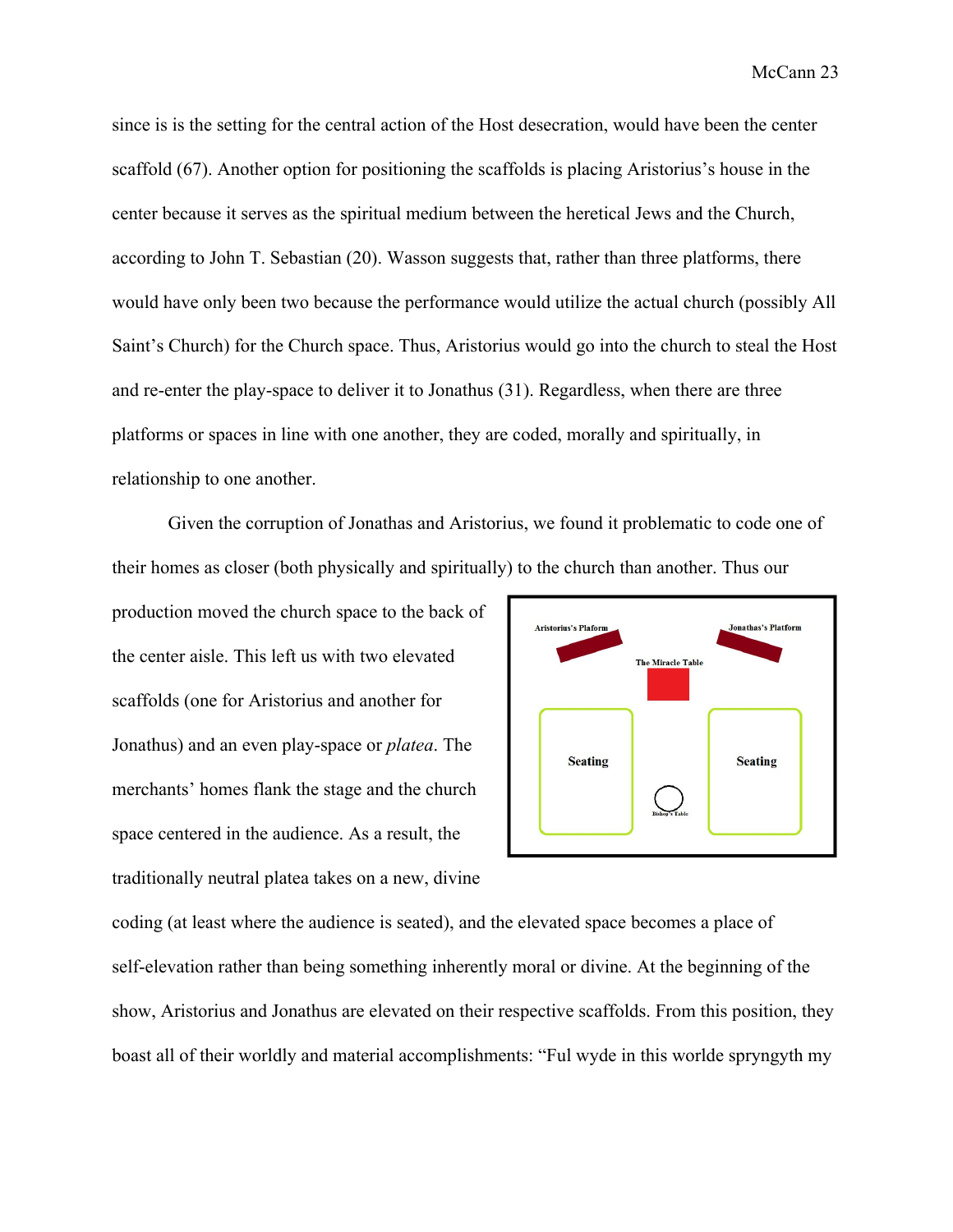since is is the setting for the central action of the Host desecration, would have been the center scaffold (67). Another option for positioning the scaffolds is placing Aristorius's house in the center because it serves as the spiritual medium between the heretical Jews and the Church, according to John T. Sebastian (20). Wasson suggests that, rather than three platforms, there would have only been two because the performance would utilize the actual church (possibly All Saint's Church) for the Church space. Thus, Aristorius would go into the church to steal the Host and re-enter the play-space to deliver it to Jonathus (31). Regardless, when there are three platforms or spaces in line with one another, they are coded, morally and spiritually, in relationship to one another.

Given the corruption of Jonathas and Aristorius, we found it problematic to code one of their homes as closer (both physically and spiritually) to the church than another. Thus our production moved the church space to the back of the center aisle. This left us with two elevated scaffolds (one for Aristorius and another for Jonathus) and an even play-space or *platea*. The merchants' homes flank the stage and the church space centered in the audience. As a result, the traditionally neutral platea takes on a new, divine coding (at least where the audience is seated), and the elevated space becomes a place of self-elevation rather than being something inherently moral or divine. At the beginning of the show, Aristorius and Jonathus are elevated on their respective scaffolds. From this position, they boast all of their worldly and material accomplishments: "Ful wyde in this worlde spryngyth my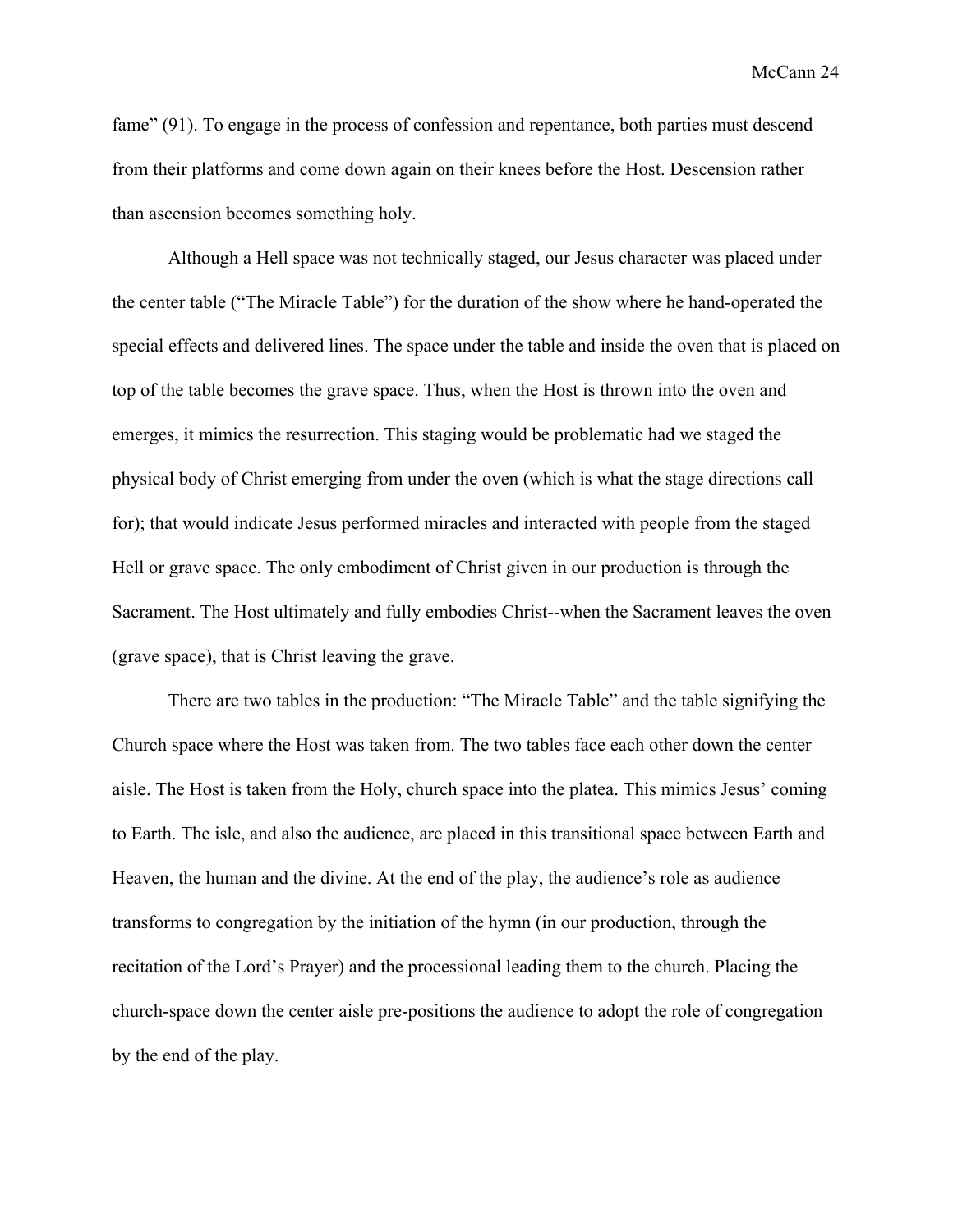fame" (91). To engage in the process of confession and repentance, both parties must descend from their platforms and come down again on their knees before the Host. Descension rather than ascension becomes something holy.

Although a Hell space was not technically staged, our Jesus character was placed under the center table ("The Miracle Table") for the duration of the show where he hand-operated the special effects and delivered lines. The space under the table and inside the oven that is placed on top of the table becomes the grave space. Thus, when the Host is thrown into the oven and emerges, it mimics the resurrection. This staging would be problematic had we staged the physical body of Christ emerging from under the oven (which is what the stage directions call for); that would indicate Jesus performed miracles and interacted with people from the staged Hell or grave space. The only embodiment of Christ given in our production is through the Sacrament. The Host ultimately and fully embodies Christ--when the Sacrament leaves the oven (grave space), that is Christ leaving the grave.

There are two tables in the production: "The Miracle Table" and the table signifying the Church space where the Host was taken from. The two tables face each other down the center aisle. The Host is taken from the Holy, church space into the platea. This mimics Jesus' coming to Earth. The isle, and also the audience, are placed in this transitional space between Earth and Heaven, the human and the divine. At the end of the play, the audience's role as audience transforms to congregation by the initiation of the hymn (in our production, through the recitation of the Lord's Prayer) and the processional leading them to the church. Placing the church-space down the center aisle pre-positions the audience to adopt the role of congregation by the end of the play.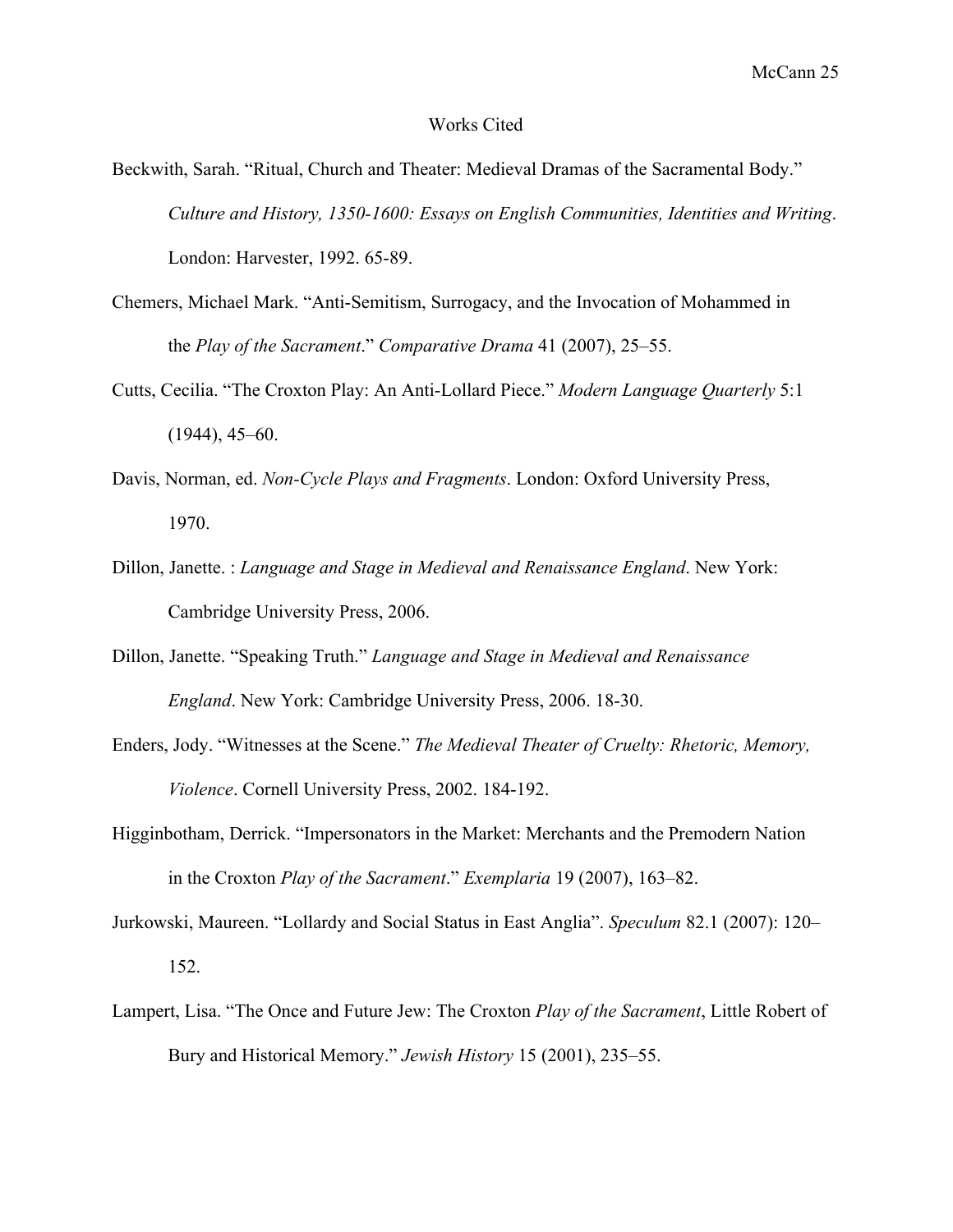# Works Cited

Beckwith, Sarah. “Ritual, Church and Theater: Medieval Dramas of the Sacramental Body.” *Culture and History, 1350-1600: Essays on English Communities, Identities and Writing*. London: Harvester, 1992. 65-89.

Chemers, Michael Mark. “Anti-Semitism, Surrogacy, and the Invocation of Mohammed in the *Play of the Sacrament*.” *Comparative Drama* 41 (2007), 25–55.

Cutts, Cecilia. “The Croxton Play: An Anti-Lollard Piece.” *Modern Language Quarterly* 5:1 (1944), 45–60.

Davis, Norman, ed. *Non-Cycle Plays and Fragments*. London: Oxford University Press, 1970.

Dillon, Janette. : *Language and Stage in Medieval and Renaissance England*. New York: Cambridge University Press, 2006.

Dillon, Janette. “Speaking Truth.” *Language and Stage in Medieval and Renaissance England*. New York: Cambridge University Press, 2006. 18-30.

Enders, Jody. “Witnesses at the Scene.” *The Medieval Theater of Cruelty: Rhetoric, Memory, Violence*. Cornell University Press, 2002. 184-192.

Higginbotham, Derrick. “Impersonators in the Market: Merchants and the Premodern Nation in the Croxton *Play of the Sacrament*.” *Exemplaria* 19 (2007), 163–82.

Jurkowski, Maureen. “Lollardy and Social Status in East Anglia”. *Speculum* 82.1 (2007): 120–152.

Lampert, Lisa. “The Once and Future Jew: The Croxton *Play of the Sacrament*, Little Robert of Bury and Historical Memory.” *Jewish History* 15 (2001), 235–55.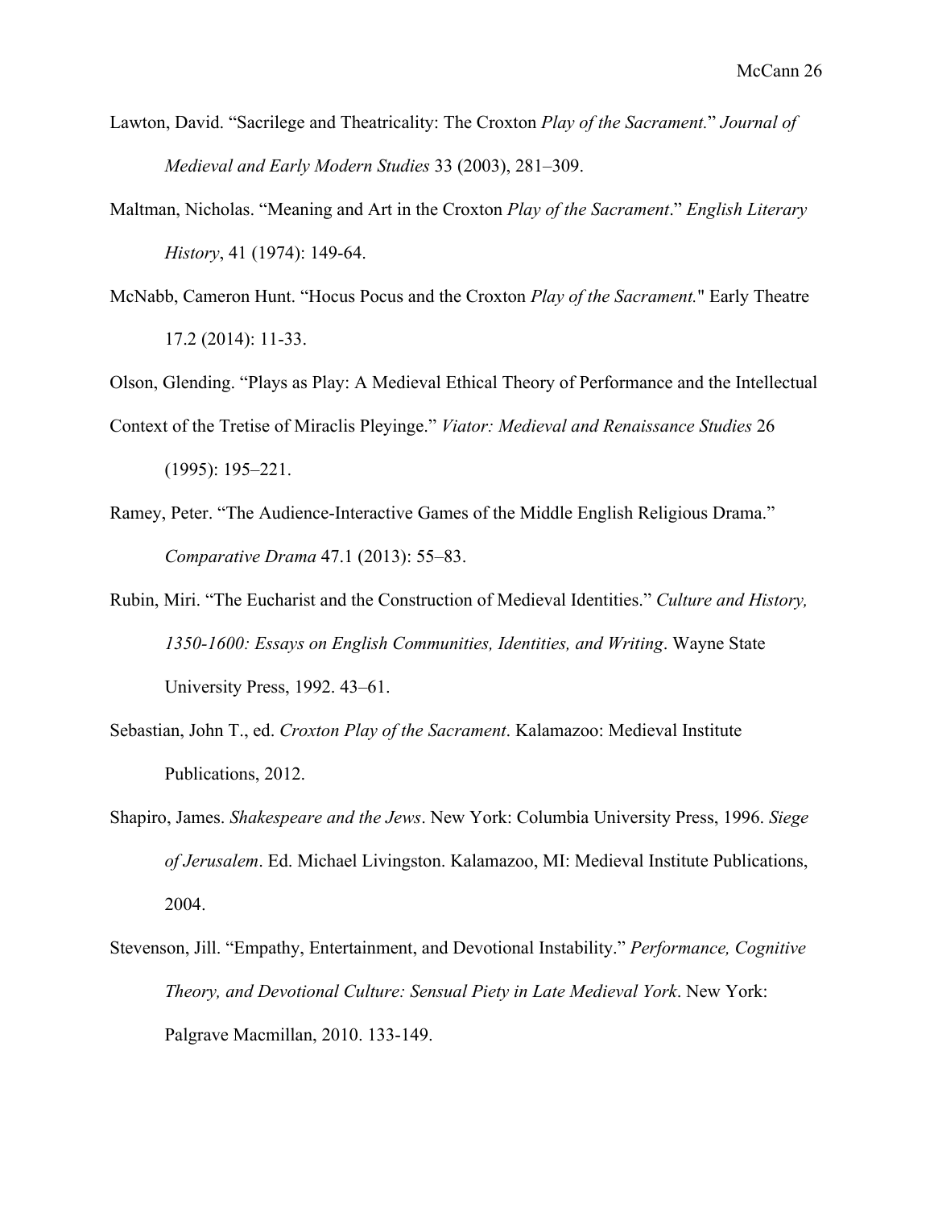Lawton, David. "Sacrilege and Theatricality: The Croxton *Play of the Sacrament.*" *Journal of Medieval and Early Modern Studies* 33 (2003), 281–309.

Maltman, Nicholas. "Meaning and Art in the Croxton *Play of the Sacrament*." *English Literary History*, 41 (1974): 149-64.

McNabb, Cameron Hunt. "Hocus Pocus and the Croxton *Play of the Sacrament.*" Early Theatre 17.2 (2014): 11-33.

Olson, Glending. "Plays as Play: A Medieval Ethical Theory of Performance and the Intellectual Context of the Tretise of Miraclis Pleyinge." *Viator: Medieval and Renaissance Studies* 26 (1995): 195–221.

Ramey, Peter. "The Audience-Interactive Games of the Middle English Religious Drama." *Comparative Drama* 47.1 (2013): 55–83.

Rubin, Miri. "The Eucharist and the Construction of Medieval Identities." *Culture and History, 1350-1600: Essays on English Communities, Identities, and Writing*. Wayne State University Press, 1992. 43–61.

Sebastian, John T., ed. *Croxton Play of the Sacrament*. Kalamazoo: Medieval Institute Publications, 2012.

Shapiro, James. *Shakespeare and the Jews*. New York: Columbia University Press, 1996. *Siege of Jerusalem*. Ed. Michael Livingston. Kalamazoo, MI: Medieval Institute Publications, 2004.

Stevenson, Jill. "Empathy, Entertainment, and Devotional Instability." *Performance, Cognitive Theory, and Devotional Culture: Sensual Piety in Late Medieval York*. New York: Palgrave Macmillan, 2010. 133-149.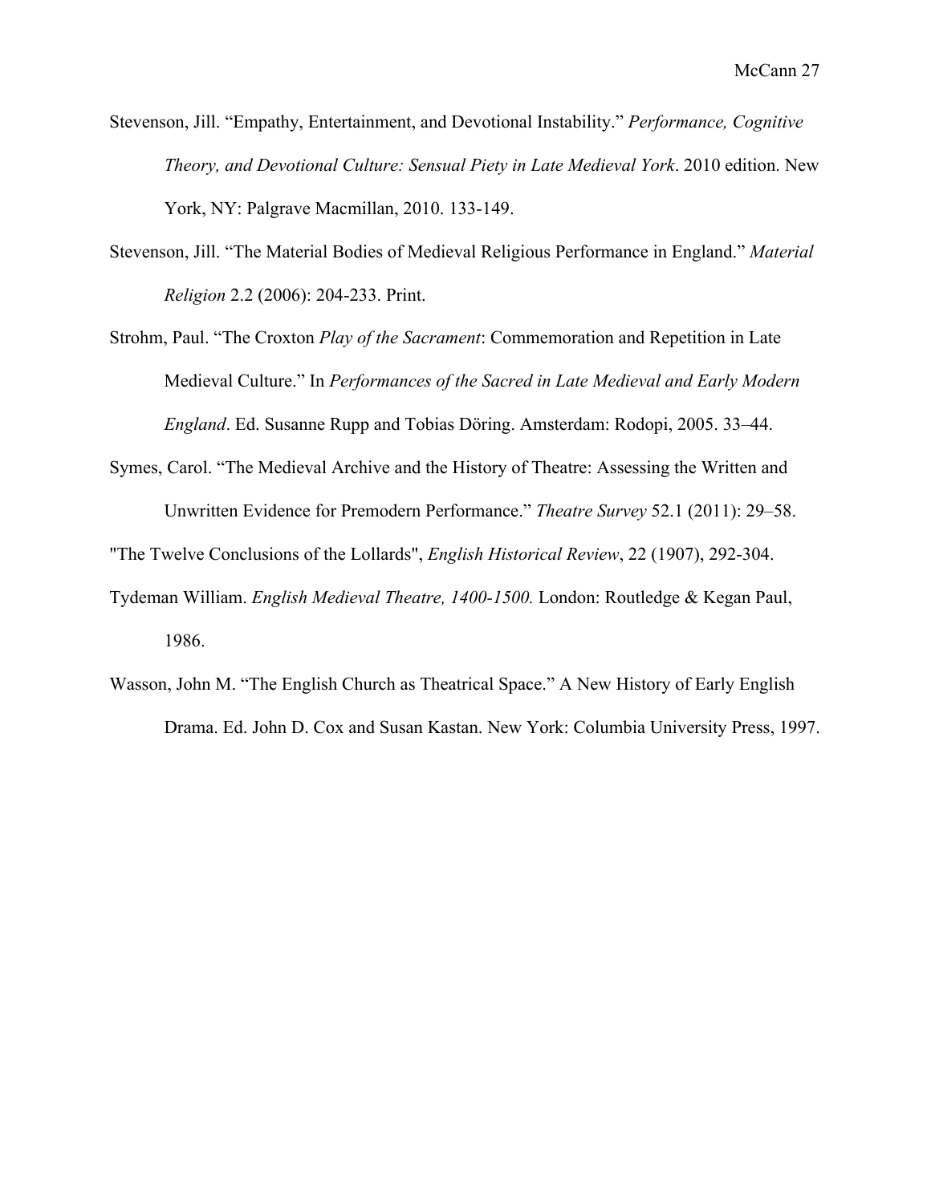Stevenson, Jill. “Empathy, Entertainment, and Devotional Instability.” *Performance, Cognitive Theory, and Devotional Culture: Sensual Piety in Late Medieval York*. 2010 edition. New York, NY: Palgrave Macmillan, 2010. 133-149.

Stevenson, Jill. “The Material Bodies of Medieval Religious Performance in England.” *Material Religion* 2.2 (2006): 204-233. Print.

Strohm, Paul. “The Croxton *Play of the Sacrament*: Commemoration and Repetition in Late Medieval Culture.” In *Performances of the Sacred in Late Medieval and Early Modern England*. Ed. Susanne Rupp and Tobias Döring. Amsterdam: Rodopi, 2005. 33–44.

Symes, Carol. “The Medieval Archive and the History of Theatre: Assessing the Written and Unwritten Evidence for Premodern Performance.” *Theatre Survey* 52.1 (2011): 29–58.

"The Twelve Conclusions of the Lollards", *English Historical Review*, 22 (1907), 292-304.

Tydeman William. *English Medieval Theatre, 1400-1500.* London: Routledge & Kegan Paul, 1986.

Wasson, John M. “The English Church as Theatrical Space.” A New History of Early English Drama. Ed. John D. Cox and Susan Kastan. New York: Columbia University Press, 1997.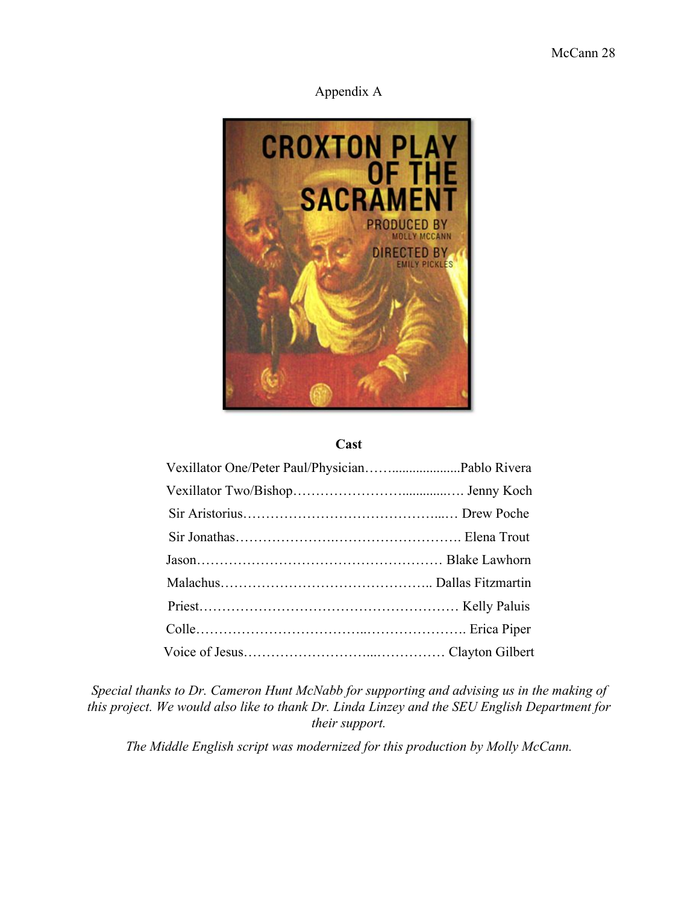Appendix A

CROXTON PLAY OF THE SACRAMENT

PRODUCED BY MOLLY MCCANN

DIRECTED BY EMILY PICKLES

**Cast**

Vexillator One/Peter Paul/Physician………....................Pablo Rivera

Vexillator Two/Bishop……………………..............…. Jenny Koch

Sir Aristorius……………………………………...… Drew Poche

Sir Jonathas…………………..………………………. Elena Trout

Jason……………………………………………… Blake Lawhorn

Malachus……………………………………….. Dallas Fitzmartin

Priest………………………………………………… Kelly Paluis

Colle………………………………..…………………. Erica Piper

Voice of Jesus………………………...…………… Clayton Gilbert

*Special thanks to Dr. Cameron Hunt McNabb for supporting and advising us in the making of this project. We would also like to thank Dr. Linda Linzey and the SEU English Department for their support.*

*The Middle English script was modernized for this production by Molly McCann.*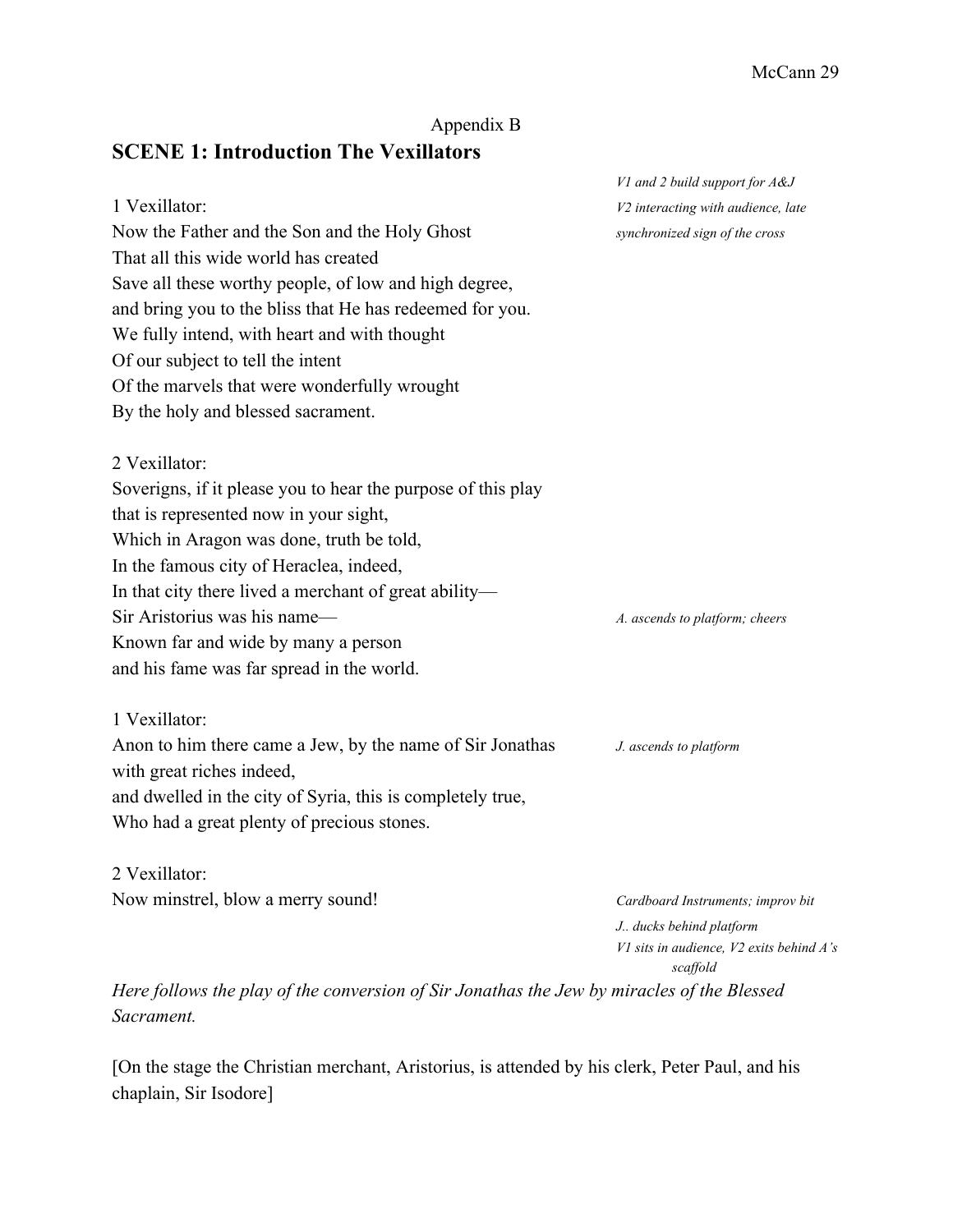Appendix B

## SCENE 1: Introduction The Vexillators

*V1 and 2 build support for A&J*
*V2 interacting with audience, late synchronized sign of the cross*

1 Vexillator:
Now the Father and the Son and the Holy Ghost
That all this wide world has created
Save all these worthy people, of low and high degree,
and bring you to the bliss that He has redeemed for you.
We fully intend, with heart and with thought
Of our subject to tell the intent
Of the marvels that were wonderfully wrought
By the holy and blessed sacrament.

2 Vexillator:
Soverigns, if it please you to hear the purpose of this play
that is represented now in your sight,
Which in Aragon was done, truth be told,
In the famous city of Heraclea, indeed,
In that city there lived a merchant of great ability—
Sir Aristorius was his name— *A. ascends to platform; cheers*
Known far and wide by many a person
and his fame was far spread in the world.

1 Vexillator:
Anon to him there came a Jew, by the name of Sir Jonathas *J. ascends to platform*
with great riches indeed,
and dwelled in the city of Syria, this is completely true,
Who had a great plenty of precious stones.

2 Vexillator:
Now minstrel, blow a merry sound! *Cardboard Instruments; improv bit*

*J.. ducks behind platform*
*V1 sits in audience, V2 exits behind A's scaffold*

*Here follows the play of the conversion of Sir Jonathas the Jew by miracles of the Blessed Sacrament.*

[On the stage the Christian merchant, Aristorius, is attended by his clerk, Peter Paul, and his chaplain, Sir Isodore]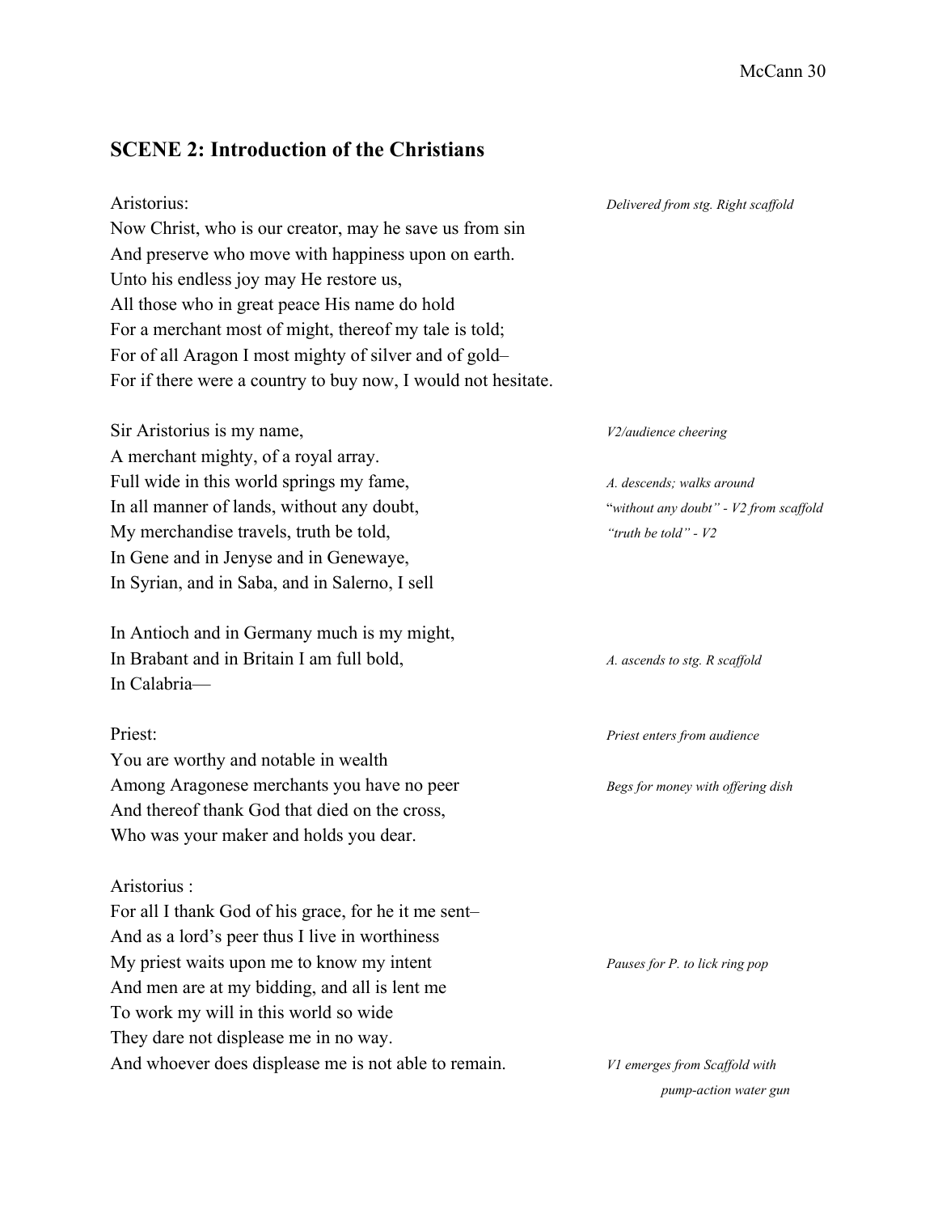## SCENE 2: Introduction of the Christians

Aristorius: *Delivered from stg. Right scaffold*

Now Christ, who is our creator, may he save us from sin
And preserve who move with happiness upon on earth.
Unto his endless joy may He restore us,
All those who in great peace His name do hold
For a merchant most of might, thereof my tale is told;
For of all Aragon I most mighty of silver and of gold–
For if there were a country to buy now, I would not hesitate.

Sir Aristorius is my name, *V2/audience cheering*
A merchant mighty, of a royal array.
Full wide in this world springs my fame, *A. descends; walks around*
In all manner of lands, without any doubt, *"without any doubt" - V2 from scaffold*
My merchandise travels, truth be told, *"truth be told" - V2*
In Gene and in Jenyse and in Genewaye,
In Syrian, and in Saba, and in Salerno, I sell

In Antioch and in Germany much is my might,
In Brabant and in Britain I am full bold, *A. ascends to stg. R scaffold*
In Calabria—

Priest: *Priest enters from audience*

You are worthy and notable in wealth
Among Aragonese merchants you have no peer *Begs for money with offering dish*
And thereof thank God that died on the cross,
Who was your maker and holds you dear.

Aristorius :

For all I thank God of his grace, for he it me sent–
And as a lord's peer thus I live in worthiness
My priest waits upon me to know my intent *Pauses for P. to lick ring pop*
And men are at my bidding, and all is lent me
To work my will in this world so wide
They dare not displease me in no way.
And whoever does displease me is not able to remain. *V1 emerges from Scaffold with pump-action water gun*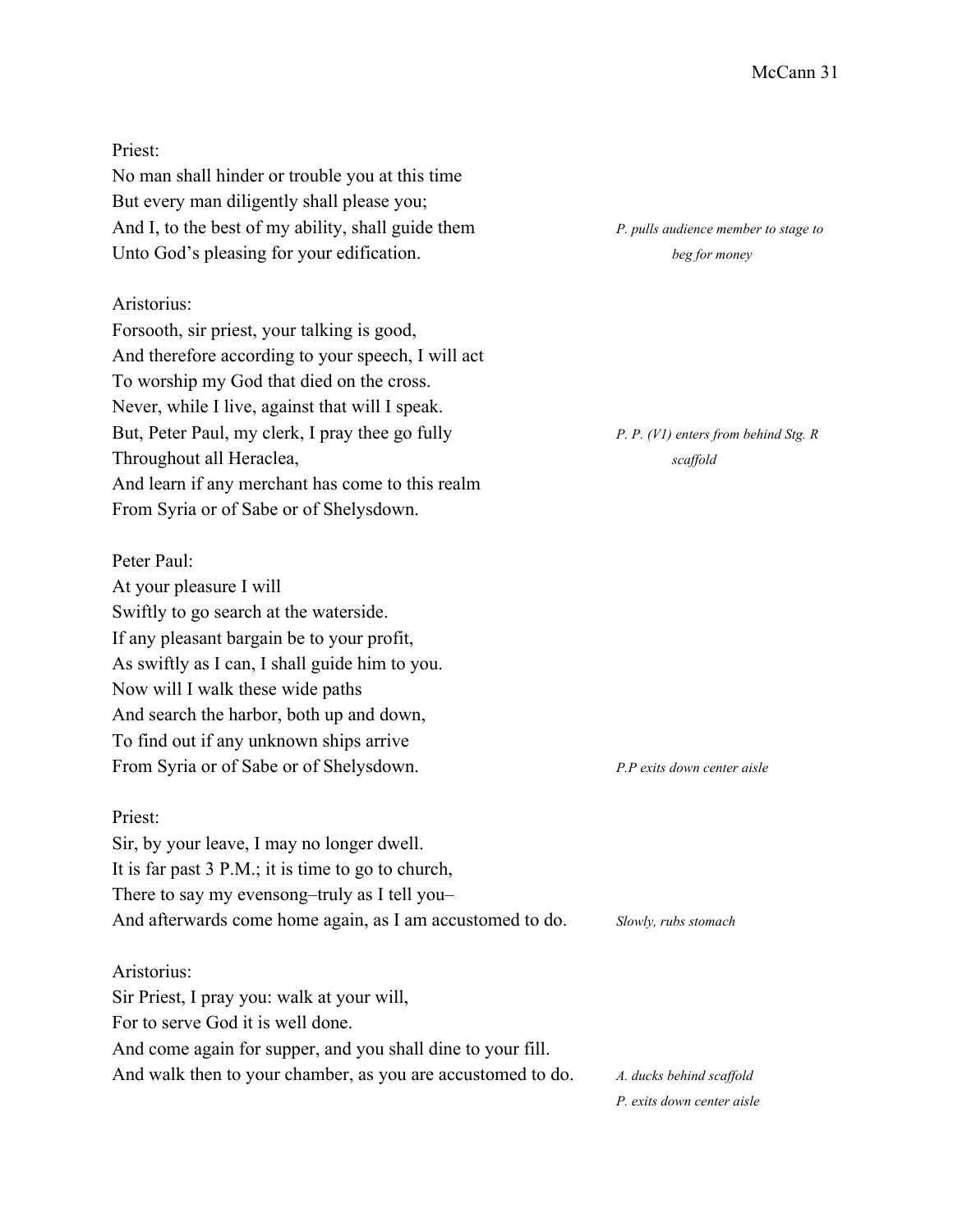Priest:
No man shall hinder or trouble you at this time
But every man diligently shall please you;
And I, to the best of my ability, shall guide them
Unto God's pleasing for your edification.

*P. pulls audience member to stage to beg for money*

Aristorius:
Forsooth, sir priest, your talking is good,
And therefore according to your speech, I will act
To worship my God that died on the cross.
Never, while I live, against that will I speak.
But, Peter Paul, my clerk, I pray thee go fully
Throughout all Heraclea,
And learn if any merchant has come to this realm
From Syria or of Sabe or of Shelysdown.

*P. P. (V1) enters from behind Stg. R scaffold*

Peter Paul:
At your pleasure I will
Swiftly to go search at the waterside.
If any pleasant bargain be to your profit,
As swiftly as I can, I shall guide him to you.
Now will I walk these wide paths
And search the harbor, both up and down,
To find out if any unknown ships arrive
From Syria or of Sabe or of Shelysdown.

*P.P exits down center aisle*

Priest:
Sir, by your leave, I may no longer dwell.
It is far past 3 P.M.; it is time to go to church,
There to say my evensong–truly as I tell you–
And afterwards come home again, as I am accustomed to do.

*Slowly, rubs stomach*

Aristorius:
Sir Priest, I pray you: walk at your will,
For to serve God it is well done.
And come again for supper, and you shall dine to your fill.
And walk then to your chamber, as you are accustomed to do.

*A. ducks behind scaffold*

*P. exits down center aisle*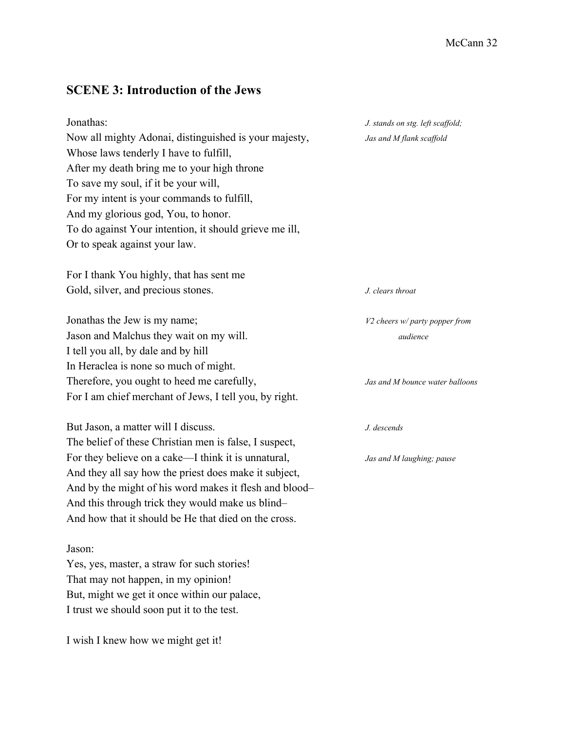## SCENE 3: Introduction of the Jews

Jonathas:
Now all mighty Adonai, distinguished is your majesty,
Whose laws tenderly I have to fulfill,
After my death bring me to your high throne
To save my soul, if it be your will,
For my intent is your commands to fulfill,
And my glorious god, You, to honor.
To do against Your intention, it should grieve me ill,
Or to speak against your law.

*J. stands on stg. left scaffold; Jas and M flank scaffold*

For I thank You highly, that has sent me
Gold, silver, and precious stones.

*J. clears throat*

Jonathas the Jew is my name;
Jason and Malchus they wait on my will.
I tell you all, by dale and by hill
In Heraclea is none so much of might.
Therefore, you ought to heed me carefully,
For I am chief merchant of Jews, I tell you, by right.

*V2 cheers w/ party popper from audience*

*Jas and M bounce water balloons*

But Jason, a matter will I discuss.
The belief of these Christian men is false, I suspect,
For they believe on a cake—I think it is unnatural,
And they all say how the priest does make it subject,
And by the might of his word makes it flesh and blood–
And this through trick they would make us blind–
And how that it should be He that died on the cross.

*J. descends*

*Jas and M laughing; pause*

Jason:
Yes, yes, master, a straw for such stories!
That may not happen, in my opinion!
But, might we get it once within our palace,
I trust we should soon put it to the test.

I wish I knew how we might get it!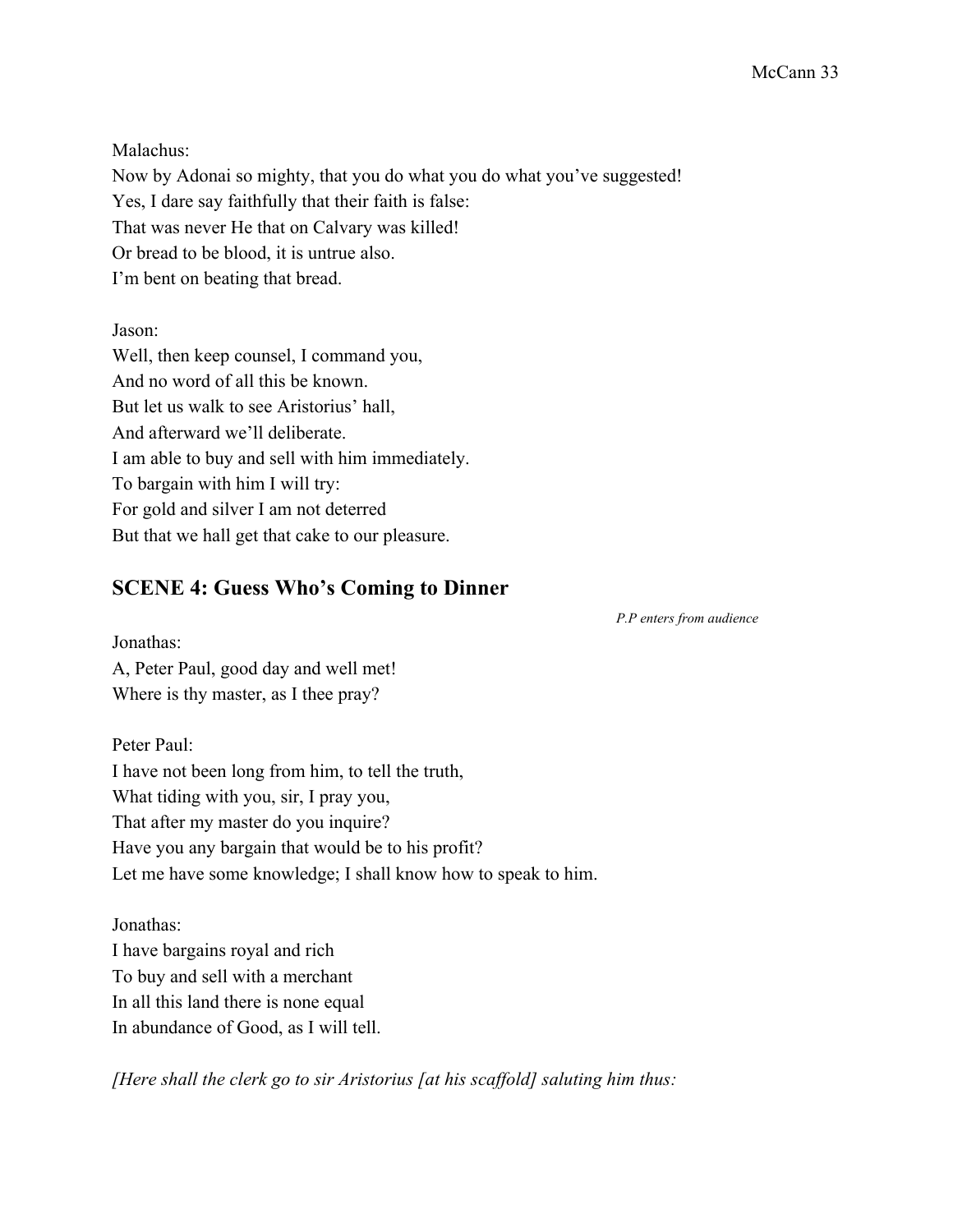Malachus:
Now by Adonai so mighty, that you do what you do what you've suggested!
Yes, I dare say faithfully that their faith is false:
That was never He that on Calvary was killed!
Or bread to be blood, it is untrue also.
I'm bent on beating that bread.

Jason:
Well, then keep counsel, I command you,
And no word of all this be known.
But let us walk to see Aristorius' hall,
And afterward we'll deliberate.
I am able to buy and sell with him immediately.
To bargain with him I will try:
For gold and silver I am not deterred
But that we hall get that cake to our pleasure.

## SCENE 4: Guess Who's Coming to Dinner

*P.P enters from audience*

Jonathas:
A, Peter Paul, good day and well met!
Where is thy master, as I thee pray?

Peter Paul:
I have not been long from him, to tell the truth,
What tiding with you, sir, I pray you,
That after my master do you inquire?
Have you any bargain that would be to his profit?
Let me have some knowledge; I shall know how to speak to him.

Jonathas:
I have bargains royal and rich
To buy and sell with a merchant
In all this land there is none equal
In abundance of Good, as I will tell.

*[Here shall the clerk go to sir Aristorius [at his scaffold] saluting him thus:*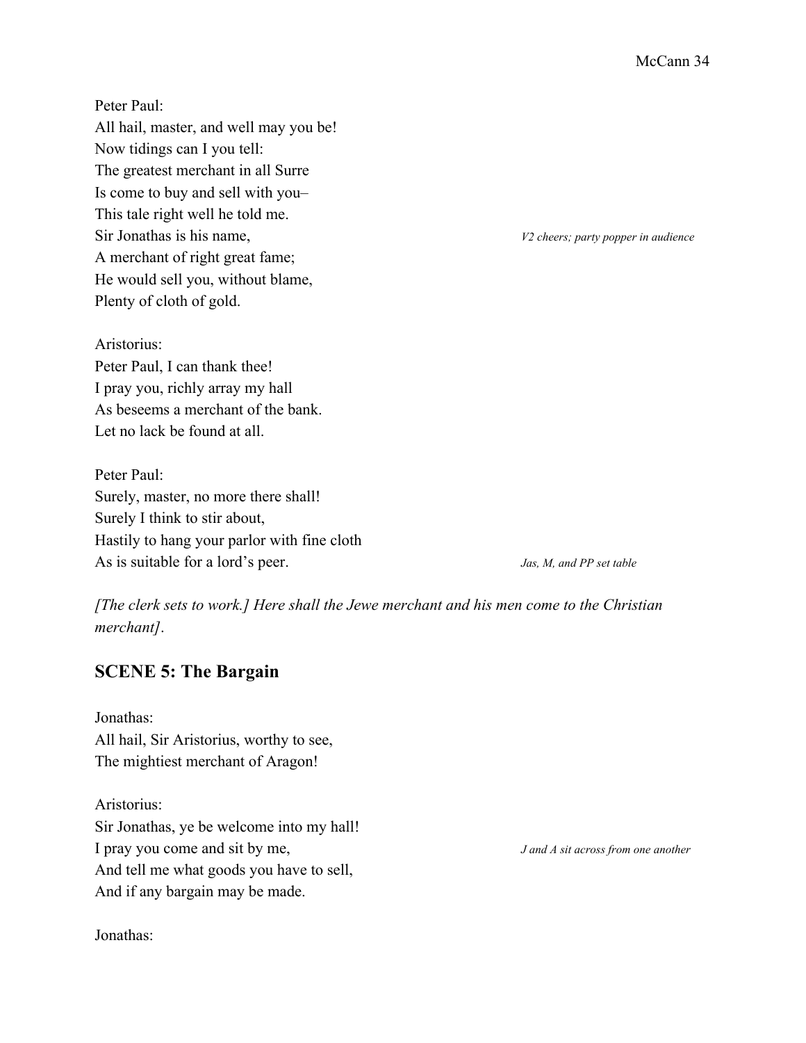Peter Paul:
All hail, master, and well may you be!
Now tidings can I you tell:
The greatest merchant in all Surre
Is come to buy and sell with you–
This tale right well he told me.
Sir Jonathas is his name, *V2 cheers; party popper in audience*
A merchant of right great fame;
He would sell you, without blame,
Plenty of cloth of gold.

Aristorius:
Peter Paul, I can thank thee!
I pray you, richly array my hall
As beseems a merchant of the bank.
Let no lack be found at all.

Peter Paul:
Surely, master, no more there shall!
Surely I think to stir about,
Hastily to hang your parlor with fine cloth
As is suitable for a lord's peer. *Jas, M, and PP set table*

*[The clerk sets to work.] Here shall the Jewe merchant and his men come to the Christian merchant].*

## SCENE 5: The Bargain

Jonathas:
All hail, Sir Aristorius, worthy to see,
The mightiest merchant of Aragon!

Aristorius:
Sir Jonathas, ye be welcome into my hall!
I pray you come and sit by me, *J and A sit across from one another*
And tell me what goods you have to sell,
And if any bargain may be made.

Jonathas: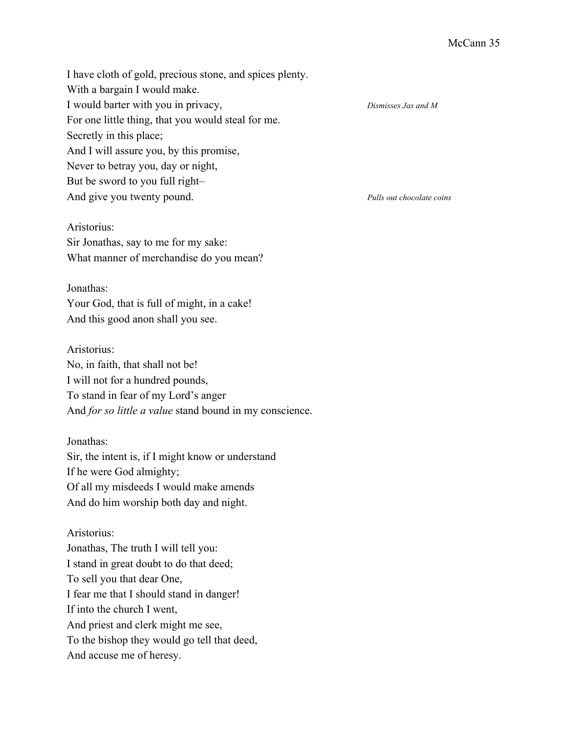I have cloth of gold, precious stone, and spices plenty.
With a bargain I would make.
I would barter with you in privacy, *Dismisses Jas and M*
For one little thing, that you would steal for me.
Secretly in this place;
And I will assure you, by this promise,
Never to betray you, day or night,
But be sword to you full right–
And give you twenty pound. *Pulls out chocolate coins*

Aristorius:
Sir Jonathas, say to me for my sake:
What manner of merchandise do you mean?

Jonathas:
Your God, that is full of might, in a cake!
And this good anon shall you see.

Aristorius:
No, in faith, that shall not be!
I will not for a hundred pounds,
To stand in fear of my Lord's anger
And *for so little a value* stand bound in my conscience.

Jonathas:
Sir, the intent is, if I might know or understand
If he were God almighty;
Of all my misdeeds I would make amends
And do him worship both day and night.

Aristorius:
Jonathas, The truth I will tell you:
I stand in great doubt to do that deed;
To sell you that dear One,
I fear me that I should stand in danger!
If into the church I went,
And priest and clerk might me see,
To the bishop they would go tell that deed,
And accuse me of heresy.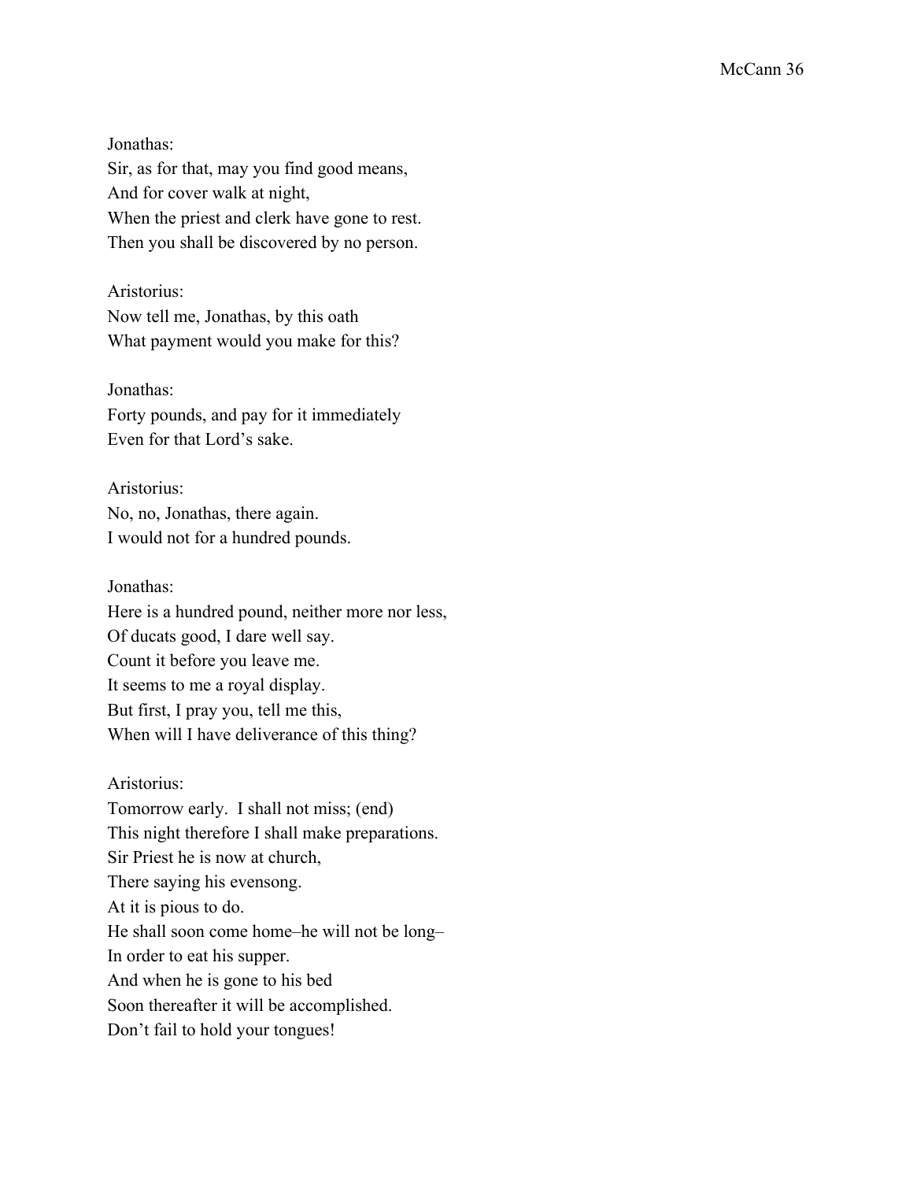Jonathas:
Sir, as for that, may you find good means,
And for cover walk at night,
When the priest and clerk have gone to rest.
Then you shall be discovered by no person.

Aristorius:
Now tell me, Jonathas, by this oath
What payment would you make for this?

Jonathas:
Forty pounds, and pay for it immediately
Even for that Lord's sake.

Aristorius:
No, no, Jonathas, there again.
I would not for a hundred pounds.

Jonathas:
Here is a hundred pound, neither more nor less,
Of ducats good, I dare well say.
Count it before you leave me.
It seems to me a royal display.
But first, I pray you, tell me this,
When will I have deliverance of this thing?

Aristorius:
Tomorrow early. I shall not miss; (end)
This night therefore I shall make preparations.
Sir Priest he is now at church,
There saying his evensong.
At it is pious to do.
He shall soon come home–he will not be long–
In order to eat his supper.
And when he is gone to his bed
Soon thereafter it will be accomplished.
Don't fail to hold your tongues!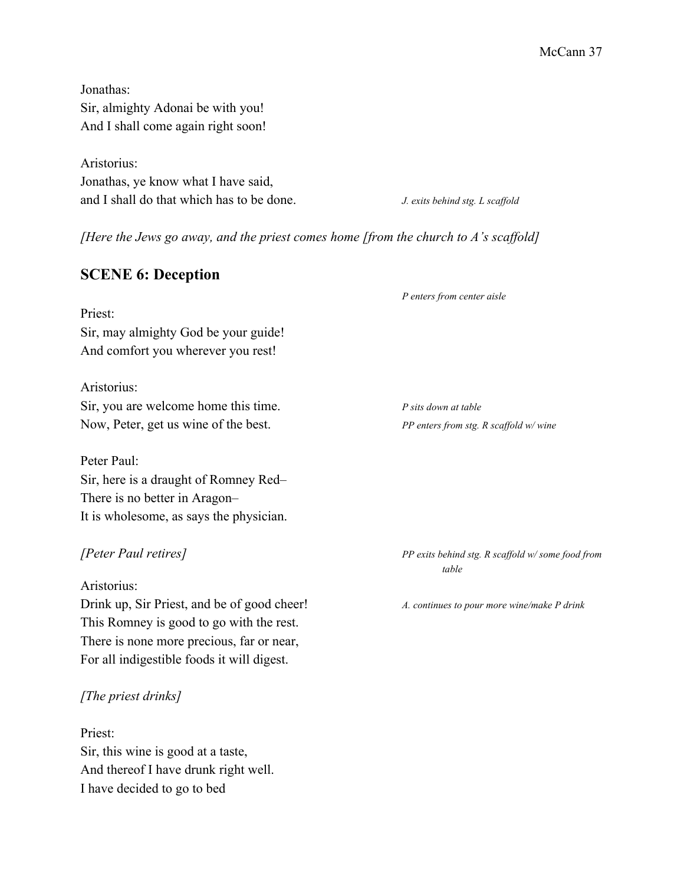Jonathas:
Sir, almighty Adonai be with you!
And I shall come again right soon!

Aristorius:
Jonathas, ye know what I have said,
and I shall do that which has to be done. *J. exits behind stg. L scaffold*

*[Here the Jews go away, and the priest comes home [from the church to A's scaffold]*

## SCENE 6: Deception

*P enters from center aisle*

Priest:
Sir, may almighty God be your guide!
And comfort you wherever you rest!

Aristorius:
Sir, you are welcome home this time. *P sits down at table*
Now, Peter, get us wine of the best. *PP enters from stg. R scaffold w/ wine*

Peter Paul:
Sir, here is a draught of Romney Red–
There is no better in Aragon–
It is wholesome, as says the physician.

*[Peter Paul retires]* *PP exits behind stg. R scaffold w/ some food from table*

Aristorius:
Drink up, Sir Priest, and be of good cheer! *A. continues to pour more wine/make P drink*
This Romney is good to go with the rest.
There is none more precious, far or near,
For all indigestible foods it will digest.

*[The priest drinks]*

Priest:
Sir, this wine is good at a taste,
And thereof I have drunk right well.
I have decided to go to bed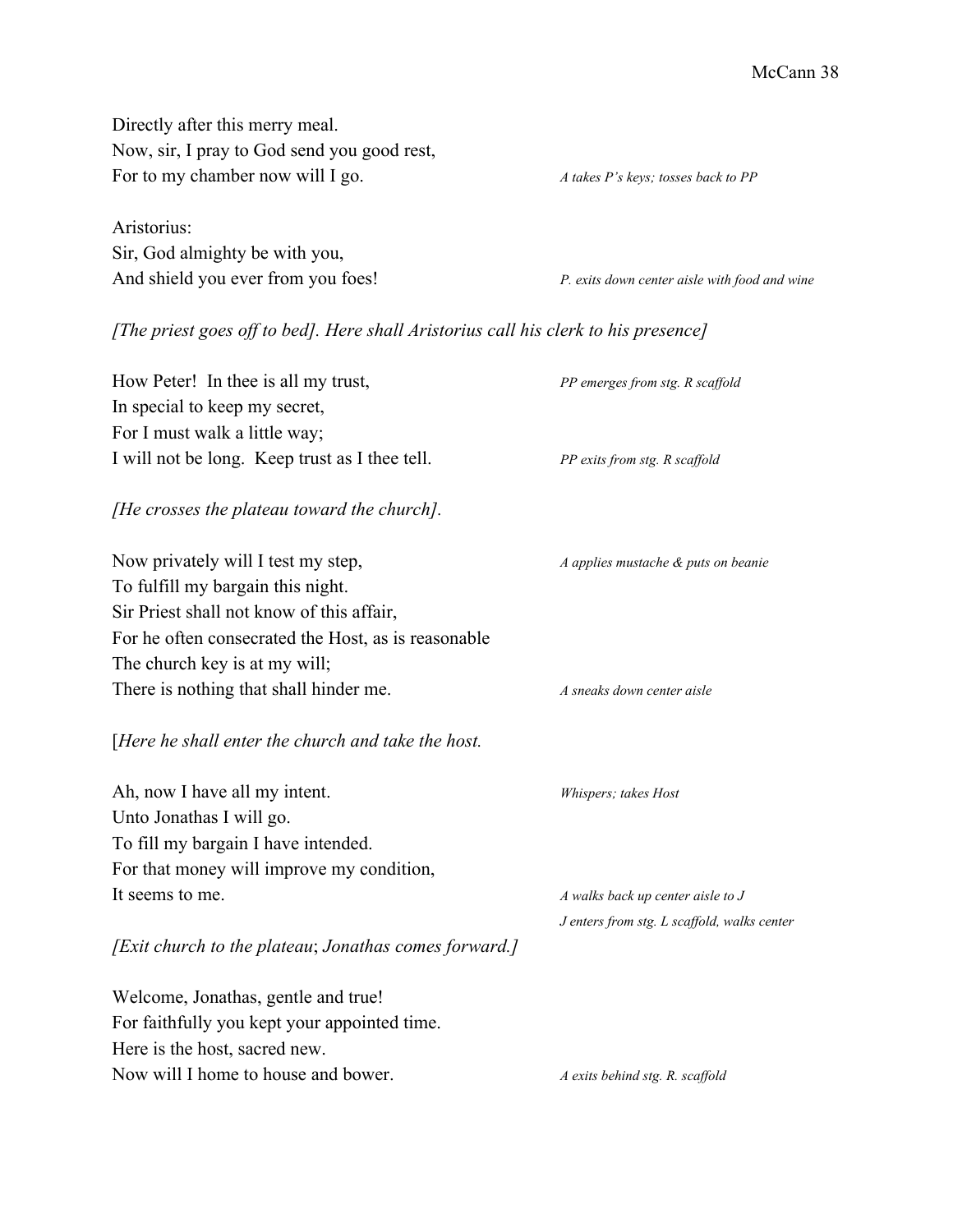Directly after this merry meal.
Now, sir, I pray to God send you good rest,
For to my chamber now will I go. *A takes P's keys; tosses back to PP*

Aristorius:
Sir, God almighty be with you,
And shield you ever from you foes! *P. exits down center aisle with food and wine*

*[The priest goes off to bed]. Here shall Aristorius call his clerk to his presence]*

How Peter! In thee is all my trust, *PP emerges from stg. R scaffold*
In special to keep my secret,
For I must walk a little way;
I will not be long. Keep trust as I thee tell. *PP exits from stg. R scaffold*

*[He crosses the plateau toward the church].*

Now privately will I test my step, *A applies mustache & puts on beanie*
To fulfill my bargain this night.
Sir Priest shall not know of this affair,
For he often consecrated the Host, as is reasonable
The church key is at my will;
There is nothing that shall hinder me. *A sneaks down center aisle*

[*Here he shall enter the church and take the host.*

Ah, now I have all my intent. *Whispers; takes Host*
Unto Jonathas I will go.
To fill my bargain I have intended.
For that money will improve my condition,
It seems to me. *A walks back up center aisle to J*
*J enters from stg. L scaffold, walks center*

*[Exit church to the plateau*; *Jonathas comes forward.]*

Welcome, Jonathas, gentle and true!
For faithfully you kept your appointed time.
Here is the host, sacred new.
Now will I home to house and bower. *A exits behind stg. R. scaffold*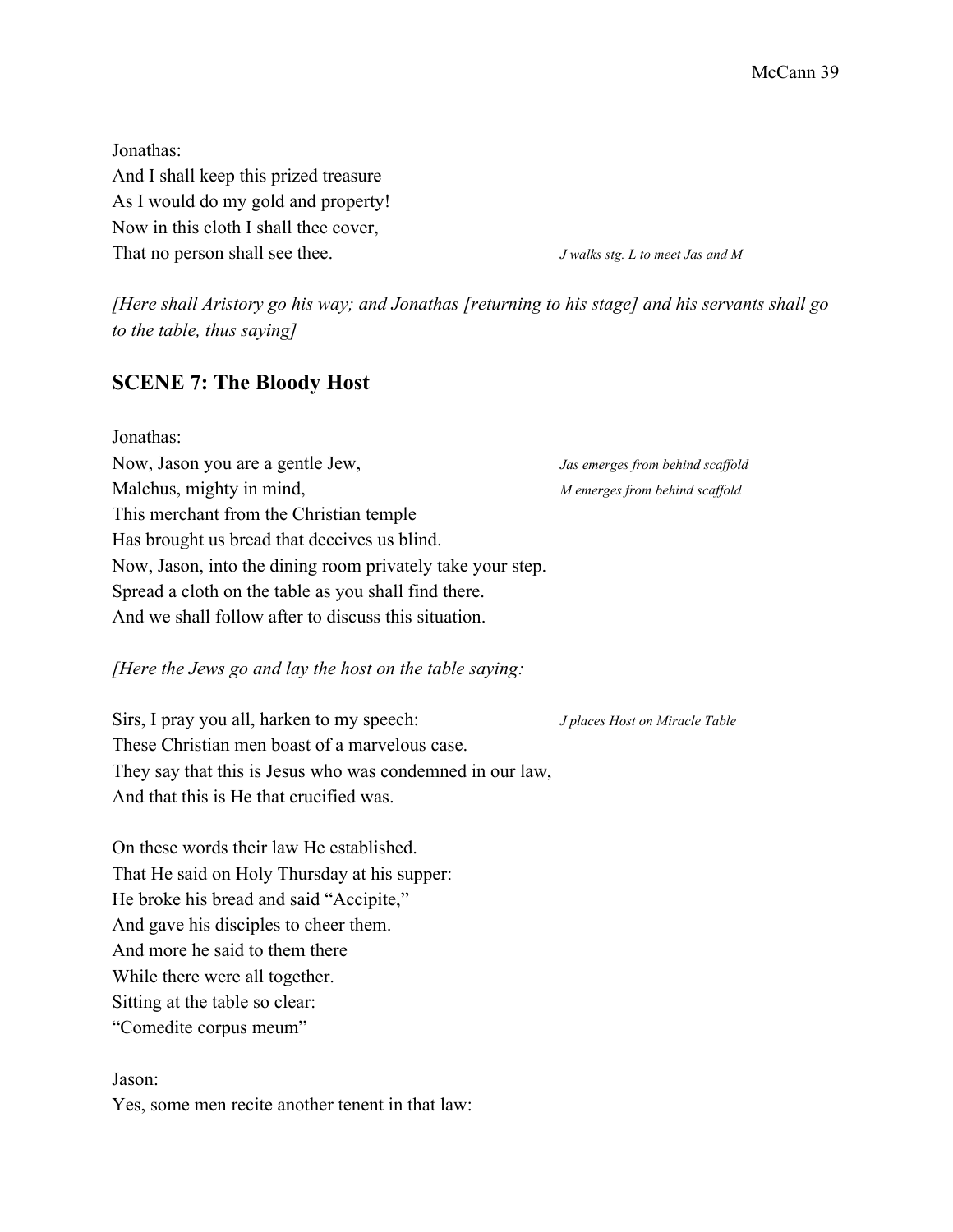Jonathas:
And I shall keep this prized treasure
As I would do my gold and property!
Now in this cloth I shall thee cover,
That no person shall see thee. *J walks stg. L to meet Jas and M*

*[Here shall Aristory go his way; and Jonathas [returning to his stage] and his servants shall go to the table, thus saying]*

## SCENE 7: The Bloody Host

Jonathas:
Now, Jason you are a gentle Jew, *Jas emerges from behind scaffold*
Malchus, mighty in mind, *M emerges from behind scaffold*
This merchant from the Christian temple
Has brought us bread that deceives us blind.
Now, Jason, into the dining room privately take your step.
Spread a cloth on the table as you shall find there.
And we shall follow after to discuss this situation.

*[Here the Jews go and lay the host on the table saying:*

Sirs, I pray you all, harken to my speech: *J places Host on Miracle Table*
These Christian men boast of a marvelous case.
They say that this is Jesus who was condemned in our law,
And that this is He that crucified was.

On these words their law He established.
That He said on Holy Thursday at his supper:
He broke his bread and said "Accipite,"
And gave his disciples to cheer them.
And more he said to them there
While there were all together.
Sitting at the table so clear:
"Comedite corpus meum"

Jason:
Yes, some men recite another tenent in that law: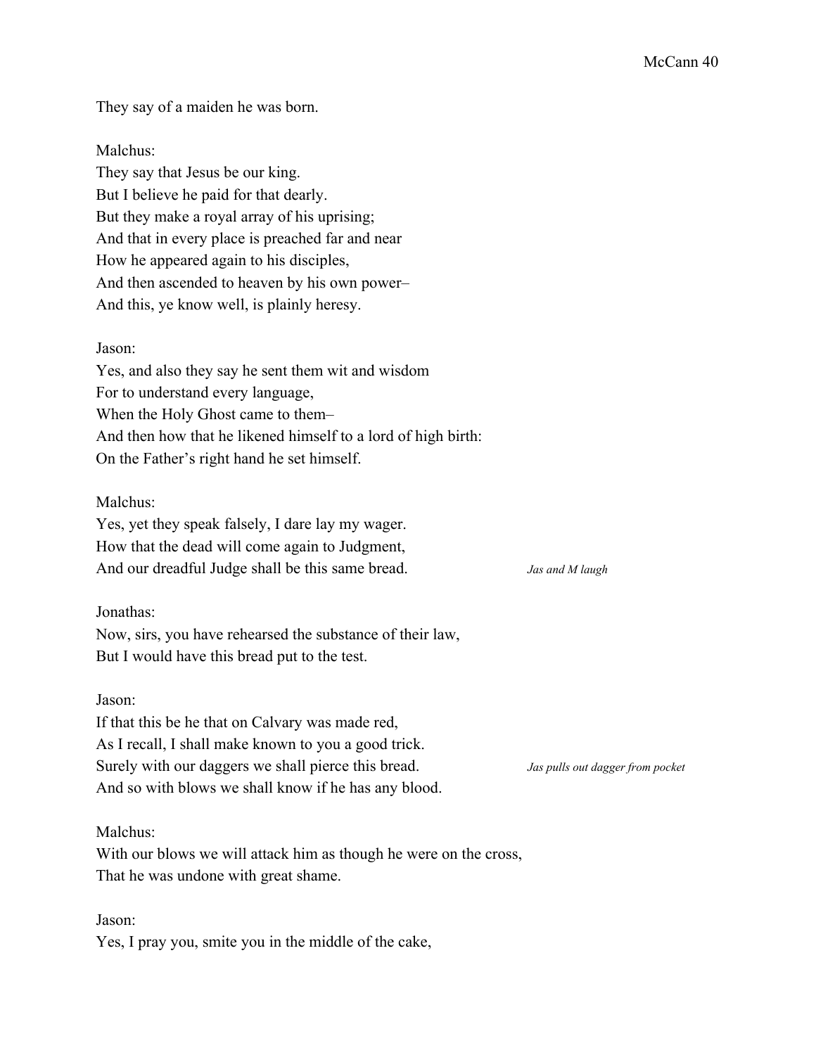They say of a maiden he was born.

Malchus:
They say that Jesus be our king.
But I believe he paid for that dearly.
But they make a royal array of his uprising;
And that in every place is preached far and near
How he appeared again to his disciples,
And then ascended to heaven by his own power–
And this, ye know well, is plainly heresy.

Jason:
Yes, and also they say he sent them wit and wisdom
For to understand every language,
When the Holy Ghost came to them–
And then how that he likened himself to a lord of high birth:
On the Father's right hand he set himself.

Malchus:
Yes, yet they speak falsely, I dare lay my wager.
How that the dead will come again to Judgment,
And our dreadful Judge shall be this same bread. *Jas and M laugh*

Jonathas:
Now, sirs, you have rehearsed the substance of their law,
But I would have this bread put to the test.

Jason:
If that this be he that on Calvary was made red,
As I recall, I shall make known to you a good trick.
Surely with our daggers we shall pierce this bread. *Jas pulls out dagger from pocket*
And so with blows we shall know if he has any blood.

Malchus:
With our blows we will attack him as though he were on the cross,
That he was undone with great shame.

Jason:
Yes, I pray you, smite you in the middle of the cake,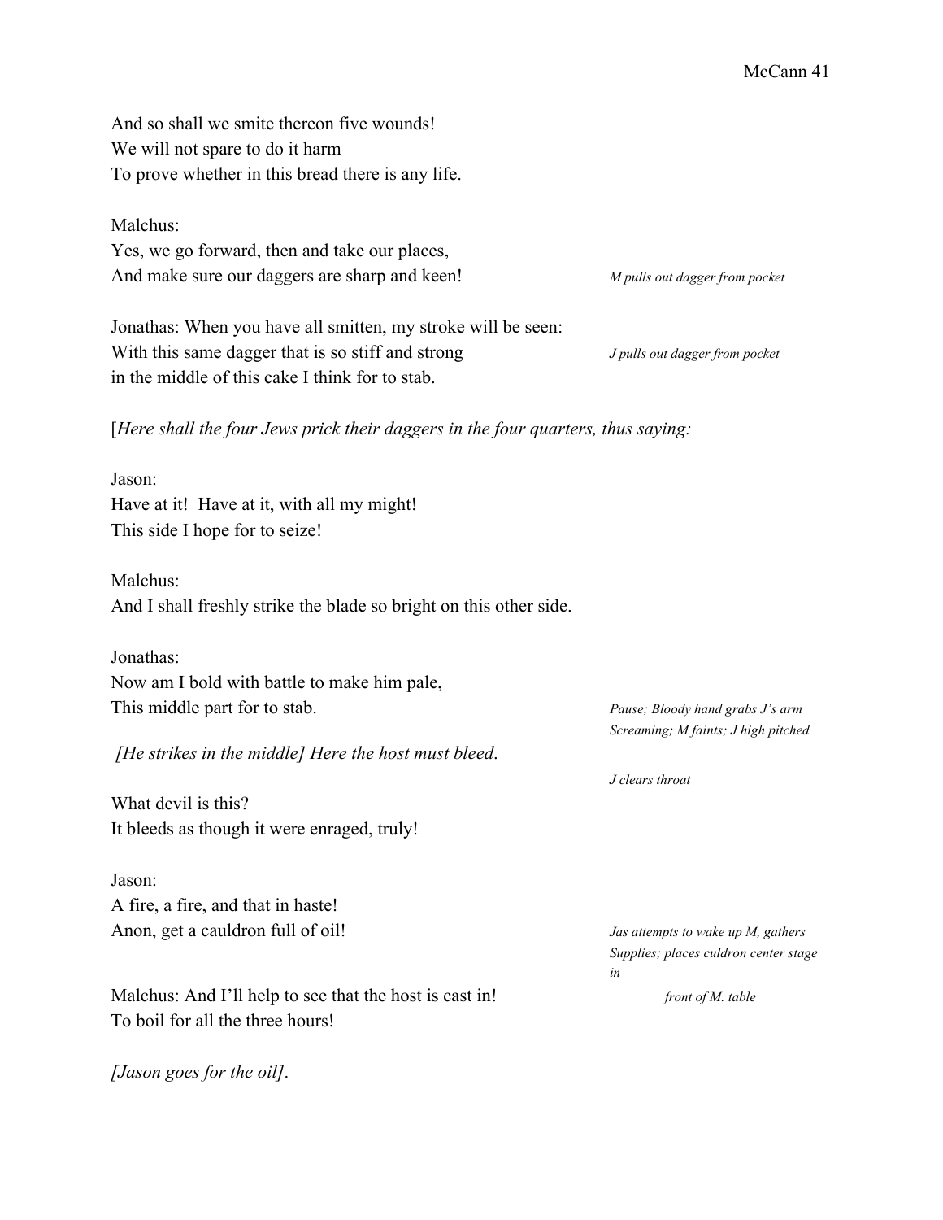And so shall we smite thereon five wounds!
We will not spare to do it harm
To prove whether in this bread there is any life.

Malchus:
Yes, we go forward, then and take our places,
And make sure our daggers are sharp and keen! *M pulls out dagger from pocket*

Jonathas: When you have all smitten, my stroke will be seen:
With this same dagger that is so stiff and strong *J pulls out dagger from pocket*
in the middle of this cake I think for to stab.

[*Here shall the four Jews prick their daggers in the four quarters, thus saying:*

Jason:
Have at it! Have at it, with all my might!
This side I hope for to seize!

Malchus:
And I shall freshly strike the blade so bright on this other side.

Jonathas:
Now am I bold with battle to make him pale,
This middle part for to stab. *Pause; Bloody hand grabs J's arm*
*Screaming; M faints; J high pitched*

*[He strikes in the middle] Here the host must bleed*.

*J clears throat*

What devil is this?
It bleeds as though it were enraged, truly!

Jason:
A fire, a fire, and that in haste!
Anon, get a cauldron full of oil! *Jas attempts to wake up M, gathers Supplies; places culdron center stage in front of M. table*

Malchus: And I'll help to see that the host is cast in!
To boil for all the three hours!

*[Jason goes for the oil]*.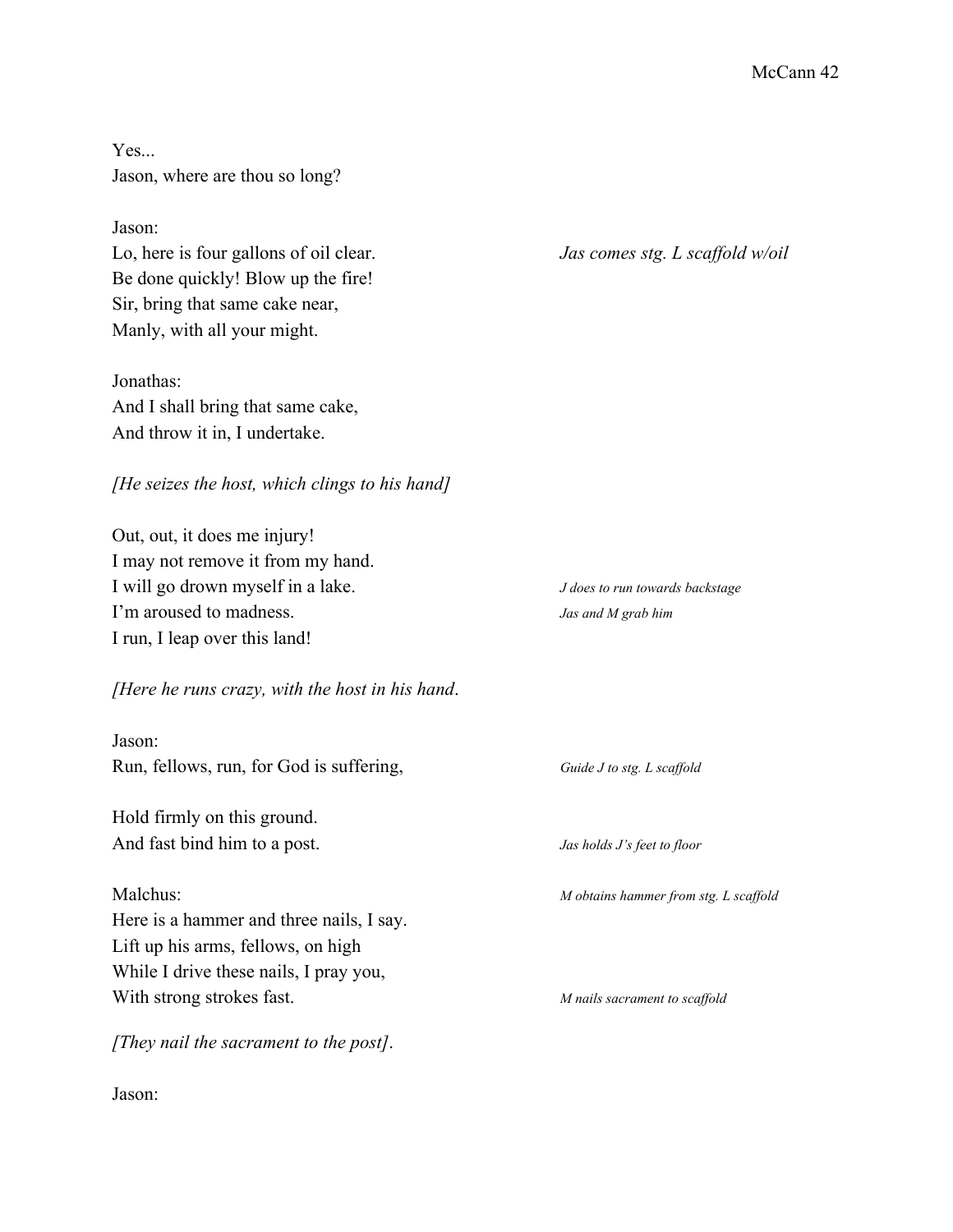Yes...
Jason, where are thou so long?

Jason:
Lo, here is four gallons of oil clear. *Jas comes stg. L scaffold w/oil*
Be done quickly! Blow up the fire!
Sir, bring that same cake near,
Manly, with all your might.

Jonathas:
And I shall bring that same cake,
And throw it in, I undertake.

*[He seizes the host, which clings to his hand]*

Out, out, it does me injury!
I may not remove it from my hand.
I will go drown myself in a lake. *J does to run towards backstage*
I'm aroused to madness. *Jas and M grab him*
I run, I leap over this land!

*[Here he runs crazy, with the host in his hand*.

Jason:
Run, fellows, run, for God is suffering, *Guide J to stg. L scaffold*

Hold firmly on this ground.
And fast bind him to a post. *Jas holds J's feet to floor*

Malchus: *M obtains hammer from stg. L scaffold*
Here is a hammer and three nails, I say.
Lift up his arms, fellows, on high
While I drive these nails, I pray you,
With strong strokes fast. *M nails sacrament to scaffold*

*[They nail the sacrament to the post]*.

Jason: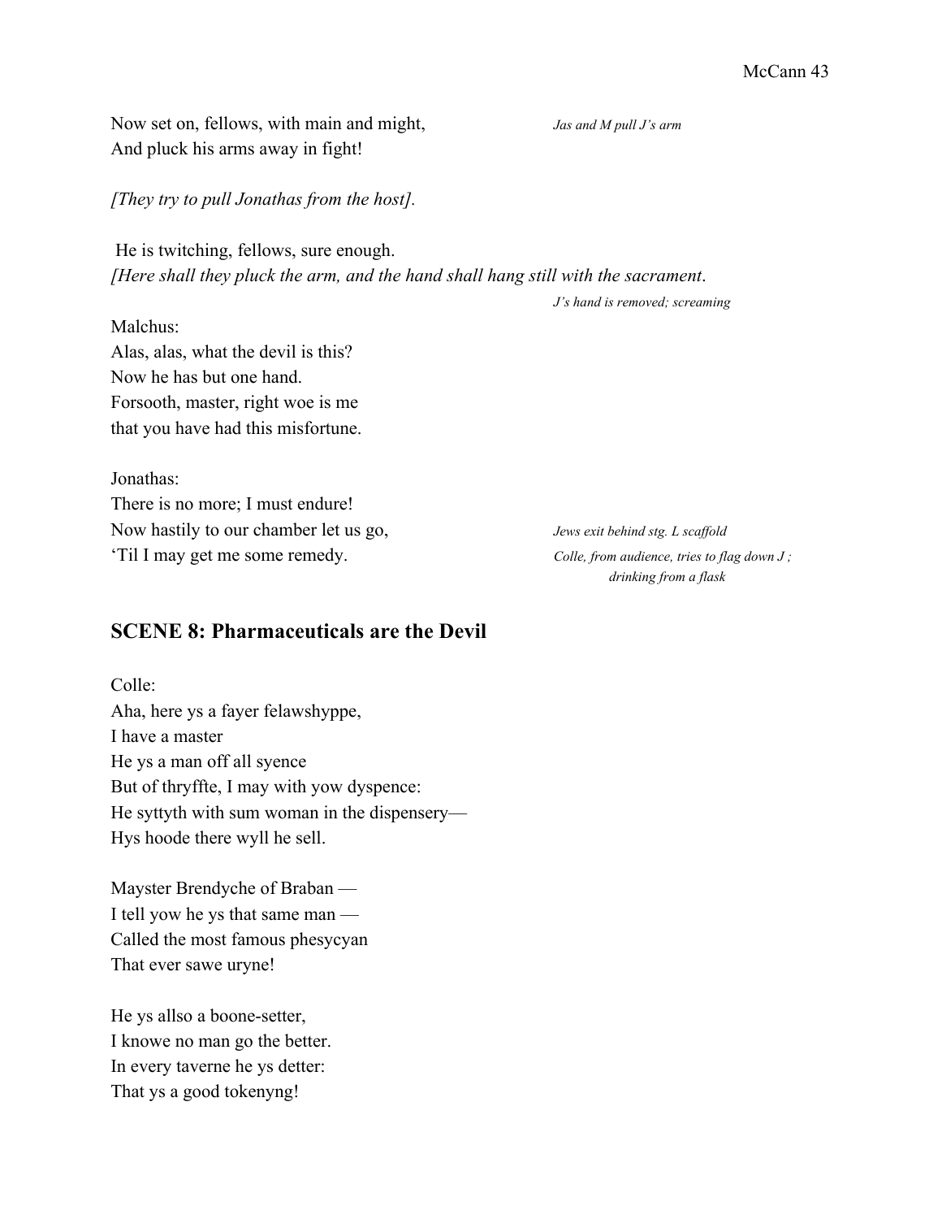Now set on, fellows, with main and might,
And pluck his arms away in fight!

*Jas and M pull J's arm*

*[They try to pull Jonathas from the host].*

He is twitching, fellows, sure enough.
*[Here shall they pluck the arm, and the hand shall hang still with the sacrament.*

*J's hand is removed; screaming*

Malchus:
Alas, alas, what the devil is this?
Now he has but one hand.
Forsooth, master, right woe is me
that you have had this misfortune.

Jonathas:
There is no more; I must endure!
Now hastily to our chamber let us go,
'Til I may get me some remedy.

*Jews exit behind stg. L scaffold*

*Colle, from audience, tries to flag down J ; drinking from a flask*

## SCENE 8: Pharmaceuticals are the Devil

Colle:
Aha, here ys a fayer felawshyppe,
I have a master
He ys a man off all syence
But of thryffte, I may with yow dyspence:
He syttyth with sum woman in the dispensery—
Hys hoode there wyll he sell.

Mayster Brendyche of Braban —
I tell yow he ys that same man —
Called the most famous phesycyan
That ever sawe uryne!

He ys allso a boone-setter,
I knowe no man go the better.
In every taverne he ys detter:
That ys a good tokenyng!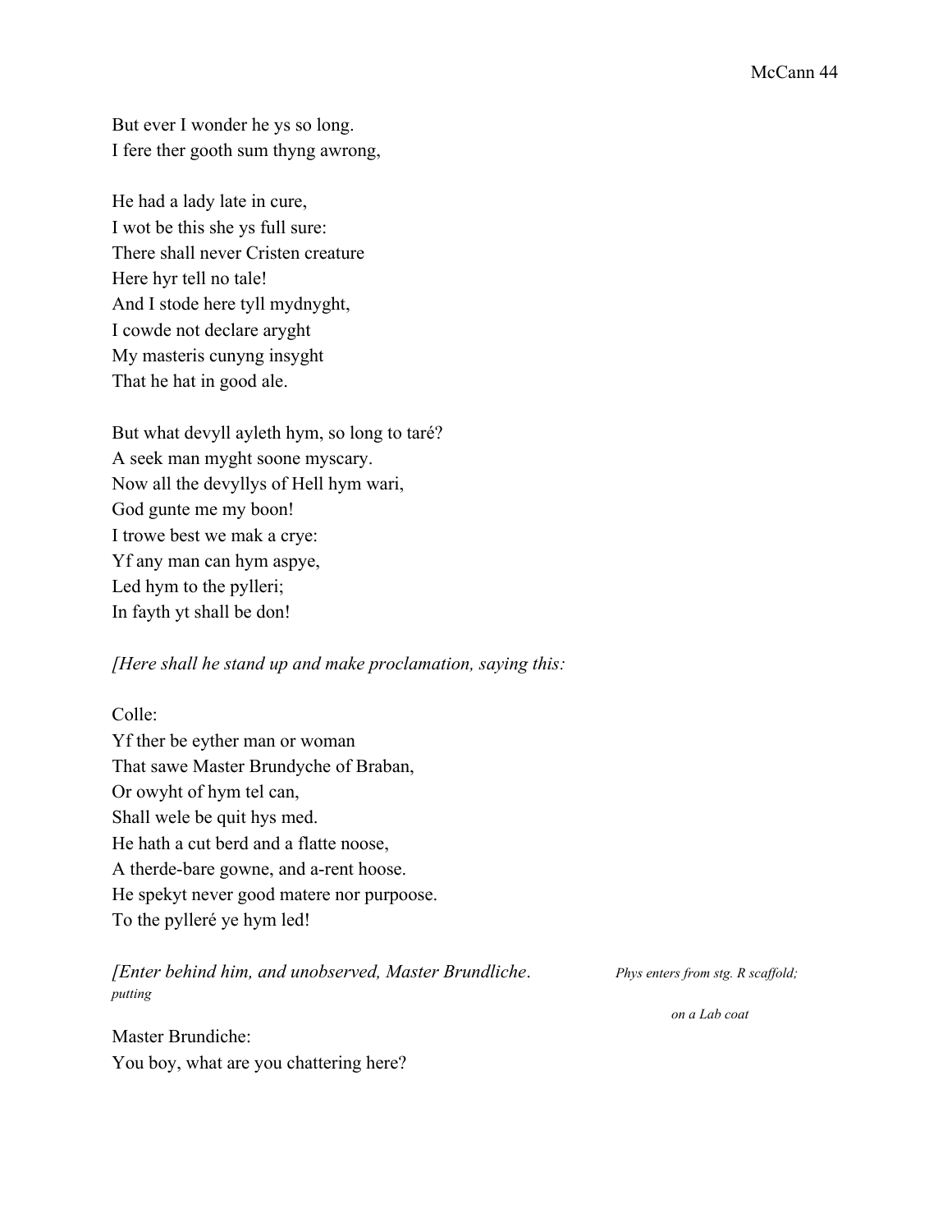But ever I wonder he ys so long.
I fere ther gooth sum thyng awrong,

He had a lady late in cure,
I wot be this she ys full sure:
There shall never Cristen creature
Here hyr tell no tale!
And I stode here tyll mydnyght,
I cowde not declare aryght
My masteris cunyng insyght
That he hat in good ale.

But what devyll ayleth hym, so long to taré?
A seek man myght soone myscary.
Now all the devyllys of Hell hym wari,
God gunte me my boon!
I trowe best we mak a crye:
Yf any man can hym aspye,
Led hym to the pylleri;
In fayth yt shall be don!

*[Here shall he stand up and make proclamation, saying this:*

Colle:
Yf ther be eyther man or woman
That sawe Master Brundyche of Braban,
Or owyht of hym tel can,
Shall wele be quit hys med.
He hath a cut berd and a flatte noose,
A therde-bare gowne, and a-rent hoose.
He spekyt never good matere nor purpoose.
To the pylleré ye hym led!

*[Enter behind him, and unobserved, Master Brundliche.* *Phys enters from stg. R scaffold; putting on a Lab coat*

Master Brundiche:
You boy, what are you chattering here?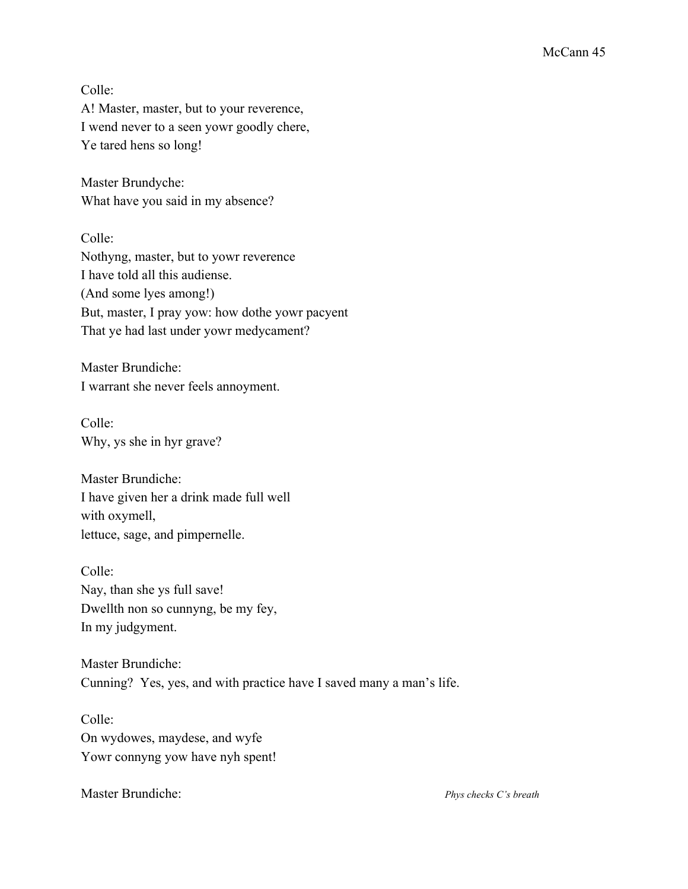Colle:
A! Master, master, but to your reverence,
I wend never to a seen yowr goodly chere,
Ye tared hens so long!

Master Brundyche:
What have you said in my absence?

Colle:
Nothyng, master, but to yowr reverence
I have told all this audiense.
(And some lyes among!)
But, master, I pray yow: how dothe yowr pacyent
That ye had last under yowr medycament?

Master Brundiche:
I warrant she never feels annoyment.

Colle:
Why, ys she in hyr grave?

Master Brundiche:
I have given her a drink made full well
with oxymell,
lettuce, sage, and pimpernelle.

Colle:
Nay, than she ys full save!
Dwellth non so cunnyng, be my fey,
In my judgyment.

Master Brundiche:
Cunning? Yes, yes, and with practice have I saved many a man's life.

Colle:
On wydowes, maydese, and wyfe
Yowr connyng yow have nyh spent!

Master Brundiche: *Phys checks C's breath*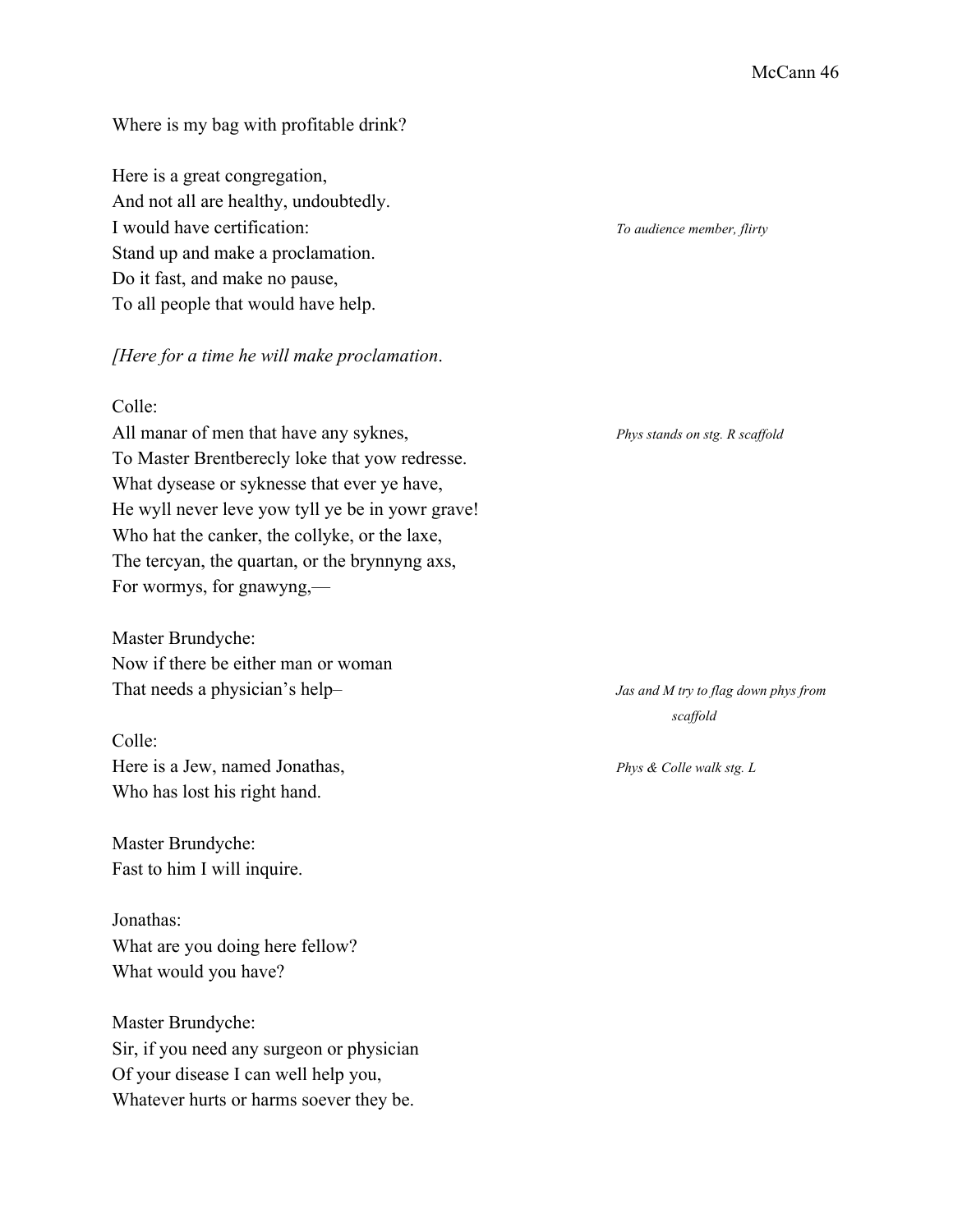Where is my bag with profitable drink?

Here is a great congregation,
And not all are healthy, undoubtedly.
I would have certification: *To audience member, flirty*
Stand up and make a proclamation.
Do it fast, and make no pause,
To all people that would have help.

*[Here for a time he will make proclamation*.

Colle:
All manar of men that have any syknes, *Phys stands on stg. R scaffold*
To Master Brentberecly loke that yow redresse.
What dysease or syknesse that ever ye have,
He wyll never leve yow tyll ye be in yowr grave!
Who hat the canker, the collyke, or the laxe,
The tercyan, the quartan, or the brynnyng axs,
For wormys, for gnawyng,—

Master Brundyche:
Now if there be either man or woman
That needs a physician's help– *Jas and M try to flag down phys from scaffold*

Colle:
Here is a Jew, named Jonathas, *Phys & Colle walk stg. L*
Who has lost his right hand.

Master Brundyche:
Fast to him I will inquire.

Jonathas:
What are you doing here fellow?
What would you have?

Master Brundyche:
Sir, if you need any surgeon or physician
Of your disease I can well help you,
Whatever hurts or harms soever they be.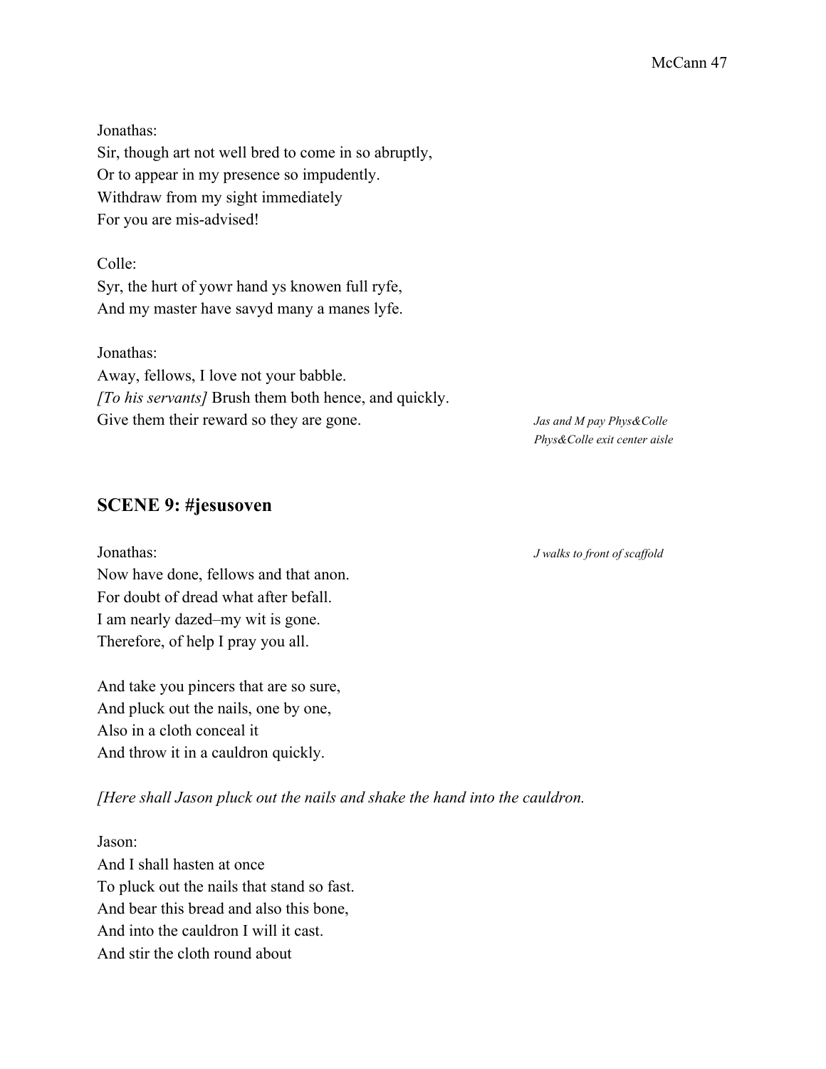Jonathas:
Sir, though art not well bred to come in so abruptly,
Or to appear in my presence so impudently.
Withdraw from my sight immediately
For you are mis-advised!

Colle:
Syr, the hurt of yowr hand ys knowen full ryfe,
And my master have savyd many a manes lyfe.

Jonathas:
Away, fellows, I love not your babble.
*[To his servants]* Brush them both hence, and quickly.
Give them their reward so they are gone.

*Jas and M pay Phys&Colle*
*Phys&Colle exit center aisle*

## SCENE 9: #jesusoven

*J walks to front of scaffold*

Jonathas:
Now have done, fellows and that anon.
For doubt of dread what after befall.
I am nearly dazed–my wit is gone.
Therefore, of help I pray you all.

And take you pincers that are so sure,
And pluck out the nails, one by one,
Also in a cloth conceal it
And throw it in a cauldron quickly.

*[Here shall Jason pluck out the nails and shake the hand into the cauldron.*

Jason:
And I shall hasten at once
To pluck out the nails that stand so fast.
And bear this bread and also this bone,
And into the cauldron I will it cast.
And stir the cloth round about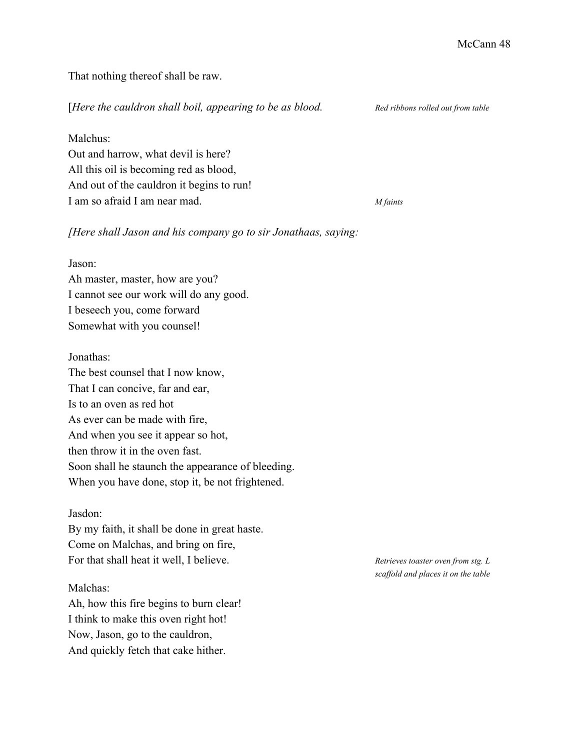That nothing thereof shall be raw.

[*Here the cauldron shall boil, appearing to be as blood.* *Red ribbons rolled out from table*

Malchus:
Out and harrow, what devil is here?
All this oil is becoming red as blood,
And out of the cauldron it begins to run!
I am so afraid I am near mad. *M faints*

*[Here shall Jason and his company go to sir Jonathaas, saying:*

Jason:
Ah master, master, how are you?
I cannot see our work will do any good.
I beseech you, come forward
Somewhat with you counsel!

Jonathas:
The best counsel that I now know,
That I can concive, far and ear,
Is to an oven as red hot
As ever can be made with fire,
And when you see it appear so hot,
then throw it in the oven fast.
Soon shall he staunch the appearance of bleeding.
When you have done, stop it, be not frightened.

Jasdon:
By my faith, it shall be done in great haste.
Come on Malchas, and bring on fire,
For that shall heat it well, I believe. *Retrieves toaster oven from stg. L scaffold and places it on the table*

Malchas:
Ah, how this fire begins to burn clear!
I think to make this oven right hot!
Now, Jason, go to the cauldron,
And quickly fetch that cake hither.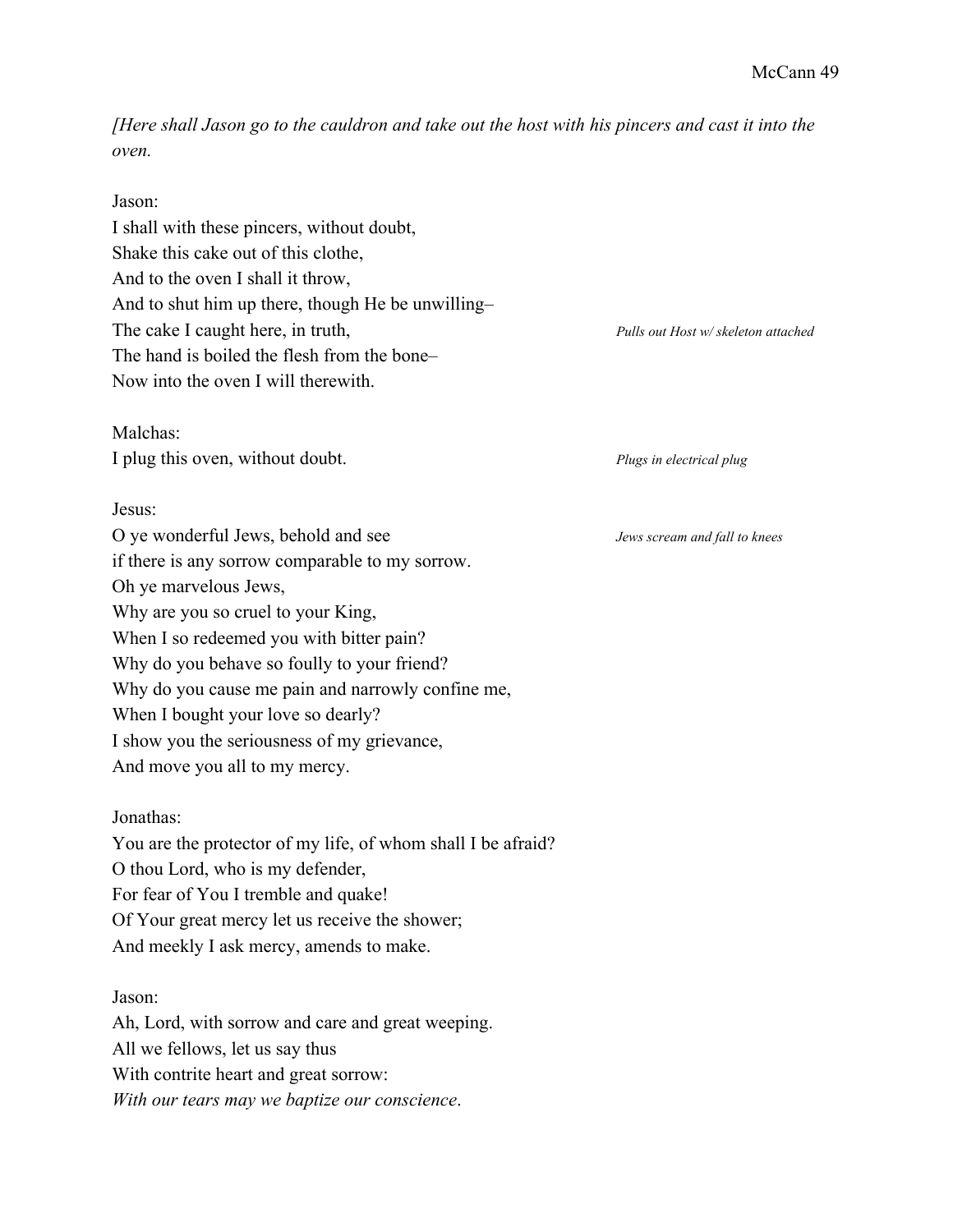*[Here shall Jason go to the cauldron and take out the host with his pincers and cast it into the oven.*

Jason:
I shall with these pincers, without doubt,
Shake this cake out of this clothe,
And to the oven I shall it throw,
And to shut him up there, though He be unwilling–
The cake I caught here, in truth, *Pulls out Host w/ skeleton attached*
The hand is boiled the flesh from the bone–
Now into the oven I will therewith.

Malchas:
I plug this oven, without doubt. *Plugs in electrical plug*

Jesus:
O ye wonderful Jews, behold and see *Jews scream and fall to knees*
if there is any sorrow comparable to my sorrow.
Oh ye marvelous Jews,
Why are you so cruel to your King,
When I so redeemed you with bitter pain?
Why do you behave so foully to your friend?
Why do you cause me pain and narrowly confine me,
When I bought your love so dearly?
I show you the seriousness of my grievance,
And move you all to my mercy.

Jonathas:
You are the protector of my life, of whom shall I be afraid?
O thou Lord, who is my defender,
For fear of You I tremble and quake!
Of Your great mercy let us receive the shower;
And meekly I ask mercy, amends to make.

Jason:
Ah, Lord, with sorrow and care and great weeping.
All we fellows, let us say thus
With contrite heart and great sorrow:
*With our tears may we baptize our conscience*.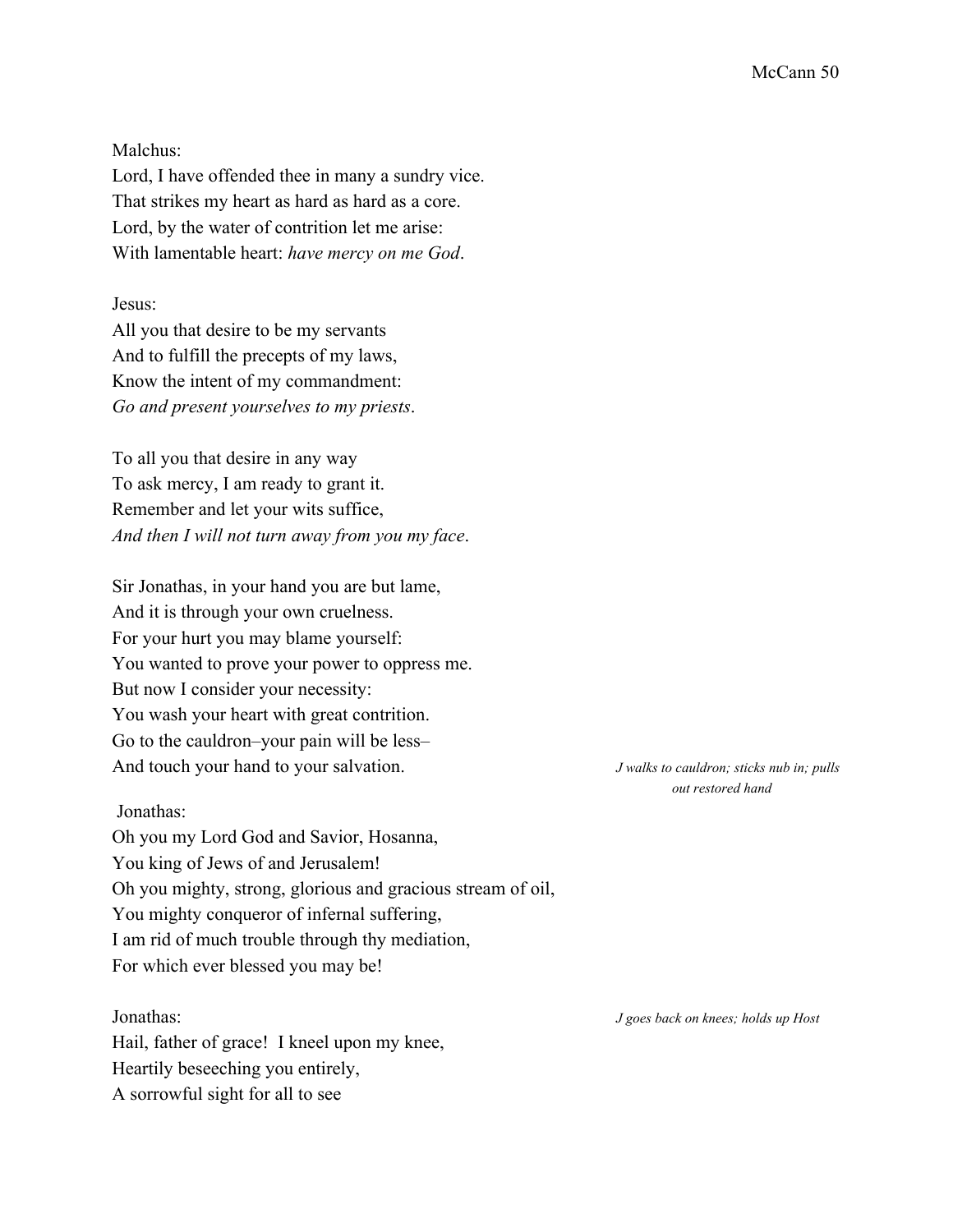Malchus:
Lord, I have offended thee in many a sundry vice.
That strikes my heart as hard as hard as a core.
Lord, by the water of contrition let me arise:
With lamentable heart: *have mercy on me God*.

Jesus:
All you that desire to be my servants
And to fulfill the precepts of my laws,
Know the intent of my commandment:
*Go and present yourselves to my priests*.

To all you that desire in any way
To ask mercy, I am ready to grant it.
Remember and let your wits suffice,
*And then I will not turn away from you my face*.

Sir Jonathas, in your hand you are but lame,
And it is through your own cruelness.
For your hurt you may blame yourself:
You wanted to prove your power to oppress me.
But now I consider your necessity:
You wash your heart with great contrition.
Go to the cauldron–your pain will be less–
And touch your hand to your salvation.

*J walks to cauldron; sticks nub in; pulls out restored hand*

Jonathas:
Oh you my Lord God and Savior, Hosanna,
You king of Jews of and Jerusalem!
Oh you mighty, strong, glorious and gracious stream of oil,
You mighty conqueror of infernal suffering,
I am rid of much trouble through thy mediation,
For which ever blessed you may be!

Jonathas:

*J goes back on knees; holds up Host*

Hail, father of grace! I kneel upon my knee,
Heartily beseeching you entirely,
A sorrowful sight for all to see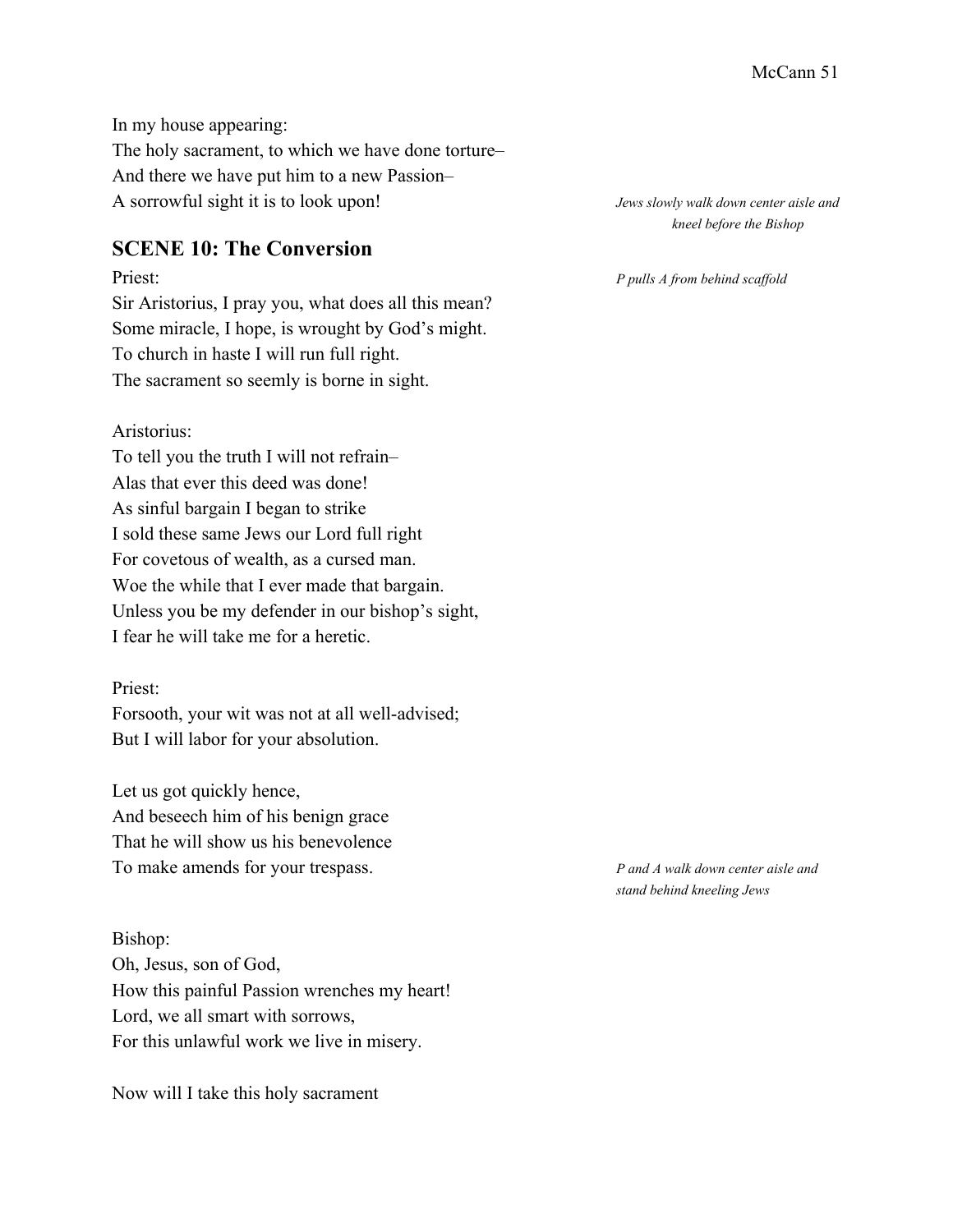In my house appearing:
The holy sacrament, to which we have done torture–
And there we have put him to a new Passion–
A sorrowful sight it is to look upon!

*Jews slowly walk down center aisle and kneel before the Bishop*

## SCENE 10: The Conversion

Priest:

*P pulls A from behind scaffold*

Sir Aristorius, I pray you, what does all this mean?
Some miracle, I hope, is wrought by God's might.
To church in haste I will run full right.
The sacrament so seemly is borne in sight.

Aristorius:
To tell you the truth I will not refrain–
Alas that ever this deed was done!
As sinful bargain I began to strike
I sold these same Jews our Lord full right
For covetous of wealth, as a cursed man.
Woe the while that I ever made that bargain.
Unless you be my defender in our bishop's sight,
I fear he will take me for a heretic.

Priest:
Forsooth, your wit was not at all well-advised;
But I will labor for your absolution.

Let us got quickly hence,
And beseech him of his benign grace
That he will show us his benevolence
To make amends for your trespass.

*P and A walk down center aisle and stand behind kneeling Jews*

Bishop:
Oh, Jesus, son of God,
How this painful Passion wrenches my heart!
Lord, we all smart with sorrows,
For this unlawful work we live in misery.

Now will I take this holy sacrament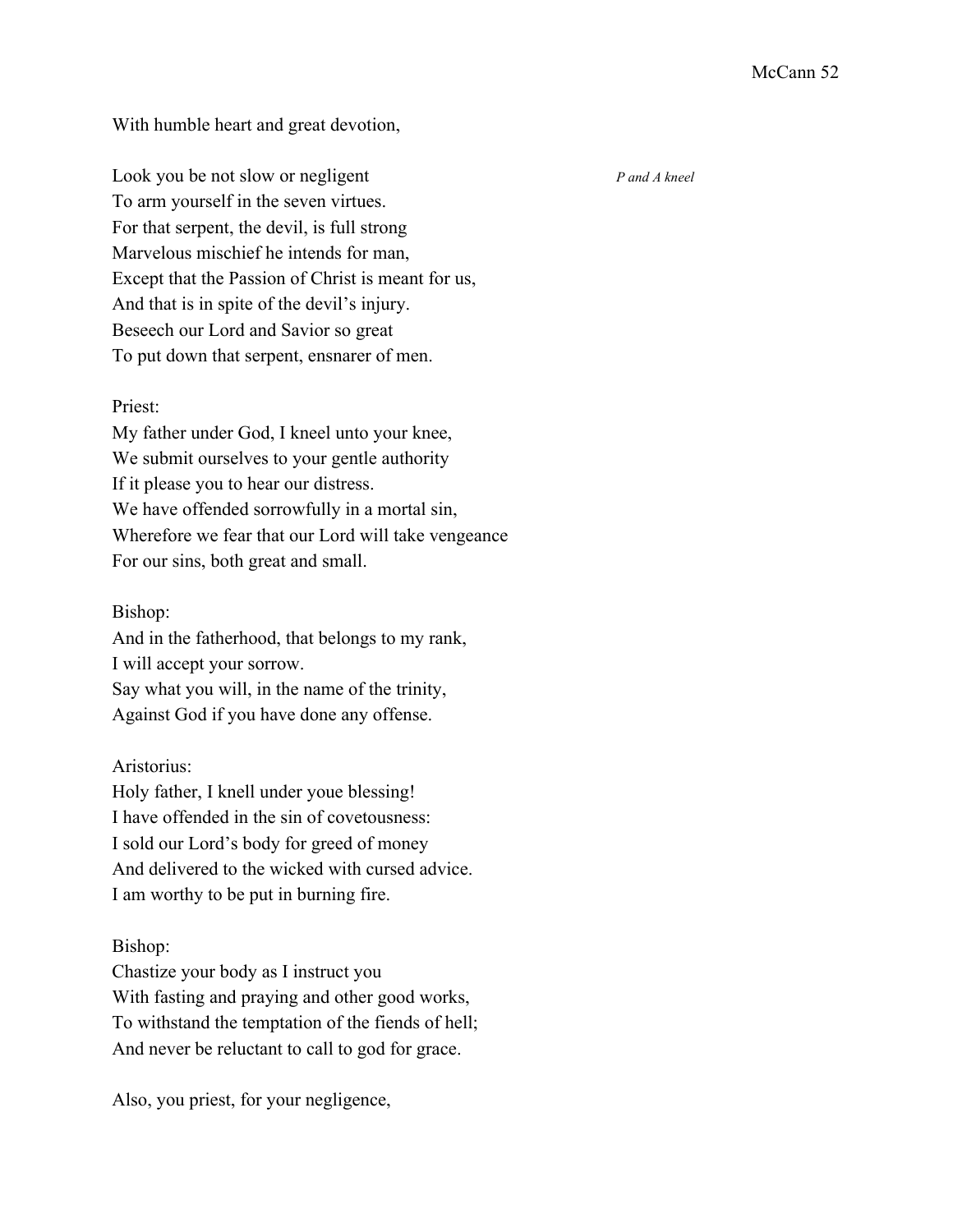With humble heart and great devotion,

Look you be not slow or negligent *P and A kneel*
To arm yourself in the seven virtues.
For that serpent, the devil, is full strong
Marvelous mischief he intends for man,
Except that the Passion of Christ is meant for us,
And that is in spite of the devil's injury.
Beseech our Lord and Savior so great
To put down that serpent, ensnarer of men.

Priest:
My father under God, I kneel unto your knee,
We submit ourselves to your gentle authority
If it please you to hear our distress.
We have offended sorrowfully in a mortal sin,
Wherefore we fear that our Lord will take vengeance
For our sins, both great and small.

Bishop:
And in the fatherhood, that belongs to my rank,
I will accept your sorrow.
Say what you will, in the name of the trinity,
Against God if you have done any offense.

Aristorius:
Holy father, I knell under youe blessing!
I have offended in the sin of covetousness:
I sold our Lord's body for greed of money
And delivered to the wicked with cursed advice.
I am worthy to be put in burning fire.

Bishop:
Chastize your body as I instruct you
With fasting and praying and other good works,
To withstand the temptation of the fiends of hell;
And never be reluctant to call to god for grace.

Also, you priest, for your negligence,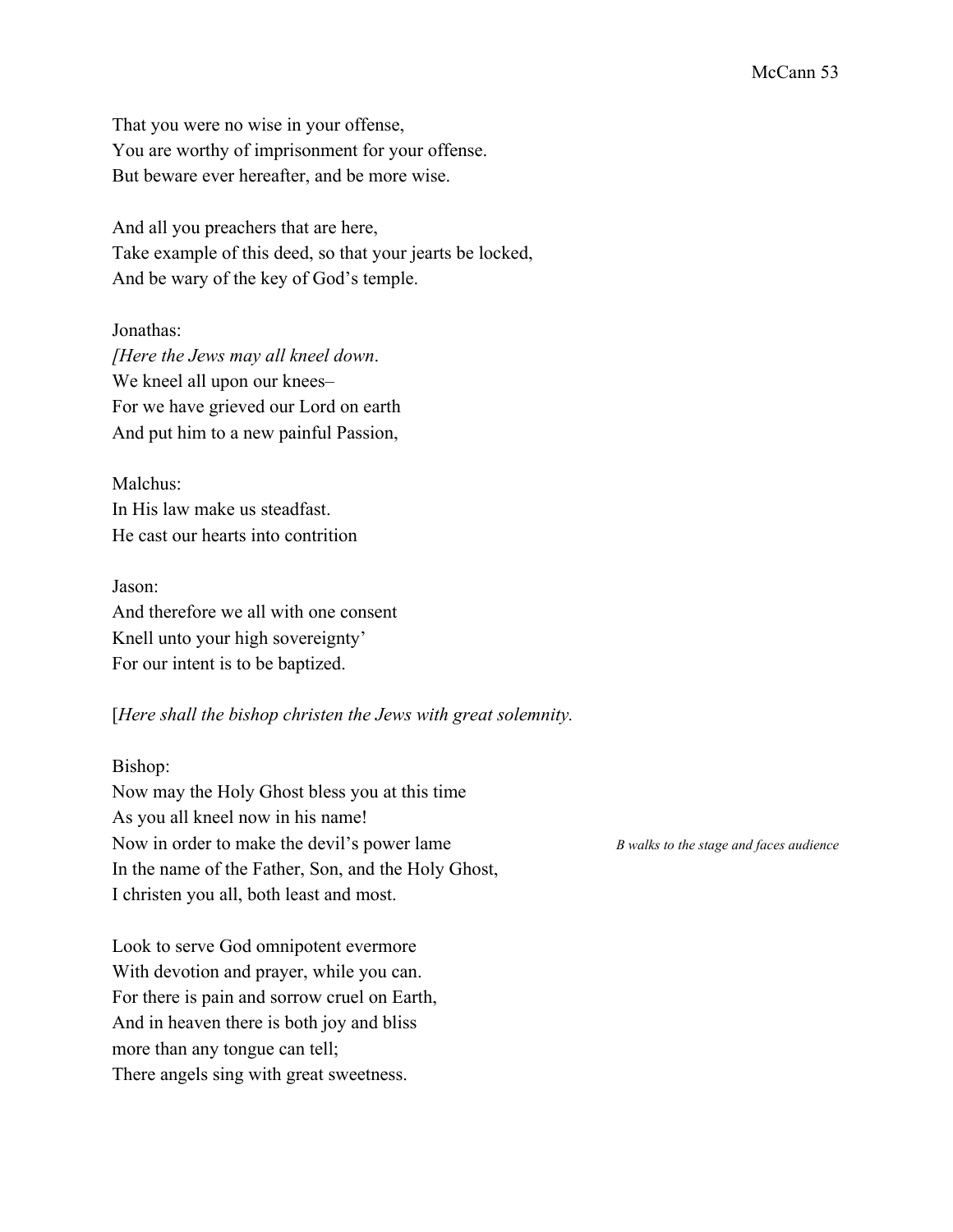That you were no wise in your offense,
You are worthy of imprisonment for your offense.
But beware ever hereafter, and be more wise.

And all you preachers that are here,
Take example of this deed, so that your jearts be locked,
And be wary of the key of God's temple.

Jonathas:
*[Here the Jews may all kneel down*.
We kneel all upon our knees–
For we have grieved our Lord on earth
And put him to a new painful Passion,

Malchus:
In His law make us steadfast.
He cast our hearts into contrition

Jason:
And therefore we all with one consent
Knell unto your high sovereignty'
For our intent is to be baptized.

[*Here shall the bishop christen the Jews with great solemnity.*

Bishop:
Now may the Holy Ghost bless you at this time
As you all kneel now in his name!
Now in order to make the devil's power lame — *B walks to the stage and faces audience*
In the name of the Father, Son, and the Holy Ghost,
I christen you all, both least and most.

Look to serve God omnipotent evermore
With devotion and prayer, while you can.
For there is pain and sorrow cruel on Earth,
And in heaven there is both joy and bliss
more than any tongue can tell;
There angels sing with great sweetness.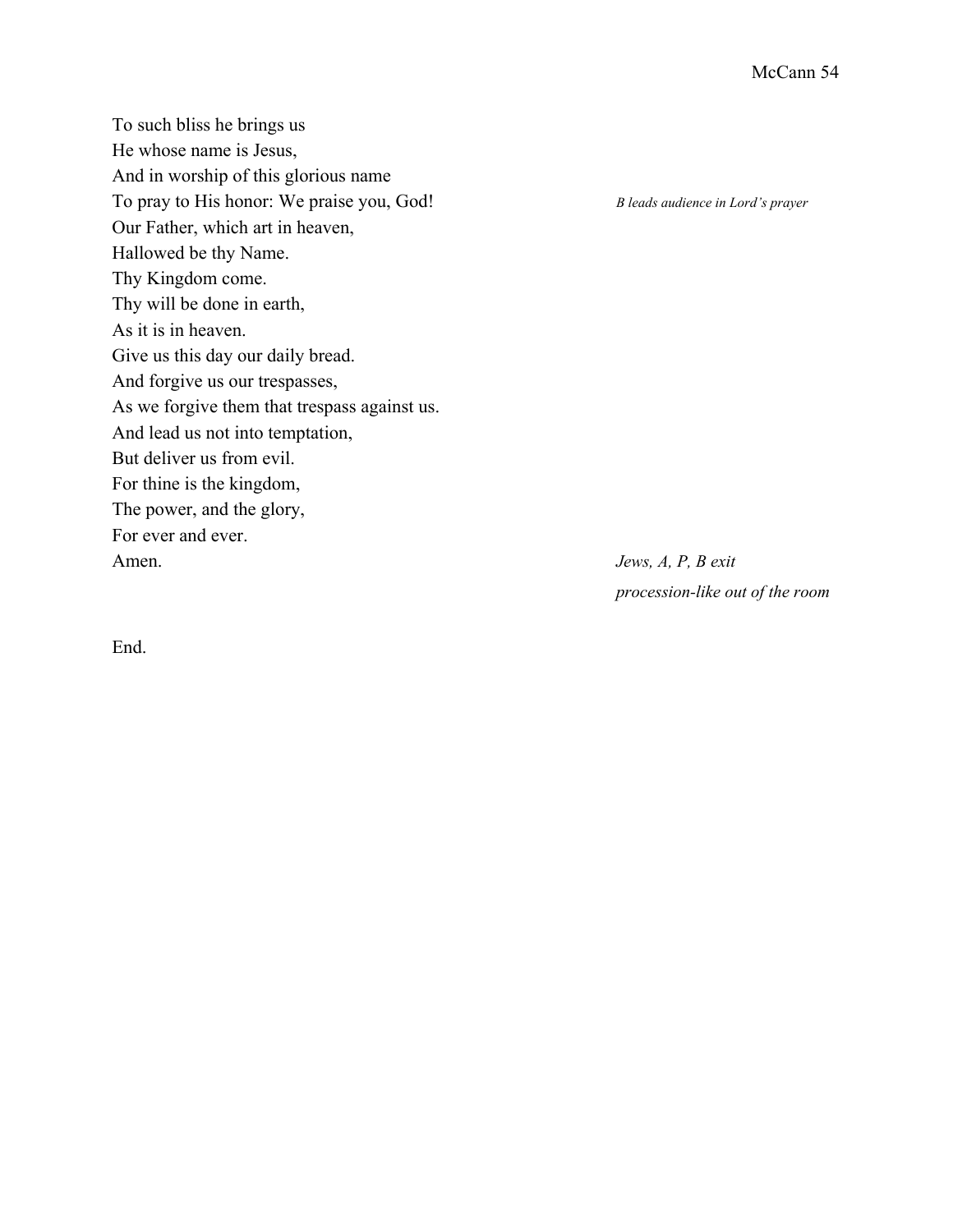To such bliss he brings us  
He whose name is Jesus,  
And in worship of this glorious name  
To pray to His honor: We praise you, God! *B leads audience in Lord's prayer*  
Our Father, which art in heaven,  
Hallowed be thy Name.  
Thy Kingdom come.  
Thy will be done in earth,  
As it is in heaven.  
Give us this day our daily bread.  
And forgive us our trespasses,  
As we forgive them that trespass against us.  
And lead us not into temptation,  
But deliver us from evil.  
For thine is the kingdom,  
The power, and the glory,  
For ever and ever.  
Amen. *Jews, A, P, B exit procession-like out of the room*

End.